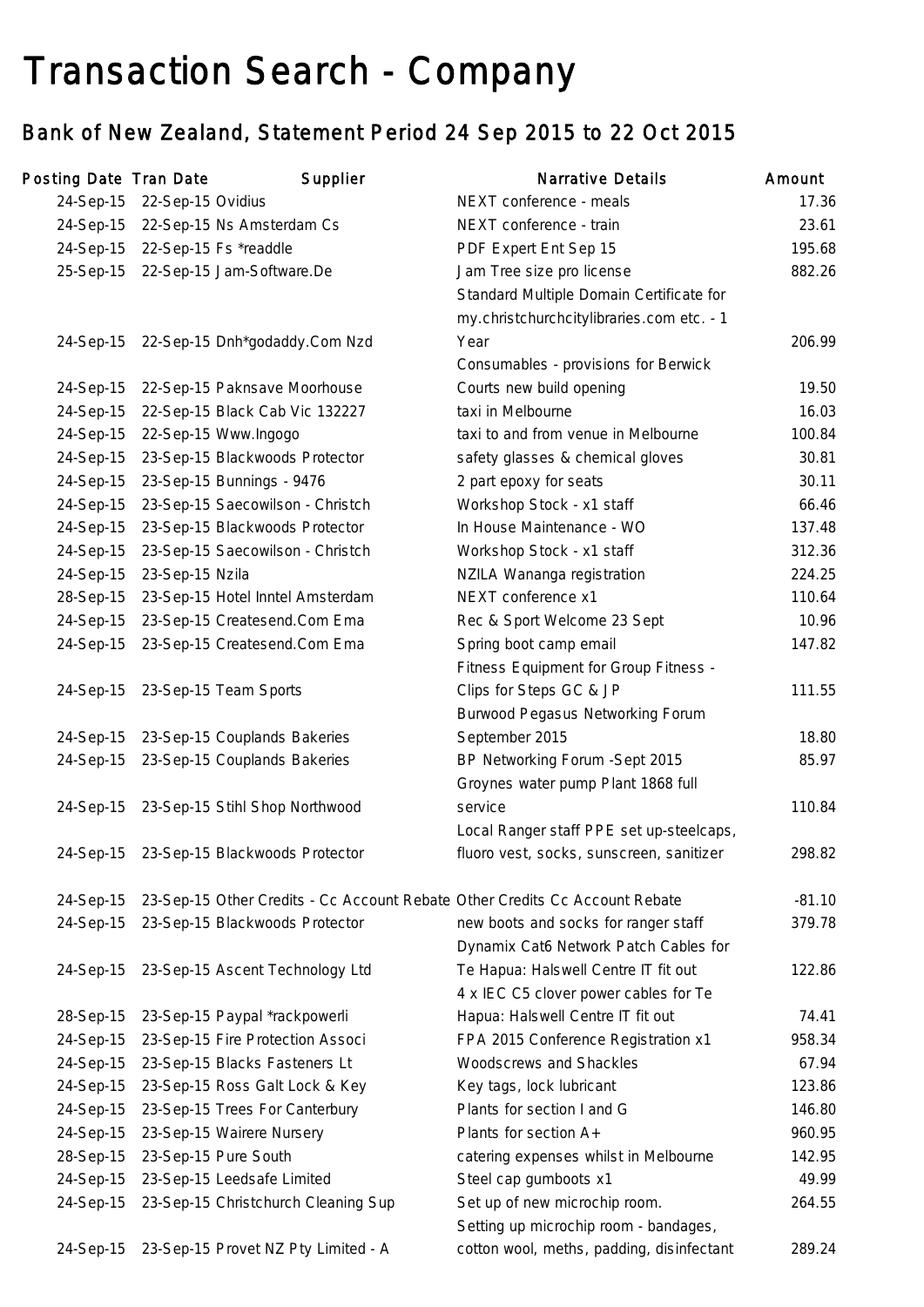# Transaction Search - Company

## Bank of New Zealand, Statement Period 24 Sep 2015 to 22 Oct 2015

| Posting Date | Tran Date | Supplier | Narrative Details | Amount |
|---|---|---|---|---|
| 24-Sep-15 | 22-Sep-15 | Ovidius | NEXT conference - meals | 17.36 |
| 24-Sep-15 | 22-Sep-15 | Ns Amsterdam Cs | NEXT conference - train | 23.61 |
| 24-Sep-15 | 22-Sep-15 | Fs *readdle | PDF Expert Ent Sep 15 | 195.68 |
| 25-Sep-15 | 22-Sep-15 | Jam-Software.De | Jam Tree size pro license | 882.26 |
| 24-Sep-15 | 22-Sep-15 | Dnh*godaddy.Com Nzd | Standard Multiple Domain Certificate for my.christchurchcitylibraries.com etc. - 1 Year | 206.99 |
| 24-Sep-15 | 22-Sep-15 | Paknsave Moorhouse | Consumables - provisions for Berwick Courts new build opening | 19.50 |
| 24-Sep-15 | 22-Sep-15 | Black Cab Vic 132227 | taxi in Melbourne | 16.03 |
| 24-Sep-15 | 22-Sep-15 | Www.Ingogo | taxi to and from venue in Melbourne | 100.84 |
| 24-Sep-15 | 23-Sep-15 | Blackwoods Protector | safety glasses & chemical gloves | 30.81 |
| 24-Sep-15 | 23-Sep-15 | Bunnings - 9476 | 2 part epoxy for seats | 30.11 |
| 24-Sep-15 | 23-Sep-15 | Saecowilson - Christch | Workshop Stock - x1 staff | 66.46 |
| 24-Sep-15 | 23-Sep-15 | Blackwoods Protector | In House Maintenance - WO | 137.48 |
| 24-Sep-15 | 23-Sep-15 | Saecowilson - Christch | Workshop Stock - x1 staff | 312.36 |
| 24-Sep-15 | 23-Sep-15 | Nzila | NZILA Wananga registration | 224.25 |
| 28-Sep-15 | 23-Sep-15 | Hotel Inntel Amsterdam | NEXT conference x1 | 110.64 |
| 24-Sep-15 | 23-Sep-15 | Createsend.Com Ema | Rec & Sport Welcome 23 Sept | 10.96 |
| 24-Sep-15 | 23-Sep-15 | Createsend.Com Ema | Spring boot camp email | 147.82 |
| 24-Sep-15 | 23-Sep-15 | Team Sports | Fitness Equipment for Group Fitness - Clips for Steps GC & JP | 111.55 |
| 24-Sep-15 | 23-Sep-15 | Couplands Bakeries | Burwood Pegasus Networking Forum September 2015 | 18.80 |
| 24-Sep-15 | 23-Sep-15 | Couplands Bakeries | BP Networking Forum -Sept 2015 | 85.97 |
| 24-Sep-15 | 23-Sep-15 | Stihl Shop Northwood | Groynes water pump Plant 1868 full service | 110.84 |
| 24-Sep-15 | 23-Sep-15 | Blackwoods Protector | Local Ranger staff PPE set up-steelcaps, fluoro vest, socks, sunscreen, sanitizer | 298.82 |
| 24-Sep-15 | 23-Sep-15 | Other Credits - Cc Account Rebate | Other Credits Cc Account Rebate | -81.10 |
| 24-Sep-15 | 23-Sep-15 | Blackwoods Protector | new boots and socks for ranger staff | 379.78 |
| 24-Sep-15 | 23-Sep-15 | Ascent Technology Ltd | Dynamix Cat6 Network Patch Cables for Te Hapua: Halswell Centre IT fit out | 122.86 |
| 28-Sep-15 | 23-Sep-15 | Paypal *rackpowerli | 4 x IEC C5 clover power cables for Te Hapua: Halswell Centre IT fit out | 74.41 |
| 24-Sep-15 | 23-Sep-15 | Fire Protection Associ | FPA 2015 Conference Registration x1 | 958.34 |
| 24-Sep-15 | 23-Sep-15 | Blacks Fasteners Lt | Woodscrews and Shackles | 67.94 |
| 24-Sep-15 | 23-Sep-15 | Ross Galt Lock & Key | Key tags, lock lubricant | 123.86 |
| 24-Sep-15 | 23-Sep-15 | Trees For Canterbury | Plants for section I and G | 146.80 |
| 24-Sep-15 | 23-Sep-15 | Wairere Nursery | Plants for section A+ | 960.95 |
| 28-Sep-15 | 23-Sep-15 | Pure South | catering expenses whilst in Melbourne | 142.95 |
| 24-Sep-15 | 23-Sep-15 | Leedsafe Limited | Steel cap gumboots x1 | 49.99 |
| 24-Sep-15 | 23-Sep-15 | Christchurch Cleaning Sup | Set up of new microchip room. | 264.55 |
| 24-Sep-15 | 23-Sep-15 | Provet NZ Pty Limited - A | Setting up microchip room - bandages, cotton wool, meths, padding, disinfectant | 289.24 |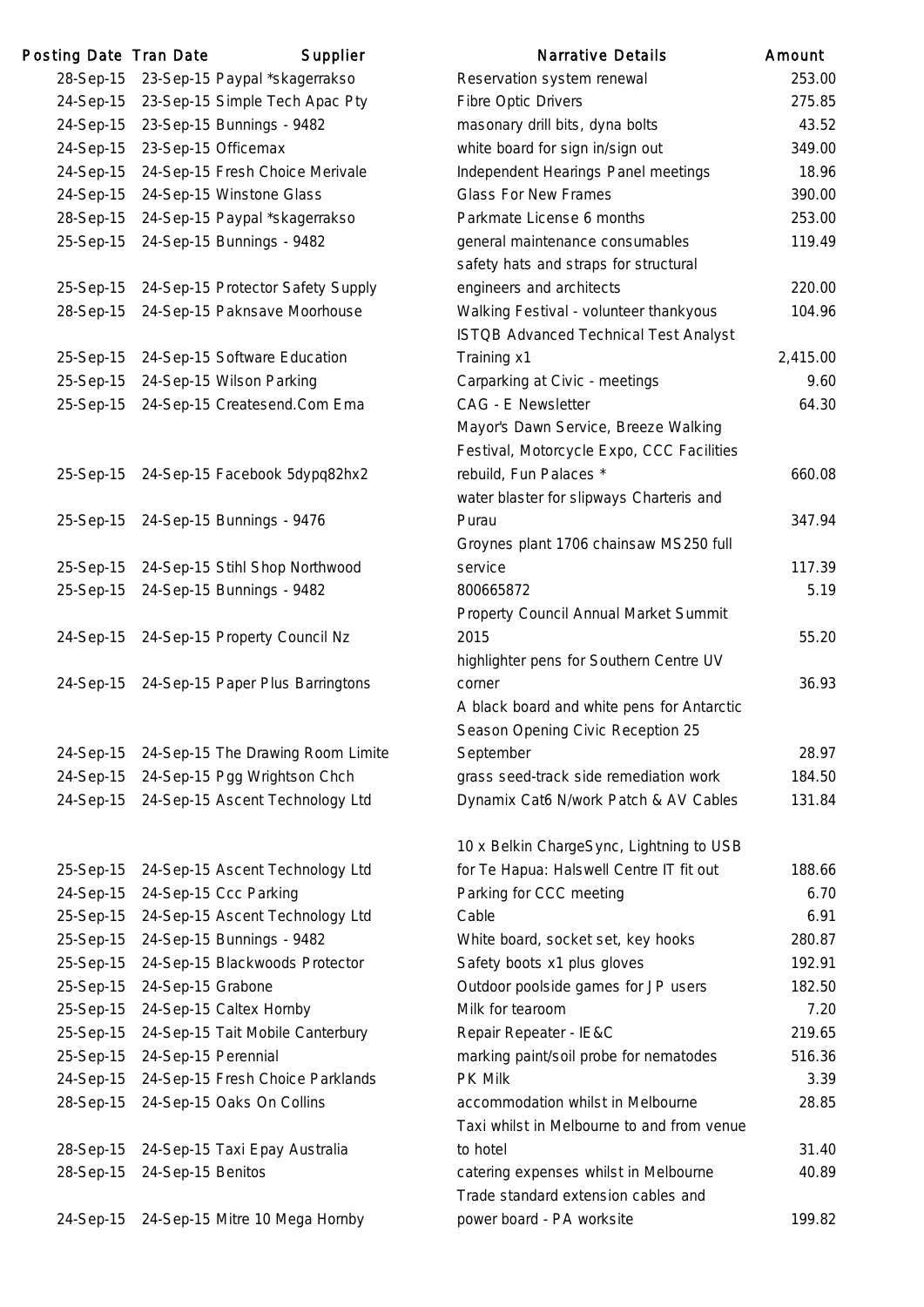| Posting Date | Tran Date | Supplier | Narrative Details | Amount |
|---|---|---|---|---|
| 28-Sep-15 | 23-Sep-15 | Paypal *skagerrakso | Reservation system renewal | 253.00 |
| 24-Sep-15 | 23-Sep-15 | Simple Tech Apac Pty | Fibre Optic Drivers | 275.85 |
| 24-Sep-15 | 23-Sep-15 | Bunnings - 9482 | masonary drill bits, dyna bolts | 43.52 |
| 24-Sep-15 | 23-Sep-15 | Officemax | white board for sign in/sign out | 349.00 |
| 24-Sep-15 | 24-Sep-15 | Fresh Choice Merivale | Independent Hearings Panel meetings | 18.96 |
| 24-Sep-15 | 24-Sep-15 | Winstone Glass | Glass For New Frames | 390.00 |
| 28-Sep-15 | 24-Sep-15 | Paypal *skagerrakso | Parkmate License 6 months | 253.00 |
| 25-Sep-15 | 24-Sep-15 | Bunnings - 9482 | general maintenance consumables | 119.49 |
| 25-Sep-15 | 24-Sep-15 | Protector Safety Supply | safety hats and straps for structural engineers and architects | 220.00 |
| 28-Sep-15 | 24-Sep-15 | Paknsave Moorhouse | Walking Festival - volunteer thankyous | 104.96 |
| 25-Sep-15 | 24-Sep-15 | Software Education | ISTQB Advanced Technical Test Analyst Training x1 | 2,415.00 |
| 25-Sep-15 | 24-Sep-15 | Wilson Parking | Carparking at Civic - meetings | 9.60 |
| 25-Sep-15 | 24-Sep-15 | Createsend.Com Ema | CAG - E Newsletter | 64.30 |
| 25-Sep-15 | 24-Sep-15 | Facebook 5dypq82hx2 | Mayor's Dawn Service, Breeze Walking Festival, Motorcycle Expo, CCC Facilities rebuild, Fun Palaces * | 660.08 |
| 25-Sep-15 | 24-Sep-15 | Bunnings - 9476 | water blaster for slipways Charteris and Purau | 347.94 |
| 25-Sep-15 | 24-Sep-15 | Stihl Shop Northwood | Groynes plant 1706 chainsaw MS250 full service | 117.39 |
| 25-Sep-15 | 24-Sep-15 | Bunnings - 9482 | 800665872 | 5.19 |
| 24-Sep-15 | 24-Sep-15 | Property Council Nz | Property Council Annual Market Summit 2015 | 55.20 |
| 24-Sep-15 | 24-Sep-15 | Paper Plus Barringtons | highlighter pens for Southern Centre UV corner | 36.93 |
| 24-Sep-15 | 24-Sep-15 | The Drawing Room Limite | A black board and white pens for Antarctic Season Opening Civic Reception 25 September | 28.97 |
| 24-Sep-15 | 24-Sep-15 | Pgg Wrightson Chch | grass seed-track side remediation work | 184.50 |
| 24-Sep-15 | 24-Sep-15 | Ascent Technology Ltd | Dynamix Cat6 N/work Patch & AV Cables | 131.84 |
| 25-Sep-15 | 24-Sep-15 | Ascent Technology Ltd | 10 x Belkin ChargeSync, Lightning to USB for Te Hapua: Halswell Centre IT fit out | 188.66 |
| 24-Sep-15 | 24-Sep-15 | Ccc Parking | Parking for CCC meeting | 6.70 |
| 25-Sep-15 | 24-Sep-15 | Ascent Technology Ltd | Cable | 6.91 |
| 25-Sep-15 | 24-Sep-15 | Bunnings - 9482 | White board, socket set, key hooks | 280.87 |
| 25-Sep-15 | 24-Sep-15 | Blackwoods Protector | Safety boots x1 plus gloves | 192.91 |
| 25-Sep-15 | 24-Sep-15 | Grabone | Outdoor poolside games for JP users | 182.50 |
| 25-Sep-15 | 24-Sep-15 | Caltex Hornby | Milk for tearoom | 7.20 |
| 25-Sep-15 | 24-Sep-15 | Tait Mobile Canterbury | Repair Repeater - IE&C | 219.65 |
| 25-Sep-15 | 24-Sep-15 | Perennial | marking paint/soil probe for nematodes | 516.36 |
| 24-Sep-15 | 24-Sep-15 | Fresh Choice Parklands | PK Milk | 3.39 |
| 28-Sep-15 | 24-Sep-15 | Oaks On Collins | accommodation whilst in Melbourne | 28.85 |
| 28-Sep-15 | 24-Sep-15 | Taxi Epay Australia | Taxi whilst in Melbourne to and from venue to hotel | 31.40 |
| 28-Sep-15 | 24-Sep-15 | Benitos | catering expenses whilst in Melbourne | 40.89 |
| 24-Sep-15 | 24-Sep-15 | Mitre 10 Mega Hornby | Trade standard extension cables and power board - PA worksite | 199.82 |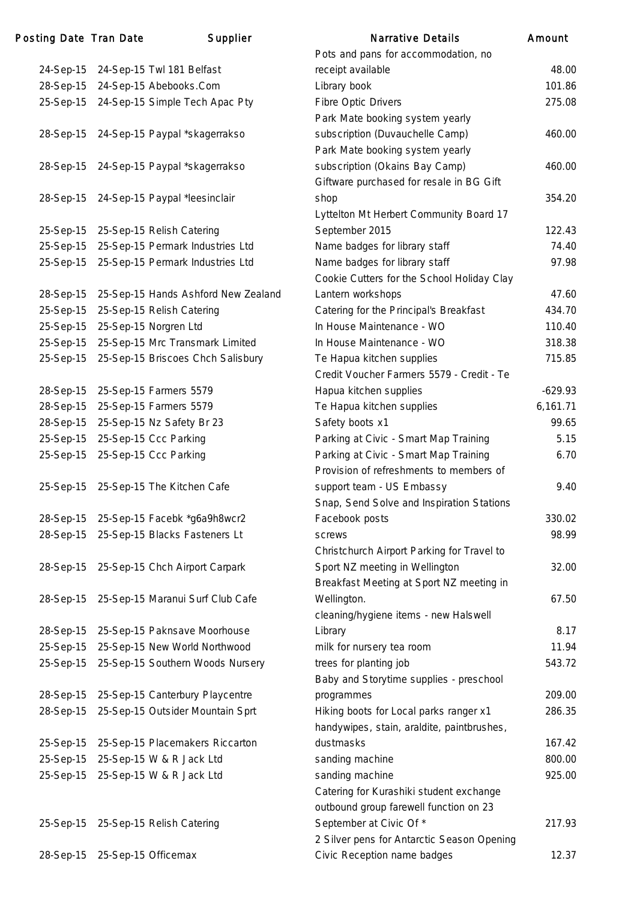| Posting Date | Tran Date | Supplier | Narrative Details | Amount |
|---|---|---|---|---|
| 24-Sep-15 | 24-Sep-15 | Twl 181 Belfast | Pots and pans for accommodation, no receipt available | 48.00 |
| 28-Sep-15 | 24-Sep-15 | Abebooks.Com | Library book | 101.86 |
| 25-Sep-15 | 24-Sep-15 | Simple Tech Apac Pty | Fibre Optic Drivers | 275.08 |
| 28-Sep-15 | 24-Sep-15 | Paypal *skagerrakso | Park Mate booking system yearly subscription (Duvauchelle Camp) | 460.00 |
| 28-Sep-15 | 24-Sep-15 | Paypal *skagerrakso | Park Mate booking system yearly subscription (Okains Bay Camp) | 460.00 |
| 28-Sep-15 | 24-Sep-15 | Paypal *leesinclair | Giftware purchased for resale in BG Gift shop | 354.20 |
| 25-Sep-15 | 25-Sep-15 | Relish Catering | Lyttelton Mt Herbert Community Board 17 September 2015 | 122.43 |
| 25-Sep-15 | 25-Sep-15 | Permark Industries Ltd | Name badges for library staff | 74.40 |
| 25-Sep-15 | 25-Sep-15 | Permark Industries Ltd | Name badges for library staff | 97.98 |
| 28-Sep-15 | 25-Sep-15 | Hands Ashford New Zealand | Cookie Cutters for the School Holiday Clay Lantern workshops | 47.60 |
| 25-Sep-15 | 25-Sep-15 | Relish Catering | Catering for the Principal's Breakfast | 434.70 |
| 25-Sep-15 | 25-Sep-15 | Norgren Ltd | In House Maintenance - WO | 110.40 |
| 25-Sep-15 | 25-Sep-15 | Mrc Transmark Limited | In House Maintenance - WO | 318.38 |
| 25-Sep-15 | 25-Sep-15 | Briscoes Chch Salisbury | Te Hapua kitchen supplies | 715.85 |
| 28-Sep-15 | 25-Sep-15 | Farmers 5579 | Credit Voucher Farmers 5579 - Credit - Te Hapua kitchen supplies | -629.93 |
| 28-Sep-15 | 25-Sep-15 | Farmers 5579 | Te Hapua kitchen supplies | 6,161.71 |
| 28-Sep-15 | 25-Sep-15 | Nz Safety Br 23 | Safety boots x1 | 99.65 |
| 25-Sep-15 | 25-Sep-15 | Ccc Parking | Parking at Civic - Smart Map Training | 5.15 |
| 25-Sep-15 | 25-Sep-15 | Ccc Parking | Parking at Civic - Smart Map Training | 6.70 |
| 25-Sep-15 | 25-Sep-15 | The Kitchen Cafe | Provision of refreshments to members of support team - US Embassy | 9.40 |
| 28-Sep-15 | 25-Sep-15 | Facebk *g6a9h8wcr2 | Snap, Send Solve and Inspiration Stations Facebook posts | 330.02 |
| 28-Sep-15 | 25-Sep-15 | Blacks Fasteners Lt | screws | 98.99 |
| 28-Sep-15 | 25-Sep-15 | Chch Airport Carpark | Christchurch Airport Parking for Travel to Sport NZ meeting in Wellington | 32.00 |
| 28-Sep-15 | 25-Sep-15 | Maranui Surf Club Cafe | Breakfast Meeting at Sport NZ meeting in Wellington. | 67.50 |
| 28-Sep-15 | 25-Sep-15 | Paknsave Moorhouse | cleaning/hygiene items - new Halswell Library | 8.17 |
| 25-Sep-15 | 25-Sep-15 | New World Northwood | milk for nursery tea room | 11.94 |
| 25-Sep-15 | 25-Sep-15 | Southern Woods Nursery | trees for planting job | 543.72 |
| 28-Sep-15 | 25-Sep-15 | Canterbury Playcentre | Baby and Storytime supplies - preschool programmes | 209.00 |
| 28-Sep-15 | 25-Sep-15 | Outsider Mountain Sprt | Hiking boots for Local parks ranger x1 | 286.35 |
| 25-Sep-15 | 25-Sep-15 | Placemakers Riccarton | handywipes, stain, araldite, paintbrushes, dustmasks | 167.42 |
| 25-Sep-15 | 25-Sep-15 | W & R Jack Ltd | sanding machine | 800.00 |
| 25-Sep-15 | 25-Sep-15 | W & R Jack Ltd | sanding machine | 925.00 |
| 25-Sep-15 | 25-Sep-15 | Relish Catering | Catering for Kurashiki student exchange outbound group farewell function on 23 September at Civic Of * | 217.93 |
| 28-Sep-15 | 25-Sep-15 | Officemax | 2 Silver pens for Antarctic Season Opening Civic Reception name badges | 12.37 |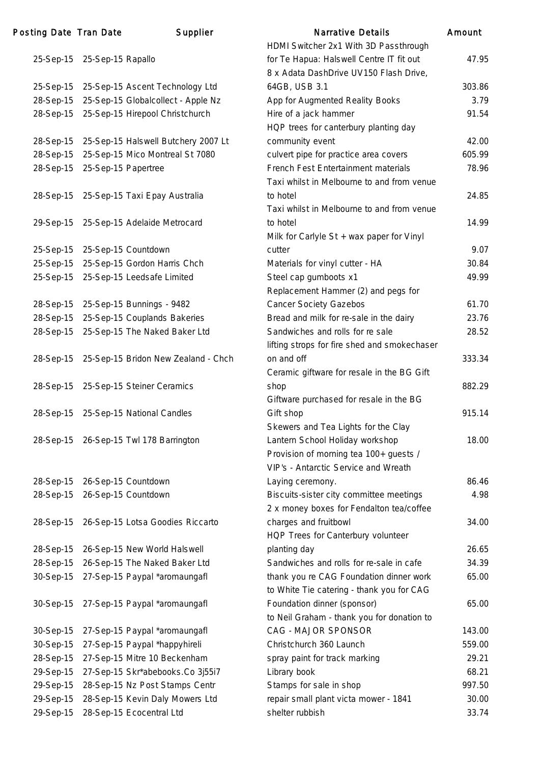| Posting Date | Tran Date | Supplier | Narrative Details | Amount |
|---|---|---|---|---|
| 25-Sep-15 | 25-Sep-15 | Rapallo | HDMI Switcher 2x1 With 3D Passthrough for Te Hapua: Halswell Centre IT fit out | 47.95 |
| 25-Sep-15 | 25-Sep-15 | Ascent Technology Ltd | 8 x Adata DashDrive UV150 Flash Drive, 64GB, USB 3.1 | 303.86 |
| 28-Sep-15 | 25-Sep-15 | Globalcollect - Apple Nz | App for Augmented Reality Books | 3.79 |
| 28-Sep-15 | 25-Sep-15 | Hirepool Christchurch | Hire of a jack hammer | 91.54 |
| 28-Sep-15 | 25-Sep-15 | Halswell Butchery 2007 Lt | HQP trees for canterbury planting day community event | 42.00 |
| 28-Sep-15 | 25-Sep-15 | Mico Montreal St 7080 | culvert pipe for practice area covers | 605.99 |
| 28-Sep-15 | 25-Sep-15 | Papertree | French Fest Entertainment materials | 78.96 |
| 28-Sep-15 | 25-Sep-15 | Taxi Epay Australia | Taxi whilst in Melbourne to and from venue to hotel | 24.85 |
| 29-Sep-15 | 25-Sep-15 | Adelaide Metrocard | Taxi whilst in Melbourne to and from venue to hotel | 14.99 |
| 25-Sep-15 | 25-Sep-15 | Countdown | Milk for Carlyle St + wax paper for Vinyl cutter | 9.07 |
| 25-Sep-15 | 25-Sep-15 | Gordon Harris Chch | Materials for vinyl cutter - HA | 30.84 |
| 25-Sep-15 | 25-Sep-15 | Leedsafe Limited | Steel cap gumboots x1 | 49.99 |
| 28-Sep-15 | 25-Sep-15 | Bunnings - 9482 | Replacement Hammer (2) and pegs for Cancer Society Gazebos | 61.70 |
| 28-Sep-15 | 25-Sep-15 | Couplands Bakeries | Bread and milk for re-sale in the dairy | 23.76 |
| 28-Sep-15 | 25-Sep-15 | The Naked Baker Ltd | Sandwiches and rolls for re sale | 28.52 |
| 28-Sep-15 | 25-Sep-15 | Bridon New Zealand - Chch | lifting strops for fire shed and smokechaser on and off | 333.34 |
| 28-Sep-15 | 25-Sep-15 | Steiner Ceramics | Ceramic giftware for resale in the BG Gift shop | 882.29 |
| 28-Sep-15 | 25-Sep-15 | National Candles | Giftware purchased for resale in the BG Gift shop | 915.14 |
| 28-Sep-15 | 26-Sep-15 | Twl 178 Barrington | Skewers and Tea Lights for the Clay Lantern School Holiday workshop | 18.00 |
| 28-Sep-15 | 26-Sep-15 | Countdown | Provision of morning tea 100+ guests / VIP's - Antarctic Service and Wreath Laying ceremony. | 86.46 |
| 28-Sep-15 | 26-Sep-15 | Countdown | Biscuits-sister city committee meetings | 4.98 |
| 28-Sep-15 | 26-Sep-15 | Lotsa Goodies Riccarto | 2 x money boxes for Fendalton tea/coffee charges and fruitbowl | 34.00 |
| 28-Sep-15 | 26-Sep-15 | New World Halswell | HQP Trees for Canterbury volunteer planting day | 26.65 |
| 28-Sep-15 | 26-Sep-15 | The Naked Baker Ltd | Sandwiches and rolls for re-sale in cafe | 34.39 |
| 30-Sep-15 | 27-Sep-15 | Paypal *aromaungafl | thank you re CAG Foundation dinner work | 65.00 |
| 30-Sep-15 | 27-Sep-15 | Paypal *aromaungafl | to White Tie catering - thank you for CAG Foundation dinner (sponsor) | 65.00 |
| 30-Sep-15 | 27-Sep-15 | Paypal *aromaungafl | to Neil Graham - thank you for donation to CAG - MAJOR SPONSOR | 143.00 |
| 30-Sep-15 | 27-Sep-15 | Paypal *happyhireli | Christchurch 360 Launch | 559.00 |
| 28-Sep-15 | 27-Sep-15 | Mitre 10 Beckenham | spray paint for track marking | 29.21 |
| 29-Sep-15 | 27-Sep-15 | Skr*abebooks.Co 3j55i7 | Library book | 68.21 |
| 29-Sep-15 | 28-Sep-15 | Nz Post Stamps Centr | Stamps for sale in shop | 997.50 |
| 29-Sep-15 | 28-Sep-15 | Kevin Daly Mowers Ltd | repair small plant victa mower - 1841 | 30.00 |
| 29-Sep-15 | 28-Sep-15 | Ecocentral Ltd | shelter rubbish | 33.74 |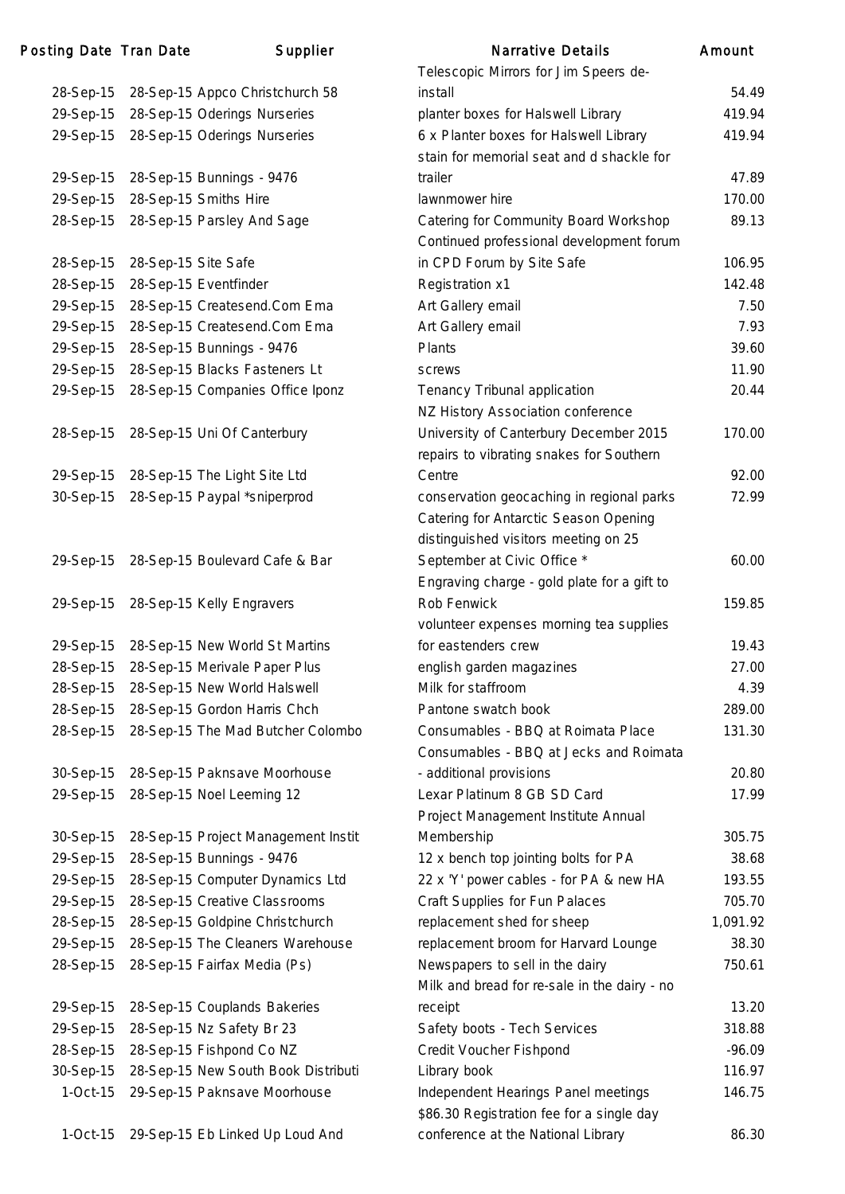| Posting Date | Tran Date | Supplier | Narrative Details | Amount |
|---|---|---|---|---|
| 28-Sep-15 | 28-Sep-15 | Appco Christchurch 58 | Telescopic Mirrors for Jim Speers de-install | 54.49 |
| 29-Sep-15 | 28-Sep-15 | Oderings Nurseries | planter boxes for Halswell Library | 419.94 |
| 29-Sep-15 | 28-Sep-15 | Oderings Nurseries | 6 x Planter boxes for Halswell Library | 419.94 |
| 29-Sep-15 | 28-Sep-15 | Bunnings - 9476 | stain for memorial seat and d shackle for trailer | 47.89 |
| 29-Sep-15 | 28-Sep-15 | Smiths Hire | lawnmower hire | 170.00 |
| 28-Sep-15 | 28-Sep-15 | Parsley And Sage | Catering for Community Board Workshop | 89.13 |
| 28-Sep-15 | 28-Sep-15 | Site Safe | Continued professional development forum in CPD Forum by Site Safe | 106.95 |
| 28-Sep-15 | 28-Sep-15 | Eventfinder | Registration x1 | 142.48 |
| 29-Sep-15 | 28-Sep-15 | Createsend.Com Ema | Art Gallery email | 7.50 |
| 29-Sep-15 | 28-Sep-15 | Createsend.Com Ema | Art Gallery email | 7.93 |
| 29-Sep-15 | 28-Sep-15 | Bunnings - 9476 | Plants | 39.60 |
| 29-Sep-15 | 28-Sep-15 | Blacks Fasteners Lt | screws | 11.90 |
| 29-Sep-15 | 28-Sep-15 | Companies Office Iponz | Tenancy Tribunal application | 20.44 |
| 28-Sep-15 | 28-Sep-15 | Uni Of Canterbury | NZ History Association conference University of Canterbury December 2015 | 170.00 |
| 29-Sep-15 | 28-Sep-15 | The Light Site Ltd | repairs to vibrating snakes for Southern Centre | 92.00 |
| 30-Sep-15 | 28-Sep-15 | Paypal *sniperprod | conservation geocaching in regional parks | 72.99 |
| 29-Sep-15 | 28-Sep-15 | Boulevard Cafe & Bar | Catering for Antarctic Season Opening distinguished visitors meeting on 25 September at Civic Office * | 60.00 |
| 29-Sep-15 | 28-Sep-15 | Kelly Engravers | Engraving charge - gold plate for a gift to Rob Fenwick | 159.85 |
| 29-Sep-15 | 28-Sep-15 | New World St Martins | volunteer expenses morning tea supplies for eastenders crew | 19.43 |
| 28-Sep-15 | 28-Sep-15 | Merivale Paper Plus | english garden magazines | 27.00 |
| 28-Sep-15 | 28-Sep-15 | New World Halswell | Milk for staffroom | 4.39 |
| 28-Sep-15 | 28-Sep-15 | Gordon Harris Chch | Pantone swatch book | 289.00 |
| 28-Sep-15 | 28-Sep-15 | The Mad Butcher Colombo | Consumables - BBQ at Roimata Place | 131.30 |
| 30-Sep-15 | 28-Sep-15 | Pak'nsave Moorhouse | Consumables - BBQ at Jecks and Roimata - additional provisions | 20.80 |
| 29-Sep-15 | 28-Sep-15 | Noel Leeming 12 | Lexar Platinum 8 GB SD Card | 17.99 |
| 30-Sep-15 | 28-Sep-15 | Project Management Instit | Project Management Institute Annual Membership | 305.75 |
| 29-Sep-15 | 28-Sep-15 | Bunnings - 9476 | 12 x bench top jointing bolts for PA | 38.68 |
| 29-Sep-15 | 28-Sep-15 | Computer Dynamics Ltd | 22 x 'Y' power cables - for PA & new HA | 193.55 |
| 29-Sep-15 | 28-Sep-15 | Creative Classrooms | Craft Supplies for Fun Palaces | 705.70 |
| 28-Sep-15 | 28-Sep-15 | Goldpine Christchurch | replacement shed for sheep | 1,091.92 |
| 29-Sep-15 | 28-Sep-15 | The Cleaners Warehouse | replacement broom for Harvard Lounge | 38.30 |
| 28-Sep-15 | 28-Sep-15 | Fairfax Media (Ps) | Newspapers to sell in the dairy | 750.61 |
| 29-Sep-15 | 28-Sep-15 | Couplands Bakeries | Milk and bread for re-sale in the dairy - no receipt | 13.20 |
| 29-Sep-15 | 28-Sep-15 | Nz Safety Br 23 | Safety boots - Tech Services | 318.88 |
| 28-Sep-15 | 28-Sep-15 | Fishpond Co NZ | Credit Voucher Fishpond | -96.09 |
| 30-Sep-15 | 28-Sep-15 | New South Book Distributi | Library book | 116.97 |
| 1-Oct-15 | 29-Sep-15 | Pak'nsave Moorhouse | Independent Hearings Panel meetings | 146.75 |
| 1-Oct-15 | 29-Sep-15 | Eb Linked Up Loud And | $86.30 Registration fee for a single day conference at the National Library | 86.30 |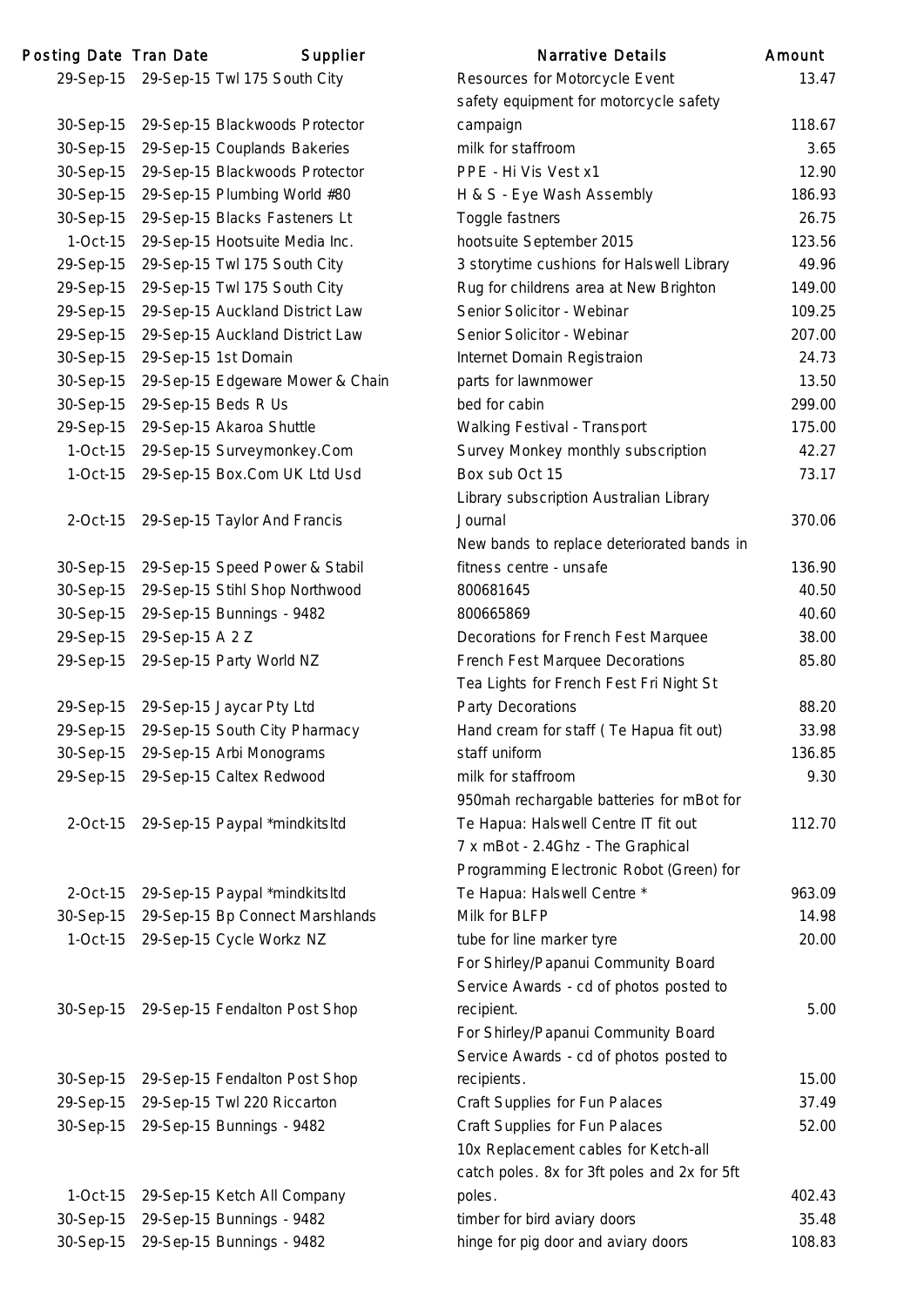| Posting Date | Tran Date | Supplier | Narrative Details | Amount |
|---|---|---|---|---|
| 29-Sep-15 | 29-Sep-15 | Twl 175 South City | Resources for Motorcycle Event | 13.47 |
| 30-Sep-15 | 29-Sep-15 | Blackwoods Protector | safety equipment for motorcycle safety campaign | 118.67 |
| 30-Sep-15 | 29-Sep-15 | Couplands Bakeries | milk for staffroom | 3.65 |
| 30-Sep-15 | 29-Sep-15 | Blackwoods Protector | PPE - Hi Vis Vest x1 | 12.90 |
| 30-Sep-15 | 29-Sep-15 | Plumbing World #80 | H & S - Eye Wash Assembly | 186.93 |
| 30-Sep-15 | 29-Sep-15 | Blacks Fasteners Lt | Toggle fastners | 26.75 |
| 1-Oct-15 | 29-Sep-15 | Hootsuite Media Inc. | hootsuite September 2015 | 123.56 |
| 29-Sep-15 | 29-Sep-15 | Twl 175 South City | 3 storytime cushions for Halswell Library | 49.96 |
| 29-Sep-15 | 29-Sep-15 | Twl 175 South City | Rug for childrens area at New Brighton | 149.00 |
| 29-Sep-15 | 29-Sep-15 | Auckland District Law | Senior Solicitor - Webinar | 109.25 |
| 29-Sep-15 | 29-Sep-15 | Auckland District Law | Senior Solicitor - Webinar | 207.00 |
| 30-Sep-15 | 29-Sep-15 | 1st Domain | Internet Domain Registraion | 24.73 |
| 30-Sep-15 | 29-Sep-15 | Edgeware Mower & Chain | parts for lawnmower | 13.50 |
| 30-Sep-15 | 29-Sep-15 | Beds R Us | bed for cabin | 299.00 |
| 29-Sep-15 | 29-Sep-15 | Akaroa Shuttle | Walking Festival - Transport | 175.00 |
| 1-Oct-15 | 29-Sep-15 | Surveymonkey.Com | Survey Monkey monthly subscription | 42.27 |
| 1-Oct-15 | 29-Sep-15 | Box.Com UK Ltd Usd | Box sub Oct 15 | 73.17 |
| 2-Oct-15 | 29-Sep-15 | Taylor And Francis | Library subscription Australian Library Journal | 370.06 |
| 30-Sep-15 | 29-Sep-15 | Speed Power & Stabil | New bands to replace deteriorated bands in fitness centre - unsafe | 136.90 |
| 30-Sep-15 | 29-Sep-15 | Stihl Shop Northwood | 800681645 | 40.50 |
| 30-Sep-15 | 29-Sep-15 | Bunnings - 9482 | 800665869 | 40.60 |
| 29-Sep-15 | 29-Sep-15 | A 2 Z | Decorations for French Fest Marquee | 38.00 |
| 29-Sep-15 | 29-Sep-15 | Party World NZ | French Fest Marquee Decorations | 85.80 |
| 29-Sep-15 | 29-Sep-15 | Jaycar Pty Ltd | Tea Lights for French Fest Fri Night St Party Decorations | 88.20 |
| 29-Sep-15 | 29-Sep-15 | South City Pharmacy | Hand cream for staff ( Te Hapua fit out) | 33.98 |
| 30-Sep-15 | 29-Sep-15 | Arbi Monograms | staff uniform | 136.85 |
| 29-Sep-15 | 29-Sep-15 | Caltex Redwood | milk for staffroom | 9.30 |
| 2-Oct-15 | 29-Sep-15 | Paypal *mindkitsltd | 950mah rechargable batteries for mBot for Te Hapua: Halswell Centre IT fit out | 112.70 |
| 2-Oct-15 | 29-Sep-15 | Paypal *mindkitsltd | 7 x mBot - 2.4Ghz - The Graphical Programming Electronic Robot (Green) for Te Hapua: Halswell Centre * | 963.09 |
| 30-Sep-15 | 29-Sep-15 | Bp Connect Marshlands | Milk for BLFP | 14.98 |
| 1-Oct-15 | 29-Sep-15 | Cycle Workz NZ | tube for line marker tyre | 20.00 |
| 30-Sep-15 | 29-Sep-15 | Fendalton Post Shop | For Shirley/Papanui Community Board Service Awards - cd of photos posted to recipient. | 5.00 |
| 30-Sep-15 | 29-Sep-15 | Fendalton Post Shop | For Shirley/Papanui Community Board Service Awards - cd of photos posted to recipients. | 15.00 |
| 29-Sep-15 | 29-Sep-15 | Twl 220 Riccarton | Craft Supplies for Fun Palaces | 37.49 |
| 30-Sep-15 | 29-Sep-15 | Bunnings - 9482 | Craft Supplies for Fun Palaces | 52.00 |
| 1-Oct-15 | 29-Sep-15 | Ketch All Company | 10x Replacement cables for Ketch-all catch poles. 8x for 3ft poles and 2x for 5ft poles. | 402.43 |
| 30-Sep-15 | 29-Sep-15 | Bunnings - 9482 | timber for bird aviary doors | 35.48 |
| 30-Sep-15 | 29-Sep-15 | Bunnings - 9482 | hinge for pig door and aviary doors | 108.83 |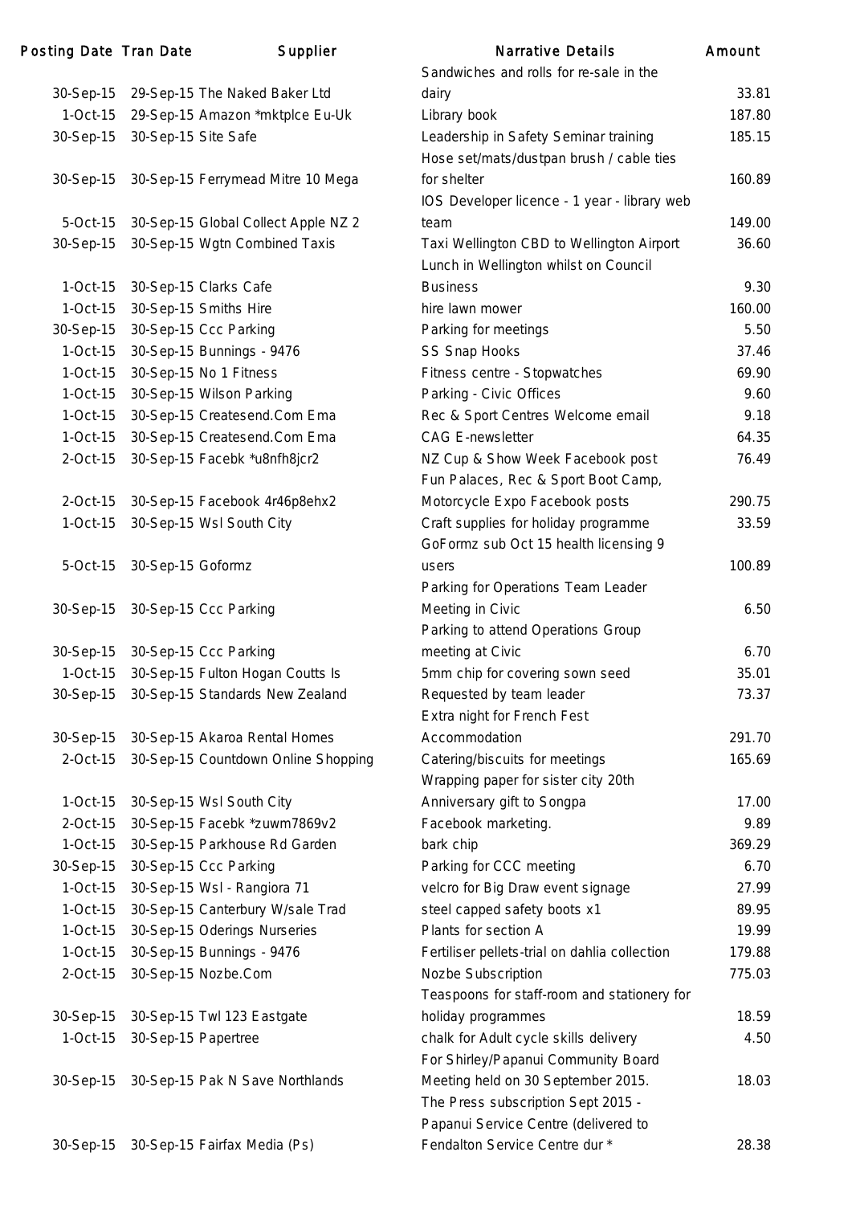| Posting Date | Tran Date | Supplier | Narrative Details | Amount |
|---|---|---|---|---|
| 30-Sep-15 | 29-Sep-15 | The Naked Baker Ltd | Sandwiches and rolls for re-sale in the dairy | 33.81 |
| 1-Oct-15 | 29-Sep-15 | Amazon *mktplce Eu-Uk | Library book | 187.80 |
| 30-Sep-15 | 30-Sep-15 | Site Safe | Leadership in Safety Seminar training | 185.15 |
| 30-Sep-15 | 30-Sep-15 | Ferrymead Mitre 10 Mega | Hose set/mats/dustpan brush / cable ties for shelter | 160.89 |
| 5-Oct-15 | 30-Sep-15 | Global Collect Apple NZ 2 | IOS Developer licence - 1 year - library web team | 149.00 |
| 30-Sep-15 | 30-Sep-15 | Wgtn Combined Taxis | Taxi Wellington CBD to Wellington Airport | 36.60 |
| 1-Oct-15 | 30-Sep-15 | Clarks Cafe | Lunch in Wellington whilst on Council Business | 9.30 |
| 1-Oct-15 | 30-Sep-15 | Smiths Hire | hire lawn mower | 160.00 |
| 30-Sep-15 | 30-Sep-15 | Ccc Parking | Parking for meetings | 5.50 |
| 1-Oct-15 | 30-Sep-15 | Bunnings - 9476 | SS Snap Hooks | 37.46 |
| 1-Oct-15 | 30-Sep-15 | No 1 Fitness | Fitness centre - Stopwatches | 69.90 |
| 1-Oct-15 | 30-Sep-15 | Wilson Parking | Parking - Civic Offices | 9.60 |
| 1-Oct-15 | 30-Sep-15 | Createsend.Com Ema | Rec & Sport Centres Welcome email | 9.18 |
| 1-Oct-15 | 30-Sep-15 | Createsend.Com Ema | CAG E-newsletter | 64.35 |
| 2-Oct-15 | 30-Sep-15 | Facebk *u8nfh8jcr2 | NZ Cup & Show Week Facebook post | 76.49 |
| 2-Oct-15 | 30-Sep-15 | Facebook 4r46p8ehx2 | Fun Palaces, Rec & Sport Boot Camp, Motorcycle Expo Facebook posts | 290.75 |
| 1-Oct-15 | 30-Sep-15 | Wsl South City | Craft supplies for holiday programme | 33.59 |
| 5-Oct-15 | 30-Sep-15 | Goformz | GoFormz sub Oct 15 health licensing 9 users | 100.89 |
| 30-Sep-15 | 30-Sep-15 | Ccc Parking | Parking for Operations Team Leader Meeting in Civic | 6.50 |
| 30-Sep-15 | 30-Sep-15 | Ccc Parking | Parking to attend Operations Group meeting at Civic | 6.70 |
| 1-Oct-15 | 30-Sep-15 | Fulton Hogan Coutts Is | 5mm chip for covering sown seed | 35.01 |
| 30-Sep-15 | 30-Sep-15 | Standards New Zealand | Requested by team leader | 73.37 |
| 30-Sep-15 | 30-Sep-15 | Akaroa Rental Homes | Extra night for French Fest Accommodation | 291.70 |
| 2-Oct-15 | 30-Sep-15 | Countdown Online Shopping | Catering/biscuits for meetings | 165.69 |
| 1-Oct-15 | 30-Sep-15 | Wsl South City | Wrapping paper for sister city 20th Anniversary gift to Songpa | 17.00 |
| 2-Oct-15 | 30-Sep-15 | Facebk *zuwm7869v2 | Facebook marketing. | 9.89 |
| 1-Oct-15 | 30-Sep-15 | Parkhouse Rd Garden | bark chip | 369.29 |
| 30-Sep-15 | 30-Sep-15 | Ccc Parking | Parking for CCC meeting | 6.70 |
| 1-Oct-15 | 30-Sep-15 | Wsl - Rangiora 71 | velcro for Big Draw event signage | 27.99 |
| 1-Oct-15 | 30-Sep-15 | Canterbury W/sale Trad | steel capped safety boots x1 | 89.95 |
| 1-Oct-15 | 30-Sep-15 | Oderings Nurseries | Plants for section A | 19.99 |
| 1-Oct-15 | 30-Sep-15 | Bunnings - 9476 | Fertiliser pellets-trial on dahlia collection | 179.88 |
| 2-Oct-15 | 30-Sep-15 | Nozbe.Com | Nozbe Subscription | 775.03 |
| 30-Sep-15 | 30-Sep-15 | Twl 123 Eastgate | Teaspoons for staff-room and stationery for holiday programmes | 18.59 |
| 1-Oct-15 | 30-Sep-15 | Papertree | chalk for Adult cycle skills delivery | 4.50 |
| 30-Sep-15 | 30-Sep-15 | Pak N Save Northlands | For Shirley/Papanui Community Board Meeting held on 30 September 2015. | 18.03 |
| 30-Sep-15 | 30-Sep-15 | Fairfax Media (Ps) | The Press subscription Sept 2015 - Papanui Service Centre (delivered to Fendalton Service Centre dur * | 28.38 |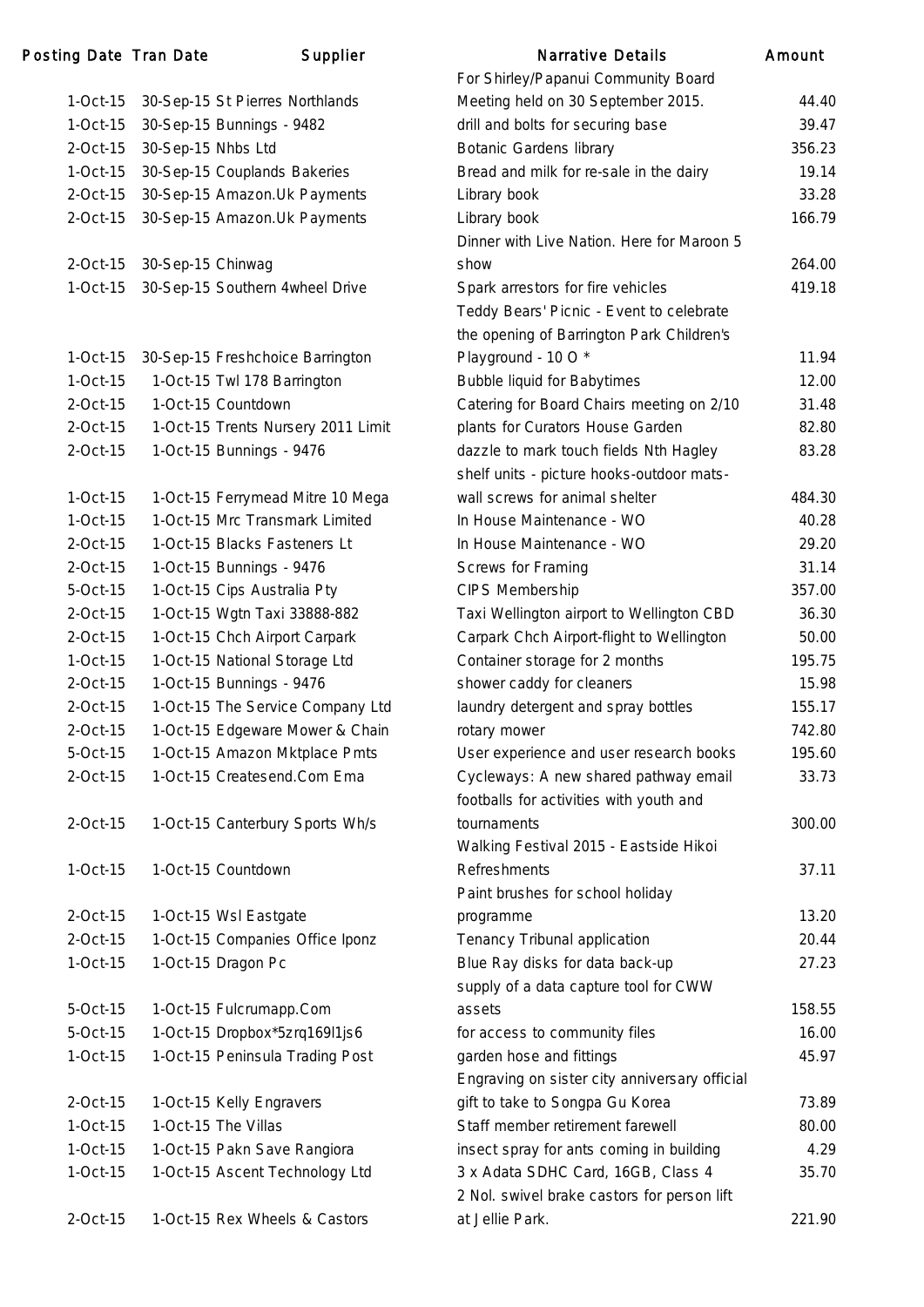| Posting Date | Tran Date | Supplier | Narrative Details | Amount |
|---|---|---|---|---|
| 1-Oct-15 | 30-Sep-15 | St Pierres Northlands | For Shirley/Papanui Community Board Meeting held on 30 September 2015. | 44.40 |
| 1-Oct-15 | 30-Sep-15 | Bunnings - 9482 | drill and bolts for securing base | 39.47 |
| 2-Oct-15 | 30-Sep-15 | Nhbs Ltd | Botanic Gardens library | 356.23 |
| 1-Oct-15 | 30-Sep-15 | Couplands Bakeries | Bread and milk for re-sale in the dairy | 19.14 |
| 2-Oct-15 | 30-Sep-15 | Amazon.Uk Payments | Library book | 33.28 |
| 2-Oct-15 | 30-Sep-15 | Amazon.Uk Payments | Library book | 166.79 |
| 2-Oct-15 | 30-Sep-15 | Chinwag | Dinner with Live Nation. Here for Maroon 5 show | 264.00 |
| 1-Oct-15 | 30-Sep-15 | Southern 4wheel Drive | Spark arrestors for fire vehicles | 419.18 |
| 1-Oct-15 | 30-Sep-15 | Freshchoice Barrington | Teddy Bears' Picnic - Event to celebrate the opening of Barrington Park Children's Playground - 10 O * | 11.94 |
| 1-Oct-15 | 1-Oct-15 | Twl 178 Barrington | Bubble liquid for Babytimes | 12.00 |
| 2-Oct-15 | 1-Oct-15 | Countdown | Catering for Board Chairs meeting on 2/10 | 31.48 |
| 2-Oct-15 | 1-Oct-15 | Trents Nursery 2011 Limit | plants for Curators House Garden | 82.80 |
| 2-Oct-15 | 1-Oct-15 | Bunnings - 9476 | dazzle to mark touch fields Nth Hagley | 83.28 |
| 1-Oct-15 | 1-Oct-15 | Ferrymead Mitre 10 Mega | shelf units - picture hooks-outdoor mats-wall screws for animal shelter | 484.30 |
| 1-Oct-15 | 1-Oct-15 | Mrc Transmark Limited | In House Maintenance - WO | 40.28 |
| 2-Oct-15 | 1-Oct-15 | Blacks Fasteners Lt | In House Maintenance - WO | 29.20 |
| 2-Oct-15 | 1-Oct-15 | Bunnings - 9476 | Screws for Framing | 31.14 |
| 5-Oct-15 | 1-Oct-15 | Cips Australia Pty | CIPS Membership | 357.00 |
| 2-Oct-15 | 1-Oct-15 | Wgtn Taxi 33888-882 | Taxi Wellington airport to Wellington CBD | 36.30 |
| 2-Oct-15 | 1-Oct-15 | Chch Airport Carpark | Carpark Chch Airport-flight to Wellington | 50.00 |
| 1-Oct-15 | 1-Oct-15 | National Storage Ltd | Container storage for 2 months | 195.75 |
| 2-Oct-15 | 1-Oct-15 | Bunnings - 9476 | shower caddy for cleaners | 15.98 |
| 2-Oct-15 | 1-Oct-15 | The Service Company Ltd | laundry detergent and spray bottles | 155.17 |
| 2-Oct-15 | 1-Oct-15 | Edgeware Mower & Chain | rotary mower | 742.80 |
| 5-Oct-15 | 1-Oct-15 | Amazon Mktplace Pmts | User experience and user research books | 195.60 |
| 2-Oct-15 | 1-Oct-15 | Createsend.Com Ema | Cycleways: A new shared pathway email | 33.73 |
| 2-Oct-15 | 1-Oct-15 | Canterbury Sports Wh/s | footballs for activities with youth and tournaments | 300.00 |
| 1-Oct-15 | 1-Oct-15 | Countdown | Walking Festival 2015 - Eastside Hikoi Refreshments | 37.11 |
| 2-Oct-15 | 1-Oct-15 | Wsl Eastgate | Paint brushes for school holiday programme | 13.20 |
| 2-Oct-15 | 1-Oct-15 | Companies Office Iponz | Tenancy Tribunal application | 20.44 |
| 1-Oct-15 | 1-Oct-15 | Dragon Pc | Blue Ray disks for data back-up | 27.23 |
| 5-Oct-15 | 1-Oct-15 | Fulcrumapp.Com | supply of a data capture tool for CWW assets | 158.55 |
| 5-Oct-15 | 1-Oct-15 | Dropbox*5zrq169l1js6 | for access to community files | 16.00 |
| 1-Oct-15 | 1-Oct-15 | Peninsula Trading Post | garden hose and fittings | 45.97 |
| 2-Oct-15 | 1-Oct-15 | Kelly Engravers | Engraving on sister city anniversary official gift to take to Songpa Gu Korea | 73.89 |
| 1-Oct-15 | 1-Oct-15 | The Villas | Staff member retirement farewell | 80.00 |
| 1-Oct-15 | 1-Oct-15 | Pakn Save Rangiora | insect spray for ants coming in building | 4.29 |
| 1-Oct-15 | 1-Oct-15 | Ascent Technology Ltd | 3 x Adata SDHC Card, 16GB, Class 4 | 35.70 |
| 2-Oct-15 | 1-Oct-15 | Rex Wheels & Castors | 2 Nol. swivel brake castors for person lift at Jellie Park. | 221.90 |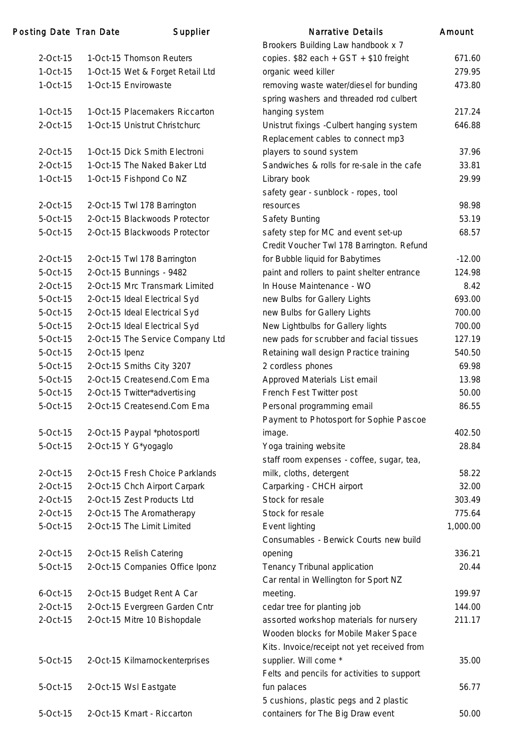| Posting Date | Tran Date | Supplier | Narrative Details | Amount |
|---|---|---|---|---|
| 2-Oct-15 | 1-Oct-15 | Thomson Reuters | Brookers Building Law handbook x 7 copies. $82 each + GST + $10 freight | 671.60 |
| 1-Oct-15 | 1-Oct-15 | Wet & Forget Retail Ltd | organic weed killer | 279.95 |
| 1-Oct-15 | 1-Oct-15 | Envirowaste | removing waste water/diesel for bunding | 473.80 |
| 1-Oct-15 | 1-Oct-15 | Placemakers Riccarton | spring washers and threaded rod culbert hanging system | 217.24 |
| 2-Oct-15 | 1-Oct-15 | Unistrut Christchurc | Unistrut fixings -Culbert hanging system | 646.88 |
| 2-Oct-15 | 1-Oct-15 | Dick Smith Electroni | Replacement cables to connect mp3 players to sound system | 37.96 |
| 2-Oct-15 | 1-Oct-15 | The Naked Baker Ltd | Sandwiches & rolls for re-sale in the cafe | 33.81 |
| 1-Oct-15 | 1-Oct-15 | Fishpond Co NZ | Library book | 29.99 |
| 2-Oct-15 | 2-Oct-15 | Twl 178 Barrington | safety gear - sunblock - ropes, tool resources | 98.98 |
| 5-Oct-15 | 2-Oct-15 | Blackwoods Protector | Safety Bunting | 53.19 |
| 5-Oct-15 | 2-Oct-15 | Blackwoods Protector | safety step for MC and event set-up | 68.57 |
| 2-Oct-15 | 2-Oct-15 | Twl 178 Barrington | Credit Voucher Twl 178 Barrington. Refund for Bubble liquid for Babytimes | -12.00 |
| 5-Oct-15 | 2-Oct-15 | Bunnings - 9482 | paint and rollers to paint shelter entrance | 124.98 |
| 2-Oct-15 | 2-Oct-15 | Mrc Transmark Limited | In House Maintenance - WO | 8.42 |
| 5-Oct-15 | 2-Oct-15 | Ideal Electrical Syd | new Bulbs for Gallery Lights | 693.00 |
| 5-Oct-15 | 2-Oct-15 | Ideal Electrical Syd | new Bulbs for Gallery Lights | 700.00 |
| 5-Oct-15 | 2-Oct-15 | Ideal Electrical Syd | New Lightbulbs for Gallery lights | 700.00 |
| 5-Oct-15 | 2-Oct-15 | The Service Company Ltd | new pads for scrubber and facial tissues | 127.19 |
| 5-Oct-15 | 2-Oct-15 | Ipenz | Retaining wall design Practice training | 540.50 |
| 5-Oct-15 | 2-Oct-15 | Smiths City 3207 | 2 cordless phones | 69.98 |
| 5-Oct-15 | 2-Oct-15 | Createsend.Com Ema | Approved Materials List email | 13.98 |
| 5-Oct-15 | 2-Oct-15 | Twitter*advertising | French Fest Twitter post | 50.00 |
| 5-Oct-15 | 2-Oct-15 | Createsend.Com Ema | Personal programming email | 86.55 |
| 5-Oct-15 | 2-Oct-15 | Paypal *photosportl | Payment to Photosport for Sophie Pascoe image. | 402.50 |
| 5-Oct-15 | 2-Oct-15 | Y G*yogaglo | Yoga training website | 28.84 |
| 2-Oct-15 | 2-Oct-15 | Fresh Choice Parklands | staff room expenses - coffee, sugar, tea, milk, cloths, detergent | 58.22 |
| 2-Oct-15 | 2-Oct-15 | Chch Airport Carpark | Carparking - CHCH airport | 32.00 |
| 2-Oct-15 | 2-Oct-15 | Zest Products Ltd | Stock for resale | 303.49 |
| 2-Oct-15 | 2-Oct-15 | The Aromatherapy | Stock for resale | 775.64 |
| 5-Oct-15 | 2-Oct-15 | The Limit Limited | Event lighting | 1,000.00 |
| 2-Oct-15 | 2-Oct-15 | Relish Catering | Consumables - Berwick Courts new build opening | 336.21 |
| 5-Oct-15 | 2-Oct-15 | Companies Office Iponz | Tenancy Tribunal application | 20.44 |
| 6-Oct-15 | 2-Oct-15 | Budget Rent A Car | Car rental in Wellington for Sport NZ meeting. | 199.97 |
| 2-Oct-15 | 2-Oct-15 | Evergreen Garden Cntr | cedar tree for planting job | 144.00 |
| 2-Oct-15 | 2-Oct-15 | Mitre 10 Bishopdale | assorted workshop materials for nursery | 211.17 |
| 5-Oct-15 | 2-Oct-15 | Kilmarnockenterprises | Wooden blocks for Mobile Maker Space Kits. Invoice/receipt not yet received from supplier. Will come * | 35.00 |
| 5-Oct-15 | 2-Oct-15 | Wsl Eastgate | Felts and pencils for activities to support fun palaces | 56.77 |
| 5-Oct-15 | 2-Oct-15 | Kmart - Riccarton | 5 cushions, plastic pegs and 2 plastic containers for The Big Draw event | 50.00 |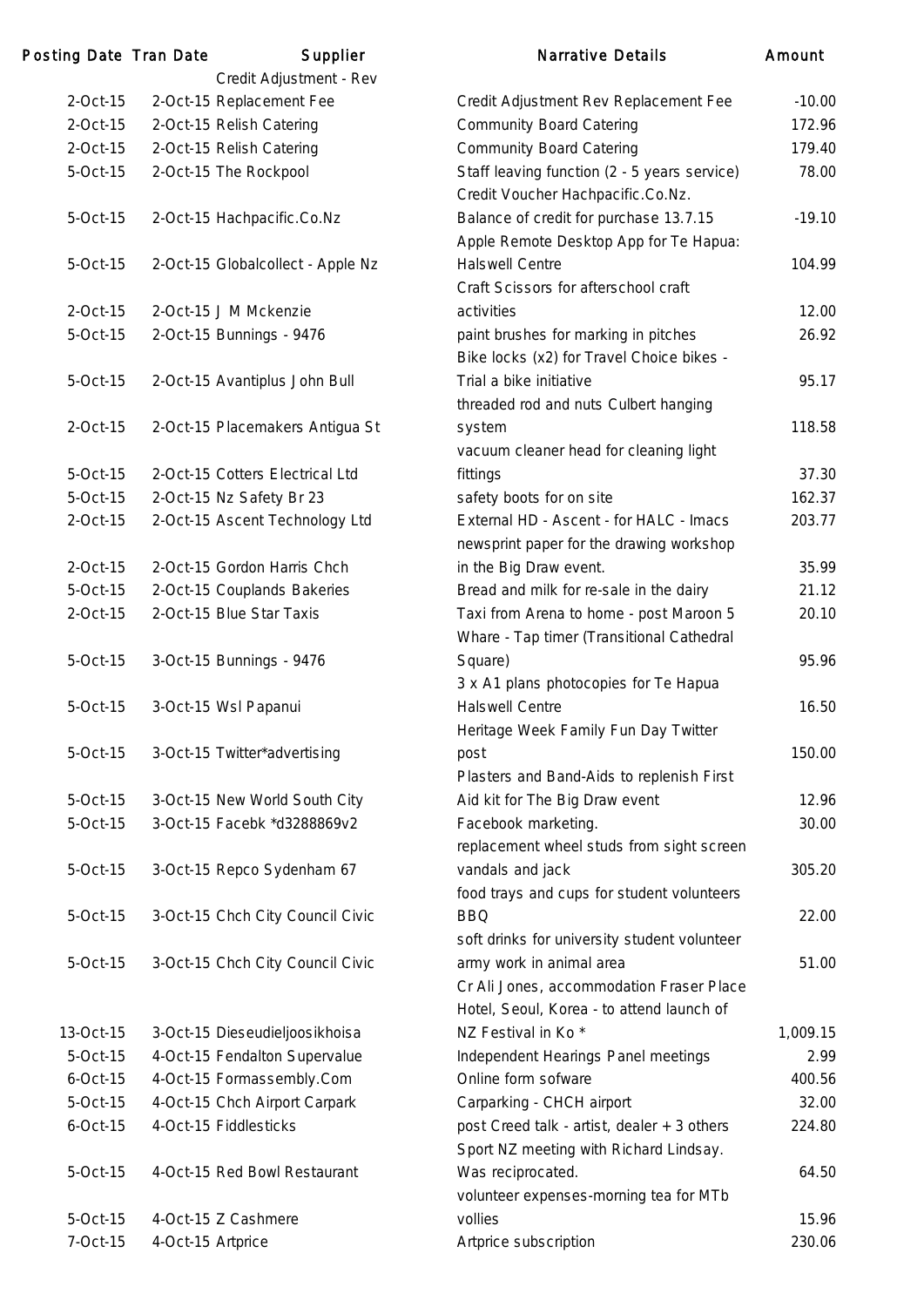| Posting Date | Tran Date | Supplier | Narrative Details | Amount |
|---|---|---|---|---|
| 2-Oct-15 | 2-Oct-15 | Credit Adjustment - Rev Replacement Fee | Credit Adjustment Rev Replacement Fee | -10.00 |
| 2-Oct-15 | 2-Oct-15 | Relish Catering | Community Board Catering | 172.96 |
| 2-Oct-15 | 2-Oct-15 | Relish Catering | Community Board Catering | 179.40 |
| 5-Oct-15 | 2-Oct-15 | The Rockpool | Staff leaving function (2 - 5 years service) | 78.00 |
| 5-Oct-15 | 2-Oct-15 | Hachpacific.Co.Nz | Credit Voucher Hachpacific.Co.Nz. Balance of credit for purchase 13.7.15 | -19.10 |
| 5-Oct-15 | 2-Oct-15 | Globalcollect - Apple Nz | Apple Remote Desktop App for Te Hapua: Halswell Centre | 104.99 |
| 2-Oct-15 | 2-Oct-15 | J M Mckenzie | Craft Scissors for afterschool craft activities | 12.00 |
| 5-Oct-15 | 2-Oct-15 | Bunnings - 9476 | paint brushes for marking in pitches | 26.92 |
| 5-Oct-15 | 2-Oct-15 | Avantiplus John Bull | Bike locks (x2) for Travel Choice bikes - Trial a bike initiative | 95.17 |
| 2-Oct-15 | 2-Oct-15 | Placemakers Antigua St | threaded rod and nuts Culbert hanging system | 118.58 |
| 5-Oct-15 | 2-Oct-15 | Cotters Electrical Ltd | vacuum cleaner head for cleaning light fittings | 37.30 |
| 5-Oct-15 | 2-Oct-15 | Nz Safety Br 23 | safety boots for on site | 162.37 |
| 2-Oct-15 | 2-Oct-15 | Ascent Technology Ltd | External HD - Ascent - for HALC - Imacs | 203.77 |
| 2-Oct-15 | 2-Oct-15 | Gordon Harris Chch | newsprint paper for the drawing workshop in the Big Draw event. | 35.99 |
| 5-Oct-15 | 2-Oct-15 | Couplands Bakeries | Bread and milk for re-sale in the dairy | 21.12 |
| 2-Oct-15 | 2-Oct-15 | Blue Star Taxis | Taxi from Arena to home - post Maroon 5 | 20.10 |
| 5-Oct-15 | 3-Oct-15 | Bunnings - 9476 | Whare - Tap timer (Transitional Cathedral Square) | 95.96 |
| 5-Oct-15 | 3-Oct-15 | Wsl Papanui | 3 x A1 plans photocopies for Te Hapua Halswell Centre | 16.50 |
| 5-Oct-15 | 3-Oct-15 | Twitter*advertising | Heritage Week Family Fun Day Twitter post | 150.00 |
| 5-Oct-15 | 3-Oct-15 | New World South City | Plasters and Band-Aids to replenish First Aid kit for The Big Draw event | 12.96 |
| 5-Oct-15 | 3-Oct-15 | Facebk *d3288869v2 | Facebook marketing. | 30.00 |
| 5-Oct-15 | 3-Oct-15 | Repco Sydenham 67 | replacement wheel studs from sight screen vandals and jack | 305.20 |
| 5-Oct-15 | 3-Oct-15 | Chch City Council Civic | food trays and cups for student volunteers BBQ | 22.00 |
| 5-Oct-15 | 3-Oct-15 | Chch City Council Civic | soft drinks for university student volunteer army work in animal area | 51.00 |
| 13-Oct-15 | 3-Oct-15 | Dieseudieljoosikhoisa | Cr Ali Jones, accommodation Fraser Place Hotel, Seoul, Korea - to attend launch of NZ Festival in Ko * | 1,009.15 |
| 5-Oct-15 | 4-Oct-15 | Fendalton Supervalue | Independent Hearings Panel meetings | 2.99 |
| 6-Oct-15 | 4-Oct-15 | Formassembly.Com | Online form sofware | 400.56 |
| 5-Oct-15 | 4-Oct-15 | Chch Airport Carpark | Carparking - CHCH airport | 32.00 |
| 6-Oct-15 | 4-Oct-15 | Fiddlesticks | post Creed talk - artist, dealer + 3 others | 224.80 |
| 5-Oct-15 | 4-Oct-15 | Red Bowl Restaurant | Sport NZ meeting with Richard Lindsay. Was reciprocated. | 64.50 |
| 5-Oct-15 | 4-Oct-15 | Z Cashmere | volunteer expenses-morning tea for MTb vollies | 15.96 |
| 7-Oct-15 | 4-Oct-15 | Artprice | Artprice subscription | 230.06 |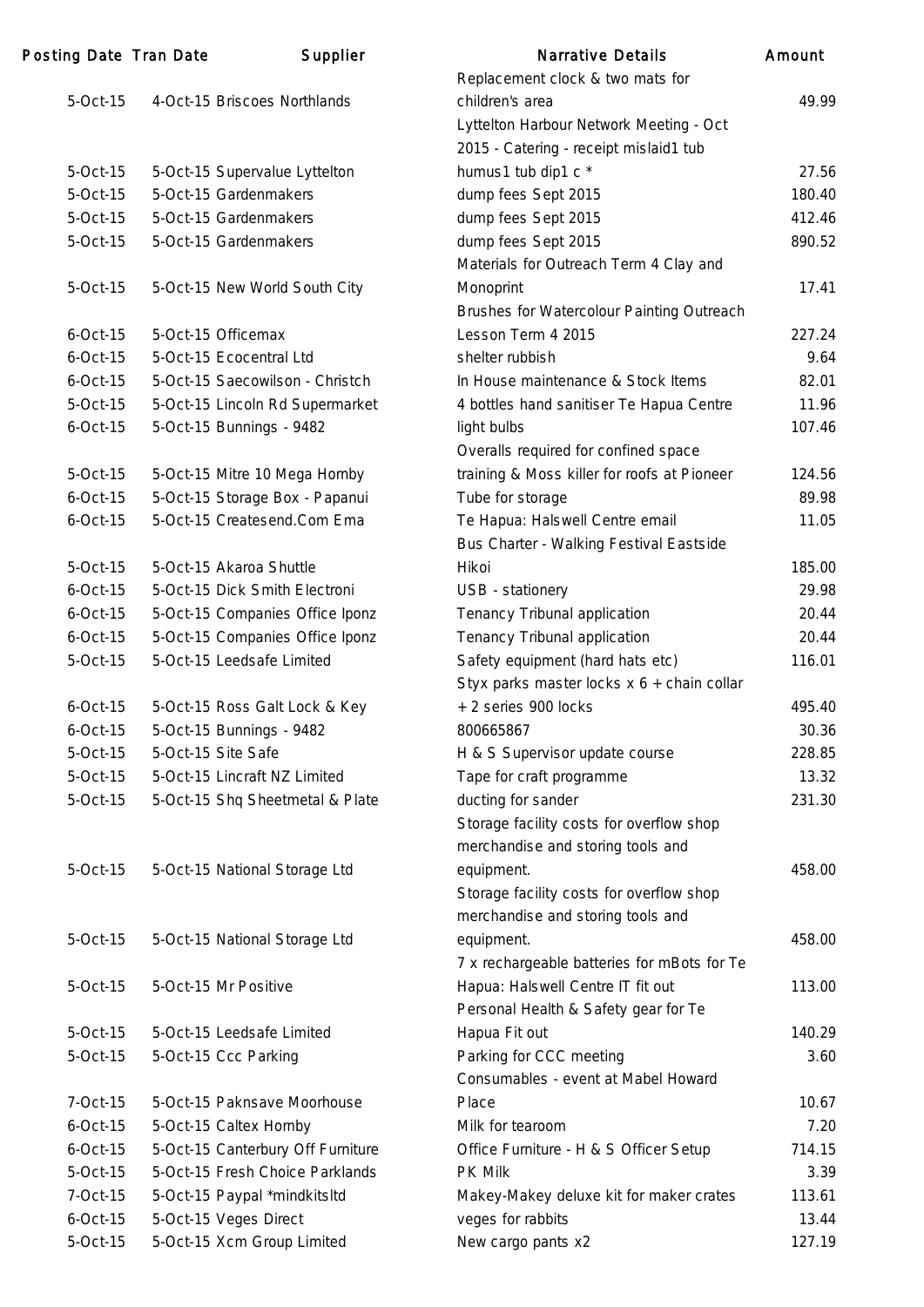| Posting Date | Tran Date | Supplier | Narrative Details | Amount |
|---|---|---|---|---|
| 5-Oct-15 | 4-Oct-15 | Briscoes Northlands | Replacement clock & two mats for children's area | 49.99 |
| 5-Oct-15 | 5-Oct-15 | Supervalue Lyttelton | Lyttelton Harbour Network Meeting - Oct 2015 - Catering - receipt mislaid1 tub humus1 tub dip1 c * | 27.56 |
| 5-Oct-15 | 5-Oct-15 | Gardenmakers | dump fees Sept 2015 | 180.40 |
| 5-Oct-15 | 5-Oct-15 | Gardenmakers | dump fees Sept 2015 | 412.46 |
| 5-Oct-15 | 5-Oct-15 | Gardenmakers | dump fees Sept 2015 | 890.52 |
| 5-Oct-15 | 5-Oct-15 | New World South City | Materials for Outreach Term 4 Clay and Monoprint | 17.41 |
| 6-Oct-15 | 5-Oct-15 | Officemax | Brushes for Watercolour Painting Outreach Lesson Term 4 2015 | 227.24 |
| 6-Oct-15 | 5-Oct-15 | Ecocentral Ltd | shelter rubbish | 9.64 |
| 6-Oct-15 | 5-Oct-15 | Saecowilson - Christch | In House maintenance & Stock Items | 82.01 |
| 5-Oct-15 | 5-Oct-15 | Lincoln Rd Supermarket | 4 bottles hand sanitiser Te Hapua Centre | 11.96 |
| 6-Oct-15 | 5-Oct-15 | Bunnings - 9482 | light bulbs | 107.46 |
| 5-Oct-15 | 5-Oct-15 | Mitre 10 Mega Hornby | Overalls required for confined space training & Moss killer for roofs at Pioneer | 124.56 |
| 6-Oct-15 | 5-Oct-15 | Storage Box - Papanui | Tube for storage | 89.98 |
| 6-Oct-15 | 5-Oct-15 | Createsend.Com Ema | Te Hapua: Halswell Centre email | 11.05 |
| 5-Oct-15 | 5-Oct-15 | Akaroa Shuttle | Bus Charter - Walking Festival Eastside Hikoi | 185.00 |
| 6-Oct-15 | 5-Oct-15 | Dick Smith Electroni | USB - stationery | 29.98 |
| 6-Oct-15 | 5-Oct-15 | Companies Office Iponz | Tenancy Tribunal application | 20.44 |
| 6-Oct-15 | 5-Oct-15 | Companies Office Iponz | Tenancy Tribunal application | 20.44 |
| 5-Oct-15 | 5-Oct-15 | Leedsafe Limited | Safety equipment (hard hats etc) | 116.01 |
| 6-Oct-15 | 5-Oct-15 | Ross Galt Lock & Key | Styx parks master locks x 6 + chain collar + 2 series 900 locks | 495.40 |
| 6-Oct-15 | 5-Oct-15 | Bunnings - 9482 | 800665867 | 30.36 |
| 5-Oct-15 | 5-Oct-15 | Site Safe | H & S Supervisor update course | 228.85 |
| 5-Oct-15 | 5-Oct-15 | Lincraft NZ Limited | Tape for craft programme | 13.32 |
| 5-Oct-15 | 5-Oct-15 | Shq Sheetmetal & Plate | ducting for sander | 231.30 |
| 5-Oct-15 | 5-Oct-15 | National Storage Ltd | Storage facility costs for overflow shop merchandise and storing tools and equipment. | 458.00 |
| 5-Oct-15 | 5-Oct-15 | National Storage Ltd | Storage facility costs for overflow shop merchandise and storing tools and equipment. | 458.00 |
| 5-Oct-15 | 5-Oct-15 | Mr Positive | 7 x rechargeable batteries for mBots for Te Hapua: Halswell Centre IT fit out | 113.00 |
| 5-Oct-15 | 5-Oct-15 | Leedsafe Limited | Personal Health & Safety gear for Te Hapua Fit out | 140.29 |
| 5-Oct-15 | 5-Oct-15 | Ccc Parking | Parking for CCC meeting | 3.60 |
| 7-Oct-15 | 5-Oct-15 | Paknsave Moorhouse | Consumables - event at Mabel Howard Place | 10.67 |
| 6-Oct-15 | 5-Oct-15 | Caltex Hornby | Milk for tearoom | 7.20 |
| 6-Oct-15 | 5-Oct-15 | Canterbury Off Furniture | Office Furniture - H & S Officer Setup | 714.15 |
| 5-Oct-15 | 5-Oct-15 | Fresh Choice Parklands | PK Milk | 3.39 |
| 7-Oct-15 | 5-Oct-15 | Paypal *mindkitsltd | Makey-Makey deluxe kit for maker crates | 113.61 |
| 6-Oct-15 | 5-Oct-15 | Veges Direct | veges for rabbits | 13.44 |
| 5-Oct-15 | 5-Oct-15 | Xcm Group Limited | New cargo pants x2 | 127.19 |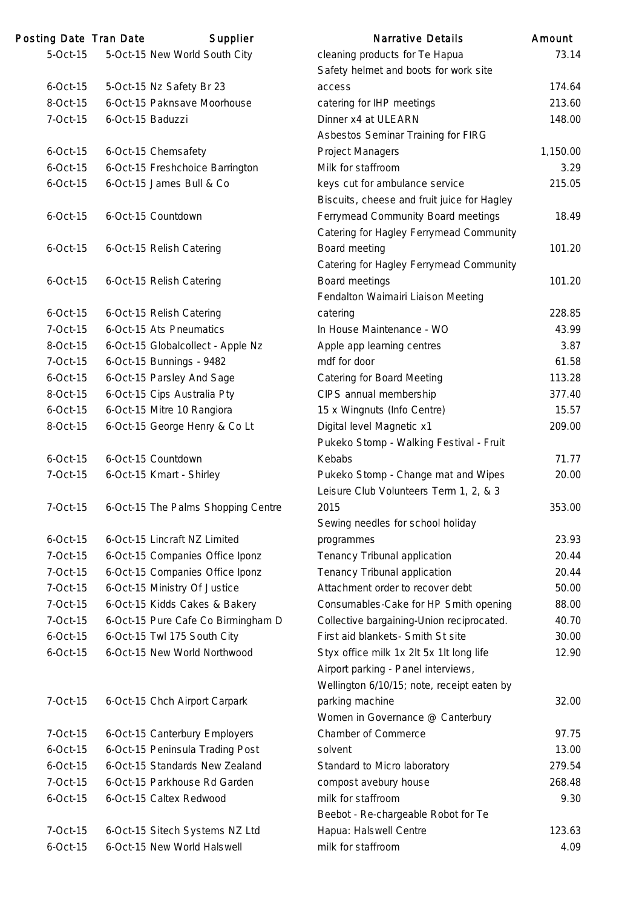| Posting Date | Tran Date | Supplier | Narrative Details | Amount |
|---|---|---|---|---|
| 5-Oct-15 | 5-Oct-15 | New World South City | cleaning products for Te Hapua | 73.14 |
| 6-Oct-15 | 5-Oct-15 | Nz Safety Br 23 | Safety helmet and boots for work site access | 174.64 |
| 8-Oct-15 | 6-Oct-15 | Paknsave Moorhouse | catering for IHP meetings | 213.60 |
| 7-Oct-15 | 6-Oct-15 | Baduzzi | Dinner x4 at ULEARN | 148.00 |
| 6-Oct-15 | 6-Oct-15 | Chemsafety | Asbestos Seminar Training for FIRG Project Managers | 1,150.00 |
| 6-Oct-15 | 6-Oct-15 | Freshchoice Barrington | Milk for staffroom | 3.29 |
| 6-Oct-15 | 6-Oct-15 | James Bull & Co | keys cut for ambulance service | 215.05 |
| 6-Oct-15 | 6-Oct-15 | Countdown | Biscuits, cheese and fruit juice for Hagley Ferrymead Community Board meetings | 18.49 |
| 6-Oct-15 | 6-Oct-15 | Relish Catering | Catering for Hagley Ferrymead Community Board meeting | 101.20 |
| 6-Oct-15 | 6-Oct-15 | Relish Catering | Catering for Hagley Ferrymead Community Board meetings | 101.20 |
| 6-Oct-15 | 6-Oct-15 | Relish Catering | Fendalton Waimairi Liaison Meeting catering | 228.85 |
| 7-Oct-15 | 6-Oct-15 | Ats Pneumatics | In House Maintenance - WO | 43.99 |
| 8-Oct-15 | 6-Oct-15 | Globalcollect - Apple Nz | Apple app learning centres | 3.87 |
| 7-Oct-15 | 6-Oct-15 | Bunnings - 9482 | mdf for door | 61.58 |
| 6-Oct-15 | 6-Oct-15 | Parsley And Sage | Catering for Board Meeting | 113.28 |
| 8-Oct-15 | 6-Oct-15 | Cips Australia Pty | CIPS annual membership | 377.40 |
| 6-Oct-15 | 6-Oct-15 | Mitre 10 Rangiora | 15 x Wingnuts (Info Centre) | 15.57 |
| 8-Oct-15 | 6-Oct-15 | George Henry & Co Lt | Digital level Magnetic x1 | 209.00 |
| 6-Oct-15 | 6-Oct-15 | Countdown | Pukeko Stomp - Walking Festival - Fruit Kebabs | 71.77 |
| 7-Oct-15 | 6-Oct-15 | Kmart - Shirley | Pukeko Stomp - Change mat and Wipes | 20.00 |
| 7-Oct-15 | 6-Oct-15 | The Palms Shopping Centre | Leisure Club Volunteers Term 1, 2, & 3 2015 | 353.00 |
| 6-Oct-15 | 6-Oct-15 | Lincraft NZ Limited | Sewing needles for school holiday programmes | 23.93 |
| 7-Oct-15 | 6-Oct-15 | Companies Office Iponz | Tenancy Tribunal application | 20.44 |
| 7-Oct-15 | 6-Oct-15 | Companies Office Iponz | Tenancy Tribunal application | 20.44 |
| 7-Oct-15 | 6-Oct-15 | Ministry Of Justice | Attachment order to recover debt | 50.00 |
| 7-Oct-15 | 6-Oct-15 | Kidds Cakes & Bakery | Consumables-Cake for HP Smith opening | 88.00 |
| 7-Oct-15 | 6-Oct-15 | Pure Cafe Co Birmingham D | Collective bargaining-Union reciprocated. | 40.70 |
| 6-Oct-15 | 6-Oct-15 | Twl 175 South City | First aid blankets- Smith St site | 30.00 |
| 6-Oct-15 | 6-Oct-15 | New World Northwood | Styx office milk 1x 2lt 5x 1lt long life | 12.90 |
| 7-Oct-15 | 6-Oct-15 | Chch Airport Carpark | Airport parking - Panel interviews, Wellington 6/10/15; note, receipt eaten by parking machine | 32.00 |
| 7-Oct-15 | 6-Oct-15 | Canterbury Employers | Women in Governance @ Canterbury Chamber of Commerce | 97.75 |
| 6-Oct-15 | 6-Oct-15 | Peninsula Trading Post | solvent | 13.00 |
| 6-Oct-15 | 6-Oct-15 | Standards New Zealand | Standard to Micro laboratory | 279.54 |
| 7-Oct-15 | 6-Oct-15 | Parkhouse Rd Garden | compost avebury house | 268.48 |
| 6-Oct-15 | 6-Oct-15 | Caltex Redwood | milk for staffroom | 9.30 |
| 7-Oct-15 | 6-Oct-15 | Sitech Systems NZ Ltd | Beebot - Re-chargeable Robot for Te Hapua: Halswell Centre | 123.63 |
| 6-Oct-15 | 6-Oct-15 | New World Halswell | milk for staffroom | 4.09 |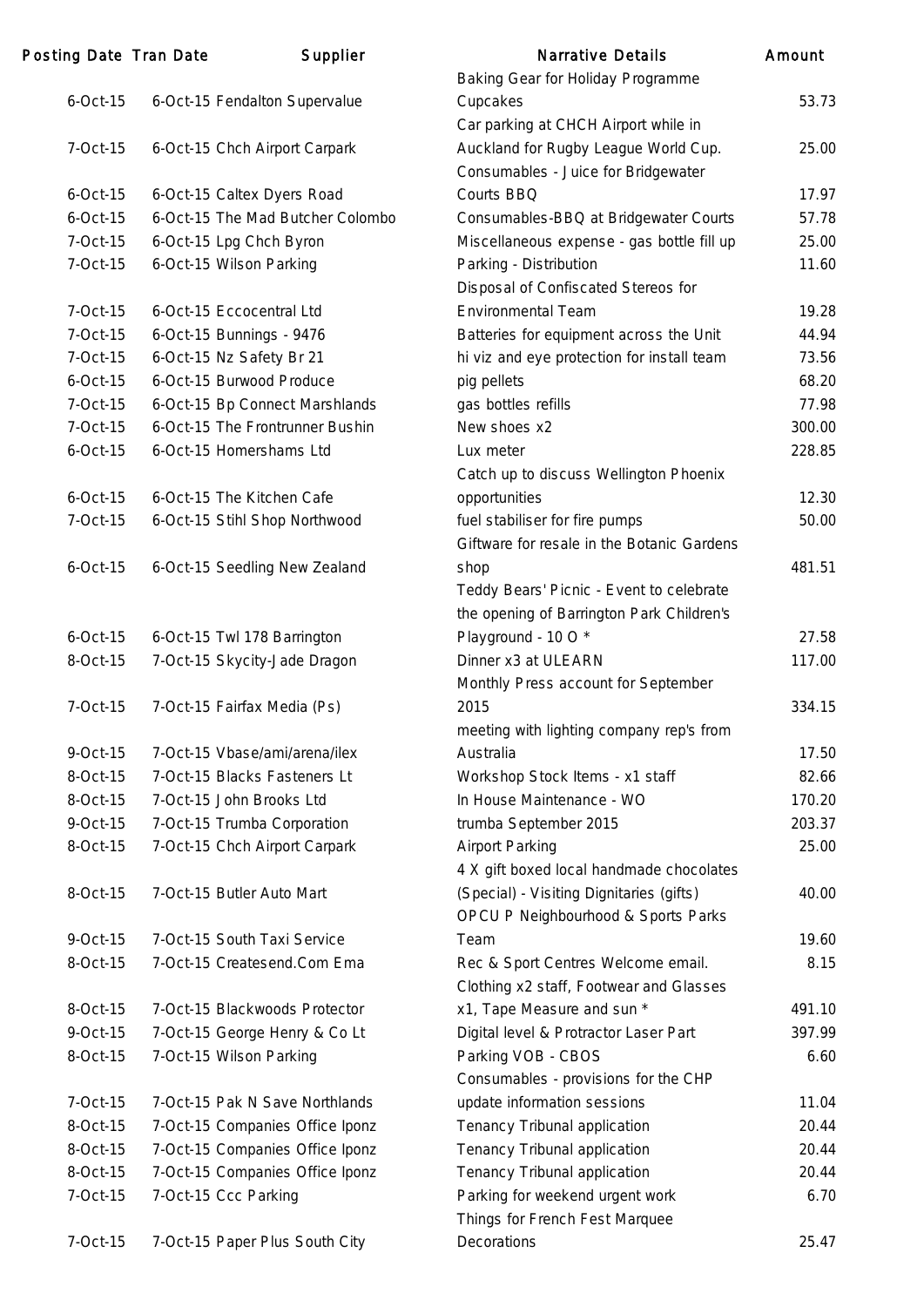| Posting Date | Tran Date | Supplier | Narrative Details | Amount |
|---|---|---|---|---|
| 6-Oct-15 | 6-Oct-15 | Fendalton Supervalue | Baking Gear for Holiday Programme Cupcakes | 53.73 |
| 7-Oct-15 | 6-Oct-15 | Chch Airport Carpark | Car parking at CHCH Airport while in Auckland for Rugby League World Cup. | 25.00 |
| 6-Oct-15 | 6-Oct-15 | Caltex Dyers Road | Consumables - Juice for Bridgewater Courts BBQ | 17.97 |
| 6-Oct-15 | 6-Oct-15 | The Mad Butcher Colombo | Consumables-BBQ at Bridgewater Courts | 57.78 |
| 7-Oct-15 | 6-Oct-15 | Lpg Chch Byron | Miscellaneous expense - gas bottle fill up | 25.00 |
| 7-Oct-15 | 6-Oct-15 | Wilson Parking | Parking - Distribution | 11.60 |
| 7-Oct-15 | 6-Oct-15 | Eccocentral Ltd | Disposal of Confiscated Stereos for Environmental Team | 19.28 |
| 7-Oct-15 | 6-Oct-15 | Bunnings - 9476 | Batteries for equipment across the Unit | 44.94 |
| 7-Oct-15 | 6-Oct-15 | Nz Safety Br 21 | hi viz and eye protection for install team | 73.56 |
| 6-Oct-15 | 6-Oct-15 | Burwood Produce | pig pellets | 68.20 |
| 7-Oct-15 | 6-Oct-15 | Bp Connect Marshlands | gas bottles refills | 77.98 |
| 7-Oct-15 | 6-Oct-15 | The Frontrunner Bushin | New shoes x2 | 300.00 |
| 6-Oct-15 | 6-Oct-15 | Homershams Ltd | Lux meter | 228.85 |
| 6-Oct-15 | 6-Oct-15 | The Kitchen Cafe | Catch up to discuss Wellington Phoenix opportunities | 12.30 |
| 7-Oct-15 | 6-Oct-15 | Stihl Shop Northwood | fuel stabiliser for fire pumps | 50.00 |
| 6-Oct-15 | 6-Oct-15 | Seedling New Zealand | Giftware for resale in the Botanic Gardens shop | 481.51 |
| 6-Oct-15 | 6-Oct-15 | Twl 178 Barrington | Teddy Bears' Picnic - Event to celebrate the opening of Barrington Park Children's Playground - 10 O * | 27.58 |
| 8-Oct-15 | 7-Oct-15 | Skycity-Jade Dragon | Dinner x3 at ULEARN | 117.00 |
| 7-Oct-15 | 7-Oct-15 | Fairfax Media (Ps) | Monthly Press account for September 2015 | 334.15 |
| 9-Oct-15 | 7-Oct-15 | Vbase/ami/arena/ilex | meeting with lighting company rep's from Australia | 17.50 |
| 8-Oct-15 | 7-Oct-15 | Blacks Fasteners Lt | Workshop Stock Items - x1 staff | 82.66 |
| 8-Oct-15 | 7-Oct-15 | John Brooks Ltd | In House Maintenance - WO | 170.20 |
| 9-Oct-15 | 7-Oct-15 | Trumba Corporation | trumba September 2015 | 203.37 |
| 8-Oct-15 | 7-Oct-15 | Chch Airport Carpark | Airport Parking | 25.00 |
| 8-Oct-15 | 7-Oct-15 | Butler Auto Mart | 4 X gift boxed local handmade chocolates (Special) - Visiting Dignitaries (gifts) | 40.00 |
| 9-Oct-15 | 7-Oct-15 | South Taxi Service | OPCU P Neighbourhood & Sports Parks Team | 19.60 |
| 8-Oct-15 | 7-Oct-15 | Createsend.Com Ema | Rec & Sport Centres Welcome email. | 8.15 |
| 8-Oct-15 | 7-Oct-15 | Blackwoods Protector | Clothing x2 staff, Footwear and Glasses x1, Tape Measure and sun * | 491.10 |
| 9-Oct-15 | 7-Oct-15 | George Henry & Co Lt | Digital level & Protractor Laser Part | 397.99 |
| 8-Oct-15 | 7-Oct-15 | Wilson Parking | Parking VOB - CBOS | 6.60 |
| 7-Oct-15 | 7-Oct-15 | Pak N Save Northlands | Consumables - provisions for the CHP update information sessions | 11.04 |
| 8-Oct-15 | 7-Oct-15 | Companies Office Iponz | Tenancy Tribunal application | 20.44 |
| 8-Oct-15 | 7-Oct-15 | Companies Office Iponz | Tenancy Tribunal application | 20.44 |
| 8-Oct-15 | 7-Oct-15 | Companies Office Iponz | Tenancy Tribunal application | 20.44 |
| 7-Oct-15 | 7-Oct-15 | Ccc Parking | Parking for weekend urgent work | 6.70 |
| 7-Oct-15 | 7-Oct-15 | Paper Plus South City | Things for French Fest Marquee Decorations | 25.47 |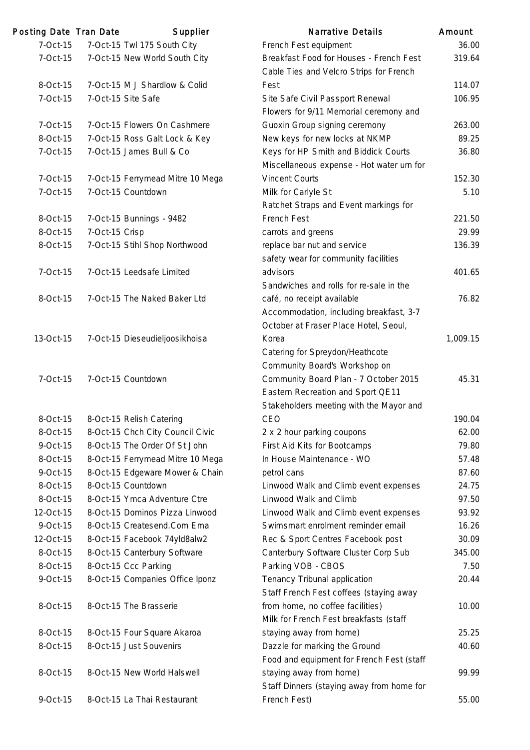| Posting Date | Tran Date | Supplier | Narrative Details | Amount |
|---|---|---|---|---|
| 7-Oct-15 | 7-Oct-15 | Twl 175 South City | French Fest equipment | 36.00 |
| 7-Oct-15 | 7-Oct-15 | New World South City | Breakfast Food for Houses - French Fest | 319.64 |
| 8-Oct-15 | 7-Oct-15 | M J Shardlow & Colid | Cable Ties and Velcro Strips for French Fest | 114.07 |
| 7-Oct-15 | 7-Oct-15 | Site Safe | Site Safe Civil Passport Renewal | 106.95 |
| 7-Oct-15 | 7-Oct-15 | Flowers On Cashmere | Flowers for 9/11 Memorial ceremony and Guoxin Group signing ceremony | 263.00 |
| 8-Oct-15 | 7-Oct-15 | Ross Galt Lock & Key | New keys for new locks at NKMP | 89.25 |
| 7-Oct-15 | 7-Oct-15 | James Bull & Co | Keys for HP Smith and Biddick Courts | 36.80 |
| 7-Oct-15 | 7-Oct-15 | Ferrymead Mitre 10 Mega | Miscellaneous expense - Hot water urn for Vincent Courts | 152.30 |
| 7-Oct-15 | 7-Oct-15 | Countdown | Milk for Carlyle St | 5.10 |
| 8-Oct-15 | 7-Oct-15 | Bunnings - 9482 | Ratchet Straps and Event markings for French Fest | 221.50 |
| 8-Oct-15 | 7-Oct-15 | Crisp | carrots and greens | 29.99 |
| 8-Oct-15 | 7-Oct-15 | Stihl Shop Northwood | replace bar nut and service | 136.39 |
| 7-Oct-15 | 7-Oct-15 | Leedsafe Limited | safety wear for community facilities advisors | 401.65 |
| 8-Oct-15 | 7-Oct-15 | The Naked Baker Ltd | Sandwiches and rolls for re-sale in the café, no receipt available | 76.82 |
| 13-Oct-15 | 7-Oct-15 | Dieseudieljoosikhoisa | Accommodation, including breakfast, 3-7 October at Fraser Place Hotel, Seoul, Korea | 1,009.15 |
| 7-Oct-15 | 7-Oct-15 | Countdown | Catering for Spreydon/Heathcote Community Board's Workshop on Community Board Plan - 7 October 2015 | 45.31 |
| 8-Oct-15 | 8-Oct-15 | Relish Catering | Eastern Recreation and Sport QE11 Stakeholders meeting with the Mayor and CEO | 190.04 |
| 8-Oct-15 | 8-Oct-15 | Chch City Council Civic | 2 x 2 hour parking coupons | 62.00 |
| 9-Oct-15 | 8-Oct-15 | The Order Of St John | First Aid Kits for Bootcamps | 79.80 |
| 8-Oct-15 | 8-Oct-15 | Ferrymead Mitre 10 Mega | In House Maintenance - WO | 57.48 |
| 9-Oct-15 | 8-Oct-15 | Edgeware Mower & Chain | petrol cans | 87.60 |
| 8-Oct-15 | 8-Oct-15 | Countdown | Linwood Walk and Climb event expenses | 24.75 |
| 8-Oct-15 | 8-Oct-15 | Ymca Adventure Ctre | Linwood Walk and Climb | 97.50 |
| 12-Oct-15 | 8-Oct-15 | Dominos Pizza Linwood | Linwood Walk and Climb event expenses | 93.92 |
| 9-Oct-15 | 8-Oct-15 | Createsend.Com Ema | Swimsmart enrolment reminder email | 16.26 |
| 12-Oct-15 | 8-Oct-15 | Facebook 74yld8alw2 | Rec & Sport Centres Facebook post | 30.09 |
| 8-Oct-15 | 8-Oct-15 | Canterbury Software | Canterbury Software Cluster Corp Sub | 345.00 |
| 8-Oct-15 | 8-Oct-15 | Ccc Parking | Parking VOB - CBOS | 7.50 |
| 9-Oct-15 | 8-Oct-15 | Companies Office Iponz | Tenancy Tribunal application | 20.44 |
| 8-Oct-15 | 8-Oct-15 | The Brasserie | Staff French Fest coffees (staying away from home, no coffee facilities) | 10.00 |
| 8-Oct-15 | 8-Oct-15 | Four Square Akaroa | Milk for French Fest breakfasts (staff staying away from home) | 25.25 |
| 8-Oct-15 | 8-Oct-15 | Just Souvenirs | Dazzle for marking the Ground | 40.60 |
| 8-Oct-15 | 8-Oct-15 | New World Halswell | Food and equipment for French Fest (staff staying away from home) | 99.99 |
| 9-Oct-15 | 8-Oct-15 | La Thai Restaurant | Staff Dinners (staying away from home for French Fest) | 55.00 |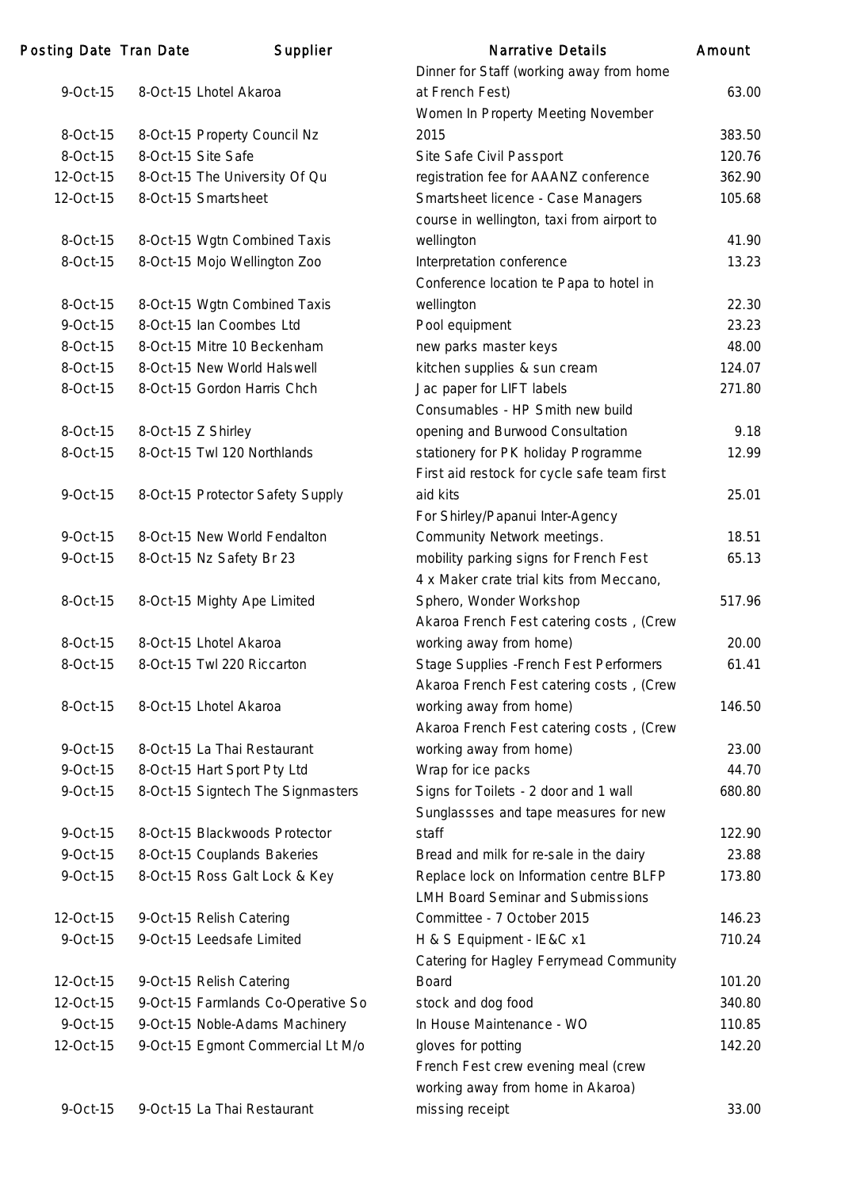| Posting Date | Tran Date | Supplier | Narrative Details | Amount |
|---|---|---|---|---|
| 9-Oct-15 | 8-Oct-15 | Lhotel Akaroa | Dinner for Staff (working away from home at French Fest) | 63.00 |
| 8-Oct-15 | 8-Oct-15 | Property Council Nz | Women In Property Meeting November 2015 | 383.50 |
| 8-Oct-15 | 8-Oct-15 | Site Safe | Site Safe Civil Passport | 120.76 |
| 12-Oct-15 | 8-Oct-15 | The University Of Qu | registration fee for AAANZ conference | 362.90 |
| 12-Oct-15 | 8-Oct-15 | Smartsheet | Smartsheet licence - Case Managers | 105.68 |
| 8-Oct-15 | 8-Oct-15 | Wgtn Combined Taxis | course in wellington, taxi from airport to wellington | 41.90 |
| 8-Oct-15 | 8-Oct-15 | Mojo Wellington Zoo | Interpretation conference | 13.23 |
| 8-Oct-15 | 8-Oct-15 | Wgtn Combined Taxis | Conference location te Papa to hotel in wellington | 22.30 |
| 9-Oct-15 | 8-Oct-15 | Ian Coombes Ltd | Pool equipment | 23.23 |
| 8-Oct-15 | 8-Oct-15 | Mitre 10 Beckenham | new parks master keys | 48.00 |
| 8-Oct-15 | 8-Oct-15 | New World Halswell | kitchen supplies & sun cream | 124.07 |
| 8-Oct-15 | 8-Oct-15 | Gordon Harris Chch | Jac paper for LIFT labels | 271.80 |
| 8-Oct-15 | 8-Oct-15 | Z Shirley | Consumables - HP Smith new build opening and Burwood Consultation | 9.18 |
| 8-Oct-15 | 8-Oct-15 | Twl 120 Northlands | stationery for PK holiday Programme | 12.99 |
| 9-Oct-15 | 8-Oct-15 | Protector Safety Supply | First aid restock for cycle safe team first aid kits | 25.01 |
| 9-Oct-15 | 8-Oct-15 | New World Fendalton | For Shirley/Papanui Inter-Agency Community Network meetings. | 18.51 |
| 9-Oct-15 | 8-Oct-15 | Nz Safety Br 23 | mobility parking signs for French Fest | 65.13 |
| 8-Oct-15 | 8-Oct-15 | Mighty Ape Limited | 4 x Maker crate trial kits from Meccano, Sphero, Wonder Workshop | 517.96 |
| 8-Oct-15 | 8-Oct-15 | Lhotel Akaroa | Akaroa French Fest catering costs , (Crew working away from home) | 20.00 |
| 8-Oct-15 | 8-Oct-15 | Twl 220 Riccarton | Stage Supplies -French Fest Performers | 61.41 |
| 8-Oct-15 | 8-Oct-15 | Lhotel Akaroa | Akaroa French Fest catering costs , (Crew working away from home) | 146.50 |
| 9-Oct-15 | 8-Oct-15 | La Thai Restaurant | Akaroa French Fest catering costs , (Crew working away from home) | 23.00 |
| 9-Oct-15 | 8-Oct-15 | Hart Sport Pty Ltd | Wrap for ice packs | 44.70 |
| 9-Oct-15 | 8-Oct-15 | Signtech The Signmasters | Signs for Toilets - 2 door and 1 wall | 680.80 |
| 9-Oct-15 | 8-Oct-15 | Blackwoods Protector | Sunglassses and tape measures for new staff | 122.90 |
| 9-Oct-15 | 8-Oct-15 | Couplands Bakeries | Bread and milk for re-sale in the dairy | 23.88 |
| 9-Oct-15 | 8-Oct-15 | Ross Galt Lock & Key | Replace lock on Information centre BLFP | 173.80 |
| 12-Oct-15 | 9-Oct-15 | Relish Catering | LMH Board Seminar and Submissions Committee - 7 October 2015 | 146.23 |
| 9-Oct-15 | 9-Oct-15 | Leedsafe Limited | H & S Equipment - IE&C x1 | 710.24 |
| 12-Oct-15 | 9-Oct-15 | Relish Catering | Catering for Hagley Ferrymead Community Board | 101.20 |
| 12-Oct-15 | 9-Oct-15 | Farmlands Co-Operative So | stock and dog food | 340.80 |
| 9-Oct-15 | 9-Oct-15 | Noble-Adams Machinery | In House Maintenance - WO | 110.85 |
| 12-Oct-15 | 9-Oct-15 | Egmont Commercial Lt M/o | gloves for potting | 142.20 |
| 9-Oct-15 | 9-Oct-15 | La Thai Restaurant | French Fest crew evening meal (crew working away from home in Akaroa) missing receipt | 33.00 |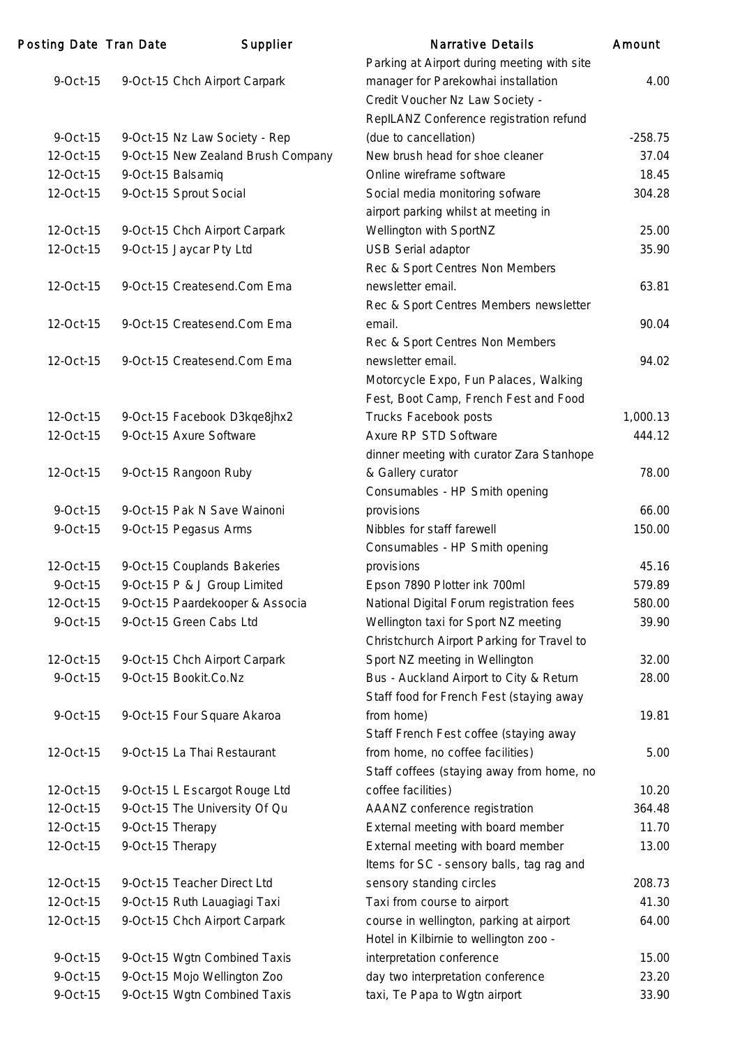| Posting Date | Tran Date | Supplier | Narrative Details | Amount |
|---|---|---|---|---|
| 9-Oct-15 | 9-Oct-15 | Chch Airport Carpark | Parking at Airport during meeting with site manager for Parekowhai installation | 4.00 |
| 9-Oct-15 | 9-Oct-15 | Nz Law Society - Rep | Credit Voucher Nz Law Society - RepILANZ Conference registration refund (due to cancellation) | -258.75 |
| 12-Oct-15 | 9-Oct-15 | New Zealand Brush Company | New brush head for shoe cleaner | 37.04 |
| 12-Oct-15 | 9-Oct-15 | Balsamiq | Online wireframe software | 18.45 |
| 12-Oct-15 | 9-Oct-15 | Sprout Social | Social media monitoring sofware | 304.28 |
| 12-Oct-15 | 9-Oct-15 | Chch Airport Carpark | airport parking whilst at meeting in Wellington with SportNZ | 25.00 |
| 12-Oct-15 | 9-Oct-15 | Jaycar Pty Ltd | USB Serial adaptor | 35.90 |
| 12-Oct-15 | 9-Oct-15 | Createsend.Com Ema | Rec & Sport Centres Non Members newsletter email. | 63.81 |
| 12-Oct-15 | 9-Oct-15 | Createsend.Com Ema | Rec & Sport Centres Members newsletter email. | 90.04 |
| 12-Oct-15 | 9-Oct-15 | Createsend.Com Ema | Rec & Sport Centres Non Members newsletter email. | 94.02 |
| 12-Oct-15 | 9-Oct-15 | Facebook D3kqe8jhx2 | Motorcycle Expo, Fun Palaces, Walking Fest, Boot Camp, French Fest and Food Trucks Facebook posts | 1,000.13 |
| 12-Oct-15 | 9-Oct-15 | Axure Software | Axure RP STD Software | 444.12 |
| 12-Oct-15 | 9-Oct-15 | Rangoon Ruby | dinner meeting with curator Zara Stanhope & Gallery curator | 78.00 |
| 9-Oct-15 | 9-Oct-15 | Pak N Save Wainoni | Consumables - HP Smith opening provisions | 66.00 |
| 9-Oct-15 | 9-Oct-15 | Pegasus Arms | Nibbles for staff farewell | 150.00 |
| 12-Oct-15 | 9-Oct-15 | Couplands Bakeries | Consumables - HP Smith opening provisions | 45.16 |
| 9-Oct-15 | 9-Oct-15 | P & J Group Limited | Epson 7890 Plotter ink 700ml | 579.89 |
| 12-Oct-15 | 9-Oct-15 | Paardekooper & Associa | National Digital Forum registration fees | 580.00 |
| 9-Oct-15 | 9-Oct-15 | Green Cabs Ltd | Wellington taxi for Sport NZ meeting | 39.90 |
| 12-Oct-15 | 9-Oct-15 | Chch Airport Carpark | Christchurch Airport Parking for Travel to Sport NZ meeting in Wellington | 32.00 |
| 9-Oct-15 | 9-Oct-15 | Bookit.Co.Nz | Bus - Auckland Airport to City & Return | 28.00 |
| 9-Oct-15 | 9-Oct-15 | Four Square Akaroa | Staff food for French Fest (staying away from home) | 19.81 |
| 12-Oct-15 | 9-Oct-15 | La Thai Restaurant | Staff French Fest coffee (staying away from home, no coffee facilities) | 5.00 |
| 12-Oct-15 | 9-Oct-15 | L Escargot Rouge Ltd | Staff coffees (staying away from home, no coffee facilities) | 10.20 |
| 12-Oct-15 | 9-Oct-15 | The University Of Qu | AAANZ conference registration | 364.48 |
| 12-Oct-15 | 9-Oct-15 | Therapy | External meeting with board member | 11.70 |
| 12-Oct-15 | 9-Oct-15 | Therapy | External meeting with board member | 13.00 |
| 12-Oct-15 | 9-Oct-15 | Teacher Direct Ltd | Items for SC - sensory balls, tag rag and sensory standing circles | 208.73 |
| 12-Oct-15 | 9-Oct-15 | Ruth Lauagiagi Taxi | Taxi from course to airport | 41.30 |
| 12-Oct-15 | 9-Oct-15 | Chch Airport Carpark | course in wellington, parking at airport | 64.00 |
| 9-Oct-15 | 9-Oct-15 | Wgtn Combined Taxis | Hotel in Kilbirnie to wellington zoo - interpretation conference | 15.00 |
| 9-Oct-15 | 9-Oct-15 | Mojo Wellington Zoo | day two interpretation conference | 23.20 |
| 9-Oct-15 | 9-Oct-15 | Wgtn Combined Taxis | taxi, Te Papa to Wgtn airport | 33.90 |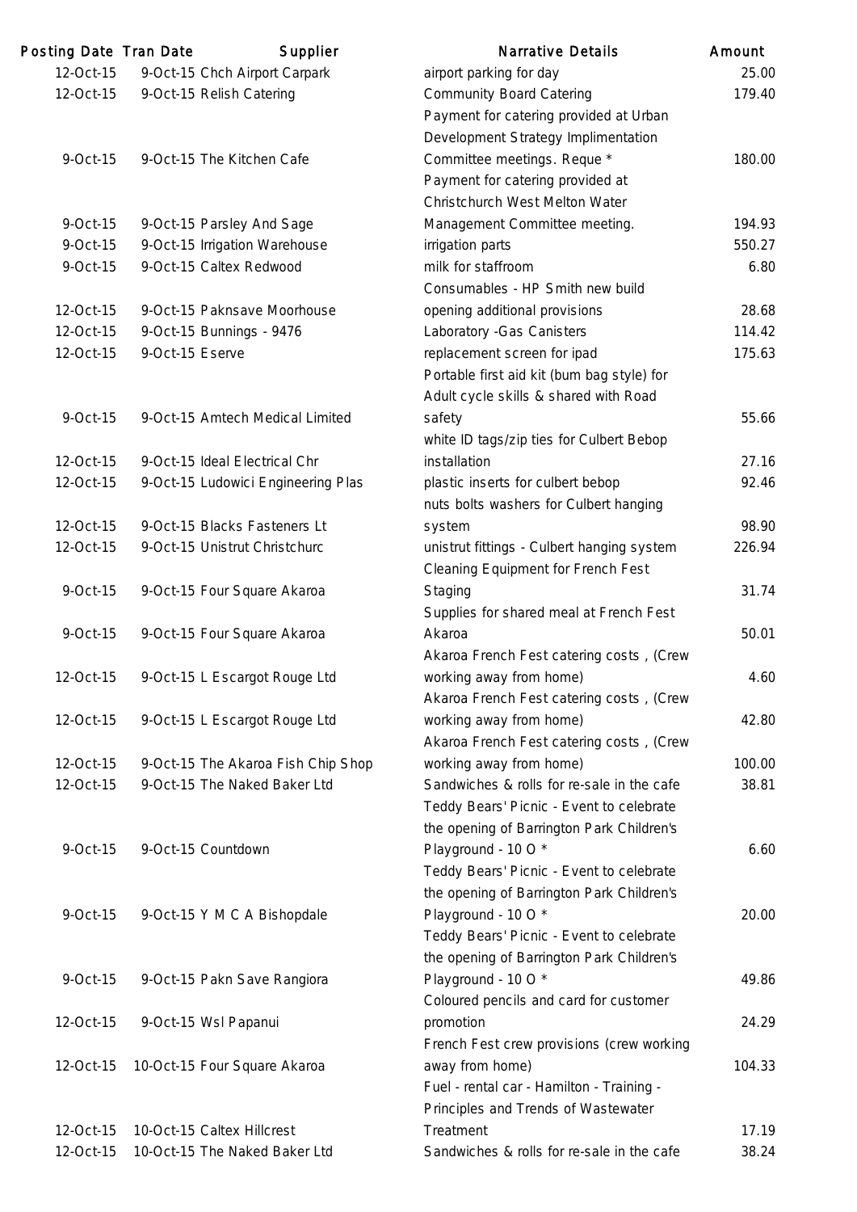| Posting Date | Tran Date | Supplier | Narrative Details | Amount |
|---|---|---|---|---|
| 12-Oct-15 | 9-Oct-15 | Chch Airport Carpark | airport parking for day | 25.00 |
| 12-Oct-15 | 9-Oct-15 | Relish Catering | Community Board Catering | 179.40 |
| 9-Oct-15 | 9-Oct-15 | The Kitchen Cafe | Payment for catering provided at Urban Development Strategy Implimentation Committee meetings. Reque * | 180.00 |
| 9-Oct-15 | 9-Oct-15 | Parsley And Sage | Payment for catering provided at Christchurch West Melton Water Management Committee meeting. | 194.93 |
| 9-Oct-15 | 9-Oct-15 | Irrigation Warehouse | irrigation parts | 550.27 |
| 9-Oct-15 | 9-Oct-15 | Caltex Redwood | milk for staffroom | 6.80 |
| 12-Oct-15 | 9-Oct-15 | Paknsave Moorhouse | Consumables - HP Smith new build opening additional provisions | 28.68 |
| 12-Oct-15 | 9-Oct-15 | Bunnings - 9476 | Laboratory -Gas Canisters | 114.42 |
| 12-Oct-15 | 9-Oct-15 | Eserve | replacement screen for ipad | 175.63 |
| 9-Oct-15 | 9-Oct-15 | Amtech Medical Limited | Portable first aid kit (bum bag style) for Adult cycle skills & shared with Road safety | 55.66 |
| 12-Oct-15 | 9-Oct-15 | Ideal Electrical Chr | white ID tags/zip ties for Culbert Bebop installation | 27.16 |
| 12-Oct-15 | 9-Oct-15 | Ludowici Engineering Plas | plastic inserts for culbert bebop | 92.46 |
| 12-Oct-15 | 9-Oct-15 | Blacks Fasteners Lt | nuts bolts washers for Culbert hanging system | 98.90 |
| 12-Oct-15 | 9-Oct-15 | Unistrut Christchurc | unistrut fittings - Culbert hanging system | 226.94 |
| 9-Oct-15 | 9-Oct-15 | Four Square Akaroa | Cleaning Equipment for French Fest Staging | 31.74 |
| 9-Oct-15 | 9-Oct-15 | Four Square Akaroa | Supplies for shared meal at French Fest Akaroa | 50.01 |
| 12-Oct-15 | 9-Oct-15 | L Escargot Rouge Ltd | Akaroa French Fest catering costs , (Crew working away from home) | 4.60 |
| 12-Oct-15 | 9-Oct-15 | L Escargot Rouge Ltd | Akaroa French Fest catering costs , (Crew working away from home) | 42.80 |
| 12-Oct-15 | 9-Oct-15 | The Akaroa Fish Chip Shop | Akaroa French Fest catering costs , (Crew working away from home) | 100.00 |
| 12-Oct-15 | 9-Oct-15 | The Naked Baker Ltd | Sandwiches & rolls for re-sale in the cafe | 38.81 |
| 9-Oct-15 | 9-Oct-15 | Countdown | Teddy Bears' Picnic - Event to celebrate the opening of Barrington Park Children's Playground - 10 O * | 6.60 |
| 9-Oct-15 | 9-Oct-15 | Y M C A Bishopdale | Teddy Bears' Picnic - Event to celebrate the opening of Barrington Park Children's Playground - 10 O * | 20.00 |
| 9-Oct-15 | 9-Oct-15 | Pakn Save Rangiora | Teddy Bears' Picnic - Event to celebrate the opening of Barrington Park Children's Playground - 10 O * | 49.86 |
| 12-Oct-15 | 9-Oct-15 | Wsl Papanui | Coloured pencils and card for customer promotion | 24.29 |
| 12-Oct-15 | 10-Oct-15 | Four Square Akaroa | French Fest crew provisions (crew working away from home) | 104.33 |
| 12-Oct-15 | 10-Oct-15 | Caltex Hillcrest | Fuel - rental car - Hamilton - Training - Principles and Trends of Wastewater Treatment | 17.19 |
| 12-Oct-15 | 10-Oct-15 | The Naked Baker Ltd | Sandwiches & rolls for re-sale in the cafe | 38.24 |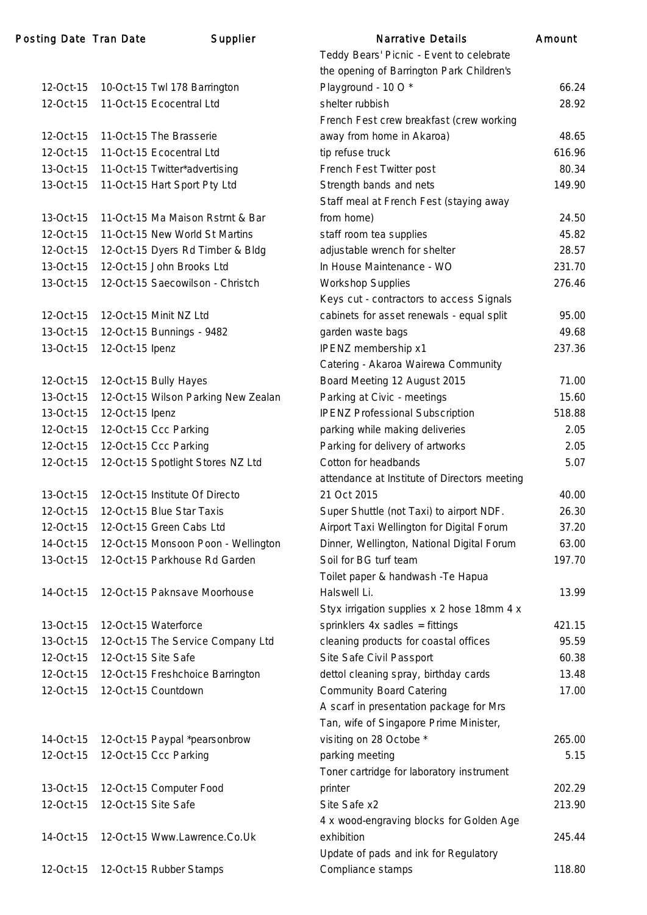| Posting Date | Tran Date | Supplier | Narrative Details | Amount |
|---|---|---|---|---|
| 12-Oct-15 | 10-Oct-15 | Twl 178 Barrington | Teddy Bears' Picnic - Event to celebrate the opening of Barrington Park Children's Playground - 10 O * | 66.24 |
| 12-Oct-15 | 11-Oct-15 | Ecocentral Ltd | shelter rubbish | 28.92 |
| 12-Oct-15 | 11-Oct-15 | The Brasserie | French Fest crew breakfast (crew working away from home in Akaroa) | 48.65 |
| 12-Oct-15 | 11-Oct-15 | Ecocentral Ltd | tip refuse truck | 616.96 |
| 13-Oct-15 | 11-Oct-15 | Twitter*advertising | French Fest Twitter post | 80.34 |
| 13-Oct-15 | 11-Oct-15 | Hart Sport Pty Ltd | Strength bands and nets | 149.90 |
| 13-Oct-15 | 11-Oct-15 | Ma Maison Rstrnt & Bar | Staff meal at French Fest (staying away from home) | 24.50 |
| 12-Oct-15 | 11-Oct-15 | New World St Martins | staff room tea supplies | 45.82 |
| 12-Oct-15 | 12-Oct-15 | Dyers Rd Timber & Bldg | adjustable wrench for shelter | 28.57 |
| 13-Oct-15 | 12-Oct-15 | John Brooks Ltd | In House Maintenance - WO | 231.70 |
| 13-Oct-15 | 12-Oct-15 | Saecowilson - Christch | Workshop Supplies | 276.46 |
| 12-Oct-15 | 12-Oct-15 | Minit NZ Ltd | Keys cut - contractors to access Signals cabinets for asset renewals - equal split | 95.00 |
| 13-Oct-15 | 12-Oct-15 | Bunnings - 9482 | garden waste bags | 49.68 |
| 13-Oct-15 | 12-Oct-15 | Ipenz | IPENZ membership x1 | 237.36 |
| 12-Oct-15 | 12-Oct-15 | Bully Hayes | Catering - Akaroa Wairewa Community Board Meeting 12 August 2015 | 71.00 |
| 13-Oct-15 | 12-Oct-15 | Wilson Parking New Zealan | Parking at Civic - meetings | 15.60 |
| 13-Oct-15 | 12-Oct-15 | Ipenz | IPENZ Professional Subscription | 518.88 |
| 12-Oct-15 | 12-Oct-15 | Ccc Parking | parking while making deliveries | 2.05 |
| 12-Oct-15 | 12-Oct-15 | Ccc Parking | Parking for delivery of artworks | 2.05 |
| 12-Oct-15 | 12-Oct-15 | Spotlight Stores NZ Ltd | Cotton for headbands | 5.07 |
| 13-Oct-15 | 12-Oct-15 | Institute Of Directo | attendance at Institute of Directors meeting 21 Oct 2015 | 40.00 |
| 12-Oct-15 | 12-Oct-15 | Blue Star Taxis | Super Shuttle (not Taxi) to airport NDF. | 26.30 |
| 12-Oct-15 | 12-Oct-15 | Green Cabs Ltd | Airport Taxi Wellington for Digital Forum | 37.20 |
| 14-Oct-15 | 12-Oct-15 | Monsoon Poon - Wellington | Dinner, Wellington, National Digital Forum | 63.00 |
| 13-Oct-15 | 12-Oct-15 | Parkhouse Rd Garden | Soil for BG turf team | 197.70 |
| 14-Oct-15 | 12-Oct-15 | Paknsave Moorhouse | Toilet paper & handwash -Te Hapua Halswell Li. | 13.99 |
| 13-Oct-15 | 12-Oct-15 | Waterforce | Styx irrigation supplies x 2 hose 18mm 4 x sprinklers 4x sadles = fittings | 421.15 |
| 13-Oct-15 | 12-Oct-15 | The Service Company Ltd | cleaning products for coastal offices | 95.59 |
| 12-Oct-15 | 12-Oct-15 | Site Safe | Site Safe Civil Passport | 60.38 |
| 12-Oct-15 | 12-Oct-15 | Freshchoice Barrington | dettol cleaning spray, birthday cards | 13.48 |
| 12-Oct-15 | 12-Oct-15 | Countdown | Community Board Catering | 17.00 |
| 14-Oct-15 | 12-Oct-15 | Paypal *pearsonbrow | A scarf in presentation package for Mrs Tan, wife of Singapore Prime Minister, visiting on 28 Octobe * | 265.00 |
| 12-Oct-15 | 12-Oct-15 | Ccc Parking | parking meeting | 5.15 |
| 13-Oct-15 | 12-Oct-15 | Computer Food | Toner cartridge for laboratory instrument printer | 202.29 |
| 12-Oct-15 | 12-Oct-15 | Site Safe | Site Safe x2 | 213.90 |
| 14-Oct-15 | 12-Oct-15 | Www.Lawrence.Co.Uk | 4 x wood-engraving blocks for Golden Age exhibition | 245.44 |
| 12-Oct-15 | 12-Oct-15 | Rubber Stamps | Update of pads and ink for Regulatory Compliance stamps | 118.80 |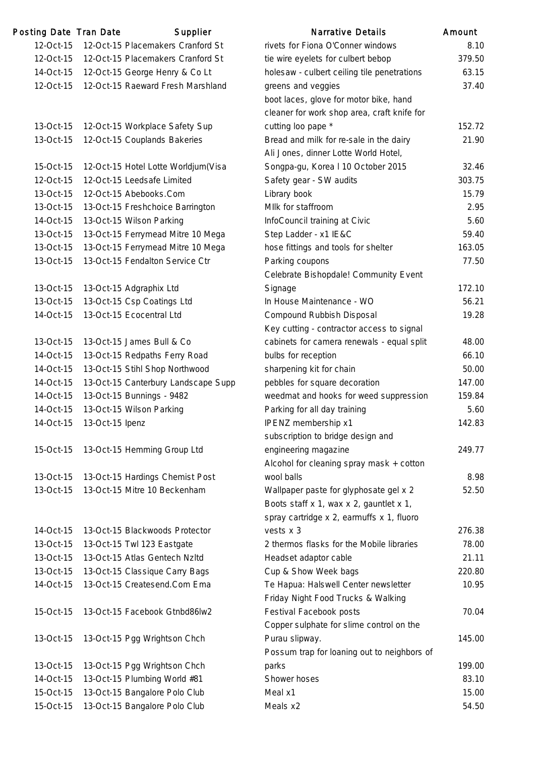| Posting Date | Tran Date | Supplier | Narrative Details | Amount |
|---|---|---|---|---|
| 12-Oct-15 | 12-Oct-15 | Placemakers Cranford St | rivets for Fiona O'Conner windows | 8.10 |
| 12-Oct-15 | 12-Oct-15 | Placemakers Cranford St | tie wire eyelets for culbert bebop | 379.50 |
| 14-Oct-15 | 12-Oct-15 | George Henry & Co Lt | holesaw - culbert ceiling tile penetrations | 63.15 |
| 12-Oct-15 | 12-Oct-15 | Raeward Fresh Marshland | greens and veggies | 37.40 |
| 13-Oct-15 | 12-Oct-15 | Workplace Safety Sup | boot laces, glove for motor bike, hand cleaner for work shop area, craft knife for cutting loo pape * | 152.72 |
| 13-Oct-15 | 12-Oct-15 | Couplands Bakeries | Bread and milk for re-sale in the dairy | 21.90 |
| 15-Oct-15 | 12-Oct-15 | Hotel Lotte Worldjum(Visa | Ali Jones, dinner Lotte World Hotel, Songpa-gu, Korea I 10 October 2015 | 32.46 |
| 12-Oct-15 | 12-Oct-15 | Leedsafe Limited | Safety gear - SW audits | 303.75 |
| 13-Oct-15 | 12-Oct-15 | Abebooks.Com | Library book | 15.79 |
| 13-Oct-15 | 13-Oct-15 | Freshchoice Barrington | MIlk for staffroom | 2.95 |
| 14-Oct-15 | 13-Oct-15 | Wilson Parking | InfoCouncil training at Civic | 5.60 |
| 13-Oct-15 | 13-Oct-15 | Ferrymead Mitre 10 Mega | Step Ladder - x1 IE&C | 59.40 |
| 13-Oct-15 | 13-Oct-15 | Ferrymead Mitre 10 Mega | hose fittings and tools for shelter | 163.05 |
| 13-Oct-15 | 13-Oct-15 | Fendalton Service Ctr | Parking coupons | 77.50 |
| 13-Oct-15 | 13-Oct-15 | Adgraphix Ltd | Celebrate Bishopdale! Community Event Signage | 172.10 |
| 13-Oct-15 | 13-Oct-15 | Csp Coatings Ltd | In House Maintenance - WO | 56.21 |
| 14-Oct-15 | 13-Oct-15 | Ecocentral Ltd | Compound Rubbish Disposal | 19.28 |
| 13-Oct-15 | 13-Oct-15 | James Bull & Co | Key cutting - contractor access to signal cabinets for camera renewals - equal split | 48.00 |
| 14-Oct-15 | 13-Oct-15 | Redpaths Ferry Road | bulbs for reception | 66.10 |
| 14-Oct-15 | 13-Oct-15 | Stihl Shop Northwood | sharpening kit for chain | 50.00 |
| 14-Oct-15 | 13-Oct-15 | Canterbury Landscape Supp | pebbles for square decoration | 147.00 |
| 14-Oct-15 | 13-Oct-15 | Bunnings - 9482 | weedmat and hooks for weed suppression | 159.84 |
| 14-Oct-15 | 13-Oct-15 | Wilson Parking | Parking for all day training | 5.60 |
| 14-Oct-15 | 13-Oct-15 | Ipenz | IPENZ membership x1 | 142.83 |
| 15-Oct-15 | 13-Oct-15 | Hemming Group Ltd | subscription to bridge design and engineering magazine | 249.77 |
| 13-Oct-15 | 13-Oct-15 | Hardings Chemist Post | Alcohol for cleaning spray mask + cotton wool balls | 8.98 |
| 13-Oct-15 | 13-Oct-15 | Mitre 10 Beckenham | Wallpaper paste for glyphosate gel x 2 | 52.50 |
| 14-Oct-15 | 13-Oct-15 | Blackwoods Protector | Boots staff x 1, wax x 2, gauntlet x 1, spray cartridge x 2, earmuffs x 1, fluoro vests x 3 | 276.38 |
| 13-Oct-15 | 13-Oct-15 | Twl 123 Eastgate | 2 thermos flasks for the Mobile libraries | 78.00 |
| 13-Oct-15 | 13-Oct-15 | Atlas Gentech Nzltd | Headset adaptor cable | 21.11 |
| 13-Oct-15 | 13-Oct-15 | Classique Carry Bags | Cup & Show Week bags | 220.80 |
| 14-Oct-15 | 13-Oct-15 | Createsend.Com Ema | Te Hapua: Halswell Center newsletter | 10.95 |
| 15-Oct-15 | 13-Oct-15 | Facebook Gtnbd86lw2 | Friday Night Food Trucks & Walking Festival Facebook posts | 70.04 |
| 13-Oct-15 | 13-Oct-15 | Pgg Wrightson Chch | Copper sulphate for slime control on the Purau slipway. | 145.00 |
| 13-Oct-15 | 13-Oct-15 | Pgg Wrightson Chch | Possum trap for loaning out to neighbors of parks | 199.00 |
| 14-Oct-15 | 13-Oct-15 | Plumbing World #81 | Shower hoses | 83.10 |
| 15-Oct-15 | 13-Oct-15 | Bangalore Polo Club | Meal x1 | 15.00 |
| 15-Oct-15 | 13-Oct-15 | Bangalore Polo Club | Meals x2 | 54.50 |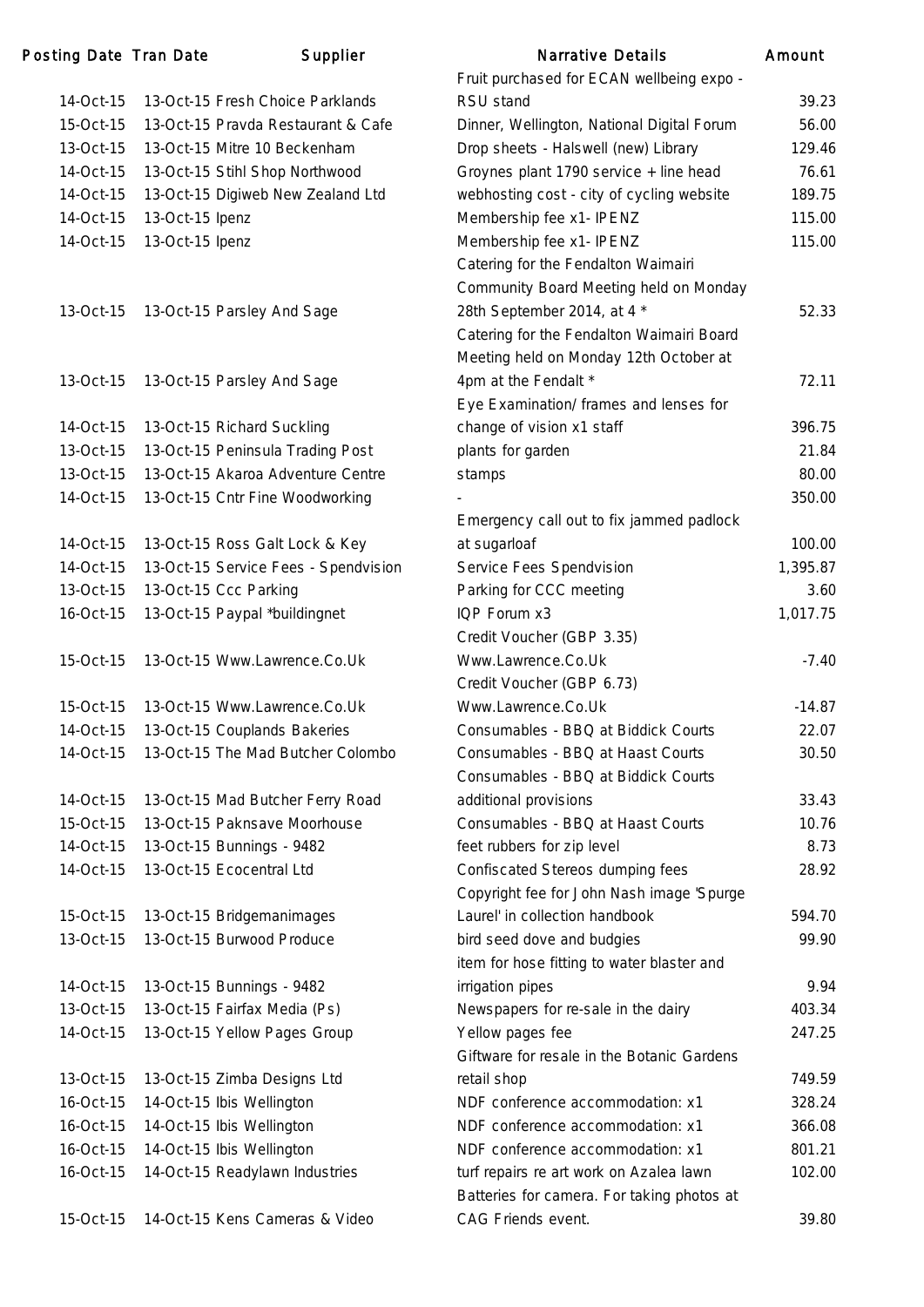| Posting Date | Tran Date | Supplier | Narrative Details | Amount |
|---|---|---|---|---|
| 14-Oct-15 | 13-Oct-15 | Fresh Choice Parklands | Fruit purchased for ECAN wellbeing expo - RSU stand | 39.23 |
| 15-Oct-15 | 13-Oct-15 | Pravda Restaurant & Cafe | Dinner, Wellington, National Digital Forum | 56.00 |
| 13-Oct-15 | 13-Oct-15 | Mitre 10 Beckenham | Drop sheets - Halswell (new) Library | 129.46 |
| 14-Oct-15 | 13-Oct-15 | Stihl Shop Northwood | Groynes plant 1790 service + line head | 76.61 |
| 14-Oct-15 | 13-Oct-15 | Digiweb New Zealand Ltd | webhosting cost - city of cycling website | 189.75 |
| 14-Oct-15 | 13-Oct-15 | Ipenz | Membership fee x1- IPENZ | 115.00 |
| 14-Oct-15 | 13-Oct-15 | Ipenz | Membership fee x1- IPENZ | 115.00 |
| 13-Oct-15 | 13-Oct-15 | Parsley And Sage | Catering for the Fendalton Waimairi Community Board Meeting held on Monday 28th September 2014, at 4 * | 52.33 |
| 13-Oct-15 | 13-Oct-15 | Parsley And Sage | Catering for the Fendalton Waimairi Board Meeting held on Monday 12th October at 4pm at the Fendalt * | 72.11 |
| 14-Oct-15 | 13-Oct-15 | Richard Suckling | Eye Examination/ frames and lenses for change of vision x1 staff | 396.75 |
| 13-Oct-15 | 13-Oct-15 | Peninsula Trading Post | plants for garden | 21.84 |
| 13-Oct-15 | 13-Oct-15 | Akaroa Adventure Centre | stamps | 80.00 |
| 14-Oct-15 | 13-Oct-15 | Cntr Fine Woodworking | - | 350.00 |
| 14-Oct-15 | 13-Oct-15 | Ross Galt Lock & Key | Emergency call out to fix jammed padlock at sugarloaf | 100.00 |
| 14-Oct-15 | 13-Oct-15 | Service Fees - Spendvision | Service Fees Spendvision | 1,395.87 |
| 13-Oct-15 | 13-Oct-15 | Ccc Parking | Parking for CCC meeting | 3.60 |
| 16-Oct-15 | 13-Oct-15 | Paypal *buildingnet | IQP Forum x3 | 1,017.75 |
| 15-Oct-15 | 13-Oct-15 | Www.Lawrence.Co.Uk | Credit Voucher (GBP 3.35) Www.Lawrence.Co.Uk | -7.40 |
| 15-Oct-15 | 13-Oct-15 | Www.Lawrence.Co.Uk | Credit Voucher (GBP 6.73) Www.Lawrence.Co.Uk | -14.87 |
| 14-Oct-15 | 13-Oct-15 | Couplands Bakeries | Consumables - BBQ at Biddick Courts | 22.07 |
| 14-Oct-15 | 13-Oct-15 | The Mad Butcher Colombo | Consumables - BBQ at Haast Courts | 30.50 |
| 14-Oct-15 | 13-Oct-15 | Mad Butcher Ferry Road | Consumables - BBQ at Biddick Courts additional provisions | 33.43 |
| 15-Oct-15 | 13-Oct-15 | Pakn Save Moorhouse | Consumables - BBQ at Haast Courts | 10.76 |
| 14-Oct-15 | 13-Oct-15 | Bunnings - 9482 | feet rubbers for zip level | 8.73 |
| 14-Oct-15 | 13-Oct-15 | Ecocentral Ltd | Confiscated Stereos dumping fees | 28.92 |
| 15-Oct-15 | 13-Oct-15 | Bridgemanimages | Copyright fee for John Nash image 'Spurge Laurel' in collection handbook | 594.70 |
| 13-Oct-15 | 13-Oct-15 | Burwood Produce | bird seed dove and budgies | 99.90 |
| 14-Oct-15 | 13-Oct-15 | Bunnings - 9482 | item for hose fitting to water blaster and irrigation pipes | 9.94 |
| 13-Oct-15 | 13-Oct-15 | Fairfax Media (Ps) | Newspapers for re-sale in the dairy | 403.34 |
| 14-Oct-15 | 13-Oct-15 | Yellow Pages Group | Yellow pages fee | 247.25 |
| 13-Oct-15 | 13-Oct-15 | Zimba Designs Ltd | Giftware for resale in the Botanic Gardens retail shop | 749.59 |
| 16-Oct-15 | 14-Oct-15 | Ibis Wellington | NDF conference accommodation: x1 | 328.24 |
| 16-Oct-15 | 14-Oct-15 | Ibis Wellington | NDF conference accommodation: x1 | 366.08 |
| 16-Oct-15 | 14-Oct-15 | Ibis Wellington | NDF conference accommodation: x1 | 801.21 |
| 16-Oct-15 | 14-Oct-15 | Readylawn Industries | turf repairs re art work on Azalea lawn | 102.00 |
| 15-Oct-15 | 14-Oct-15 | Kens Cameras & Video | Batteries for camera. For taking photos at CAG Friends event. | 39.80 |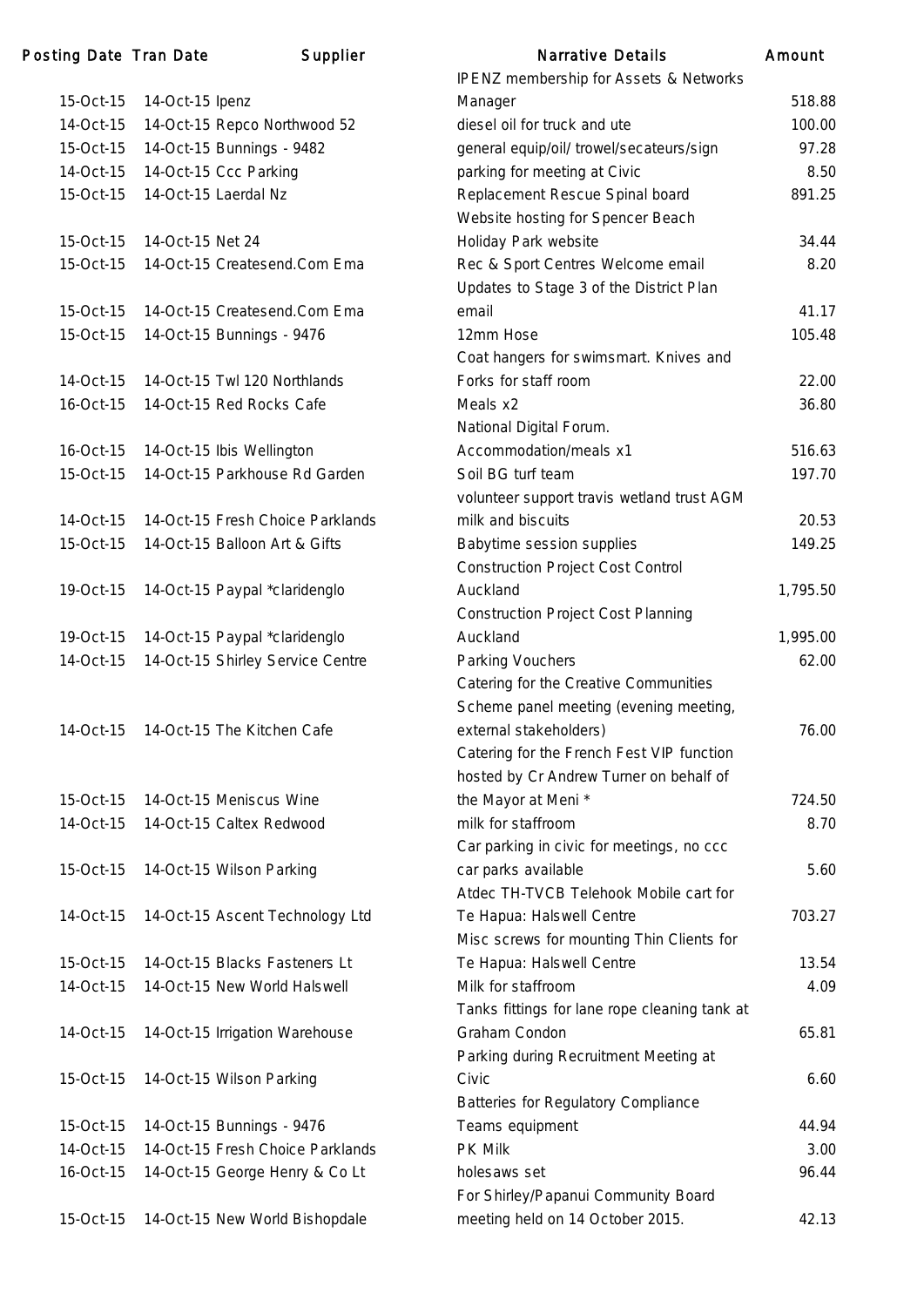| Posting Date | Tran Date | Supplier | Narrative Details | Amount |
|---|---|---|---|---|
| 15-Oct-15 | 14-Oct-15 | Ipenz | IPENZ membership for Assets & Networks Manager | 518.88 |
| 14-Oct-15 | 14-Oct-15 | Repco Northwood 52 | diesel oil for truck and ute | 100.00 |
| 15-Oct-15 | 14-Oct-15 | Bunnings - 9482 | general equip/oil/ trowel/secateurs/sign | 97.28 |
| 14-Oct-15 | 14-Oct-15 | Ccc Parking | parking for meeting at Civic | 8.50 |
| 15-Oct-15 | 14-Oct-15 | Laerdal Nz | Replacement Rescue Spinal board | 891.25 |
| 15-Oct-15 | 14-Oct-15 | Net 24 | Website hosting for Spencer Beach Holiday Park website | 34.44 |
| 15-Oct-15 | 14-Oct-15 | Createsend.Com Ema | Rec & Sport Centres Welcome email | 8.20 |
| 15-Oct-15 | 14-Oct-15 | Createsend.Com Ema | Updates to Stage 3 of the District Plan email | 41.17 |
| 15-Oct-15 | 14-Oct-15 | Bunnings - 9476 | 12mm Hose | 105.48 |
| 14-Oct-15 | 14-Oct-15 | Twl 120 Northlands | Coat hangers for swimsmart. Knives and Forks for staff room | 22.00 |
| 16-Oct-15 | 14-Oct-15 | Red Rocks Cafe | Meals x2 | 36.80 |
| 16-Oct-15 | 14-Oct-15 | Ibis Wellington | National Digital Forum. Accommodation/meals x1 | 516.63 |
| 15-Oct-15 | 14-Oct-15 | Parkhouse Rd Garden | Soil BG turf team | 197.70 |
| 14-Oct-15 | 14-Oct-15 | Fresh Choice Parklands | volunteer support travis wetland trust AGM milk and biscuits | 20.53 |
| 15-Oct-15 | 14-Oct-15 | Balloon Art & Gifts | Babytime session supplies | 149.25 |
| 19-Oct-15 | 14-Oct-15 | Paypal *claridenglo | Construction Project Cost Control Auckland | 1,795.50 |
| 19-Oct-15 | 14-Oct-15 | Paypal *claridenglo | Construction Project Cost Planning Auckland | 1,995.00 |
| 14-Oct-15 | 14-Oct-15 | Shirley Service Centre | Parking Vouchers | 62.00 |
| 14-Oct-15 | 14-Oct-15 | The Kitchen Cafe | Catering for the Creative Communities Scheme panel meeting (evening meeting, external stakeholders) | 76.00 |
| 15-Oct-15 | 14-Oct-15 | Meniscus Wine | Catering for the French Fest VIP function hosted by Cr Andrew Turner on behalf of the Mayor at Meni * | 724.50 |
| 14-Oct-15 | 14-Oct-15 | Caltex Redwood | milk for staffroom | 8.70 |
| 15-Oct-15 | 14-Oct-15 | Wilson Parking | Car parking in civic for meetings, no ccc car parks available | 5.60 |
| 14-Oct-15 | 14-Oct-15 | Ascent Technology Ltd | Atdec TH-TVCB Telehook Mobile cart for Te Hapua: Halswell Centre | 703.27 |
| 15-Oct-15 | 14-Oct-15 | Blacks Fasteners Lt | Misc screws for mounting Thin Clients for Te Hapua: Halswell Centre | 13.54 |
| 14-Oct-15 | 14-Oct-15 | New World Halswell | Milk for staffroom | 4.09 |
| 14-Oct-15 | 14-Oct-15 | Irrigation Warehouse | Tanks fittings for lane rope cleaning tank at Graham Condon | 65.81 |
| 15-Oct-15 | 14-Oct-15 | Wilson Parking | Parking during Recruitment Meeting at Civic | 6.60 |
| 15-Oct-15 | 14-Oct-15 | Bunnings - 9476 | Batteries for Regulatory Compliance Teams equipment | 44.94 |
| 14-Oct-15 | 14-Oct-15 | Fresh Choice Parklands | PK Milk | 3.00 |
| 16-Oct-15 | 14-Oct-15 | George Henry & Co Lt | holesaws set | 96.44 |
| 15-Oct-15 | 14-Oct-15 | New World Bishopdale | For Shirley/Papanui Community Board meeting held on 14 October 2015. | 42.13 |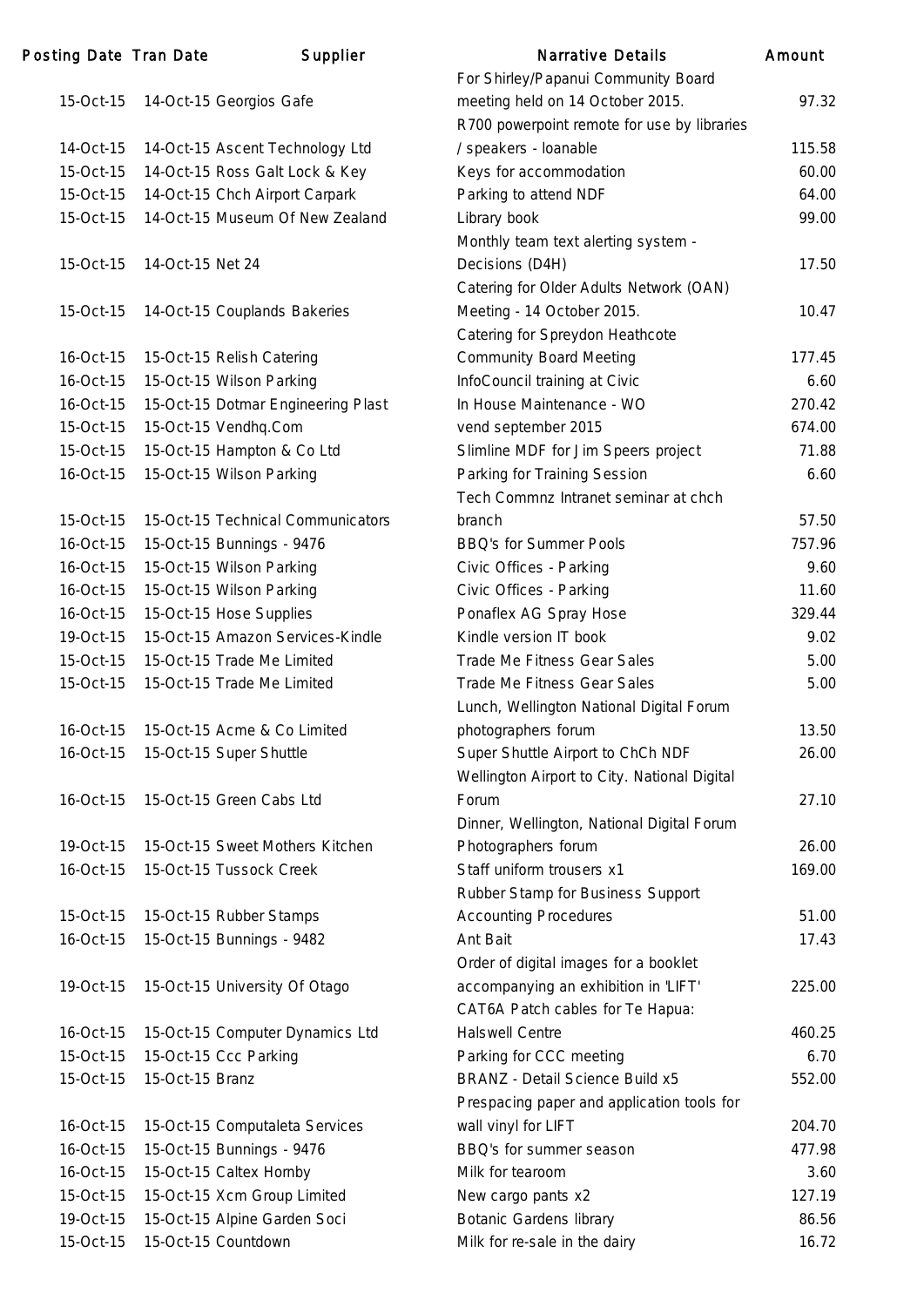| Posting Date | Tran Date | Supplier | Narrative Details | Amount |
|---|---|---|---|---|
| 15-Oct-15 | 14-Oct-15 | Georgios Gafe | For Shirley/Papanui Community Board meeting held on 14 October 2015. | 97.32 |
| 14-Oct-15 | 14-Oct-15 | Ascent Technology Ltd | R700 powerpoint remote for use by libraries / speakers - loanable | 115.58 |
| 15-Oct-15 | 14-Oct-15 | Ross Galt Lock & Key | Keys for accommodation | 60.00 |
| 15-Oct-15 | 14-Oct-15 | Chch Airport Carpark | Parking to attend NDF | 64.00 |
| 15-Oct-15 | 14-Oct-15 | Museum Of New Zealand | Library book | 99.00 |
| 15-Oct-15 | 14-Oct-15 | Net 24 | Monthly team text alerting system - Decisions (D4H) | 17.50 |
| 15-Oct-15 | 14-Oct-15 | Couplands Bakeries | Catering for Older Adults Network (OAN) Meeting - 14 October 2015. | 10.47 |
| 16-Oct-15 | 15-Oct-15 | Relish Catering | Catering for Spreydon Heathcote Community Board Meeting | 177.45 |
| 16-Oct-15 | 15-Oct-15 | Wilson Parking | InfoCouncil training at Civic | 6.60 |
| 16-Oct-15 | 15-Oct-15 | Dotmar Engineering Plast | In House Maintenance - WO | 270.42 |
| 15-Oct-15 | 15-Oct-15 | Vendhq.Com | vend september 2015 | 674.00 |
| 15-Oct-15 | 15-Oct-15 | Hampton & Co Ltd | Slimline MDF for Jim Speers project | 71.88 |
| 16-Oct-15 | 15-Oct-15 | Wilson Parking | Parking for Training Session | 6.60 |
| 15-Oct-15 | 15-Oct-15 | Technical Communicators | Tech Commnz Intranet seminar at chch branch | 57.50 |
| 16-Oct-15 | 15-Oct-15 | Bunnings - 9476 | BBQ's for Summer Pools | 757.96 |
| 16-Oct-15 | 15-Oct-15 | Wilson Parking | Civic Offices - Parking | 9.60 |
| 16-Oct-15 | 15-Oct-15 | Wilson Parking | Civic Offices - Parking | 11.60 |
| 16-Oct-15 | 15-Oct-15 | Hose Supplies | Ponaflex AG Spray Hose | 329.44 |
| 19-Oct-15 | 15-Oct-15 | Amazon Services-Kindle | Kindle version IT book | 9.02 |
| 15-Oct-15 | 15-Oct-15 | Trade Me Limited | Trade Me Fitness Gear Sales | 5.00 |
| 15-Oct-15 | 15-Oct-15 | Trade Me Limited | Trade Me Fitness Gear Sales | 5.00 |
| 16-Oct-15 | 15-Oct-15 | Acme & Co Limited | Lunch, Wellington National Digital Forum photographers forum | 13.50 |
| 16-Oct-15 | 15-Oct-15 | Super Shuttle | Super Shuttle Airport to ChCh NDF | 26.00 |
| 16-Oct-15 | 15-Oct-15 | Green Cabs Ltd | Wellington Airport to City. National Digital Forum | 27.10 |
| 19-Oct-15 | 15-Oct-15 | Sweet Mothers Kitchen | Dinner, Wellington, National Digital Forum Photographers forum | 26.00 |
| 16-Oct-15 | 15-Oct-15 | Tussock Creek | Staff uniform trousers x1 | 169.00 |
| 15-Oct-15 | 15-Oct-15 | Rubber Stamps | Rubber Stamp for Business Support Accounting Procedures | 51.00 |
| 16-Oct-15 | 15-Oct-15 | Bunnings - 9482 | Ant Bait | 17.43 |
| 19-Oct-15 | 15-Oct-15 | University Of Otago | Order of digital images for a booklet accompanying an exhibition in 'LIFT' | 225.00 |
| 16-Oct-15 | 15-Oct-15 | Computer Dynamics Ltd | CAT6A Patch cables for Te Hapua: Halswell Centre | 460.25 |
| 15-Oct-15 | 15-Oct-15 | Ccc Parking | Parking for CCC meeting | 6.70 |
| 15-Oct-15 | 15-Oct-15 | Branz | BRANZ - Detail Science Build x5 | 552.00 |
| 16-Oct-15 | 15-Oct-15 | Computaleta Services | Prespacing paper and application tools for wall vinyl for LIFT | 204.70 |
| 16-Oct-15 | 15-Oct-15 | Bunnings - 9476 | BBQ's for summer season | 477.98 |
| 16-Oct-15 | 15-Oct-15 | Caltex Hornby | Milk for tearoom | 3.60 |
| 15-Oct-15 | 15-Oct-15 | Xcm Group Limited | New cargo pants x2 | 127.19 |
| 19-Oct-15 | 15-Oct-15 | Alpine Garden Soci | Botanic Gardens library | 86.56 |
| 15-Oct-15 | 15-Oct-15 | Countdown | Milk for re-sale in the dairy | 16.72 |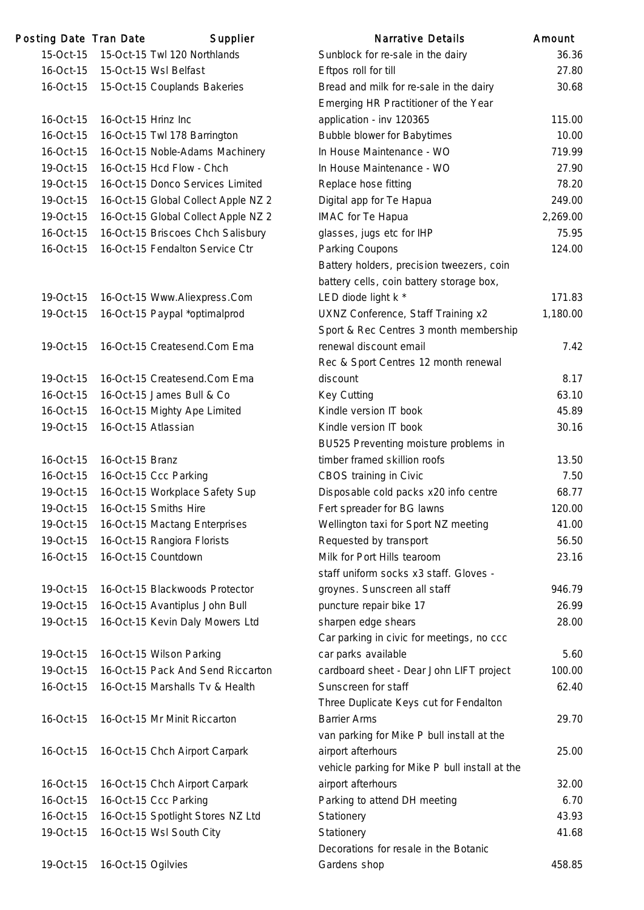| Posting Date | Tran Date | Supplier | Narrative Details | Amount |
|---|---|---|---|---|
| 15-Oct-15 | 15-Oct-15 | Twl 120 Northlands | Sunblock for re-sale in the dairy | 36.36 |
| 16-Oct-15 | 15-Oct-15 | Wsl Belfast | Eftpos roll for till | 27.80 |
| 16-Oct-15 | 15-Oct-15 | Couplands Bakeries | Bread and milk for re-sale in the dairy | 30.68 |
| 16-Oct-15 | 16-Oct-15 | Hrinz Inc | Emerging HR Practitioner of the Year application - inv 120365 | 115.00 |
| 16-Oct-15 | 16-Oct-15 | Twl 178 Barrington | Bubble blower for Babytimes | 10.00 |
| 16-Oct-15 | 16-Oct-15 | Noble-Adams Machinery | In House Maintenance - WO | 719.99 |
| 19-Oct-15 | 16-Oct-15 | Hcd Flow - Chch | In House Maintenance - WO | 27.90 |
| 19-Oct-15 | 16-Oct-15 | Donco Services Limited | Replace hose fitting | 78.20 |
| 19-Oct-15 | 16-Oct-15 | Global Collect Apple NZ 2 | Digital app for Te Hapua | 249.00 |
| 19-Oct-15 | 16-Oct-15 | Global Collect Apple NZ 2 | IMAC for Te Hapua | 2,269.00 |
| 16-Oct-15 | 16-Oct-15 | Briscoes Chch Salisbury | glasses, jugs etc for IHP | 75.95 |
| 16-Oct-15 | 16-Oct-15 | Fendalton Service Ctr | Parking Coupons | 124.00 |
| 19-Oct-15 | 16-Oct-15 | Www.Aliexpress.Com | Battery holders, precision tweezers, coin battery cells, coin battery storage box, LED diode light k * | 171.83 |
| 19-Oct-15 | 16-Oct-15 | Paypal *optimalprod | UXNZ Conference, Staff Training x2 | 1,180.00 |
| 19-Oct-15 | 16-Oct-15 | Createsend.Com Ema | Sport & Rec Centres 3 month membership renewal discount email | 7.42 |
| 19-Oct-15 | 16-Oct-15 | Createsend.Com Ema | Rec & Sport Centres 12 month renewal discount | 8.17 |
| 16-Oct-15 | 16-Oct-15 | James Bull & Co | Key Cutting | 63.10 |
| 16-Oct-15 | 16-Oct-15 | Mighty Ape Limited | Kindle version IT book | 45.89 |
| 19-Oct-15 | 16-Oct-15 | Atlassian | Kindle version IT book | 30.16 |
| 16-Oct-15 | 16-Oct-15 | Branz | BU525 Preventing moisture problems in timber framed skillion roofs | 13.50 |
| 16-Oct-15 | 16-Oct-15 | Ccc Parking | CBOS training in Civic | 7.50 |
| 19-Oct-15 | 16-Oct-15 | Workplace Safety Sup | Disposable cold packs x20 info centre | 68.77 |
| 19-Oct-15 | 16-Oct-15 | Smiths Hire | Fert spreader for BG lawns | 120.00 |
| 19-Oct-15 | 16-Oct-15 | Mactang Enterprises | Wellington taxi for Sport NZ meeting | 41.00 |
| 19-Oct-15 | 16-Oct-15 | Rangiora Florists | Requested by transport | 56.50 |
| 16-Oct-15 | 16-Oct-15 | Countdown | Milk for Port Hills tearoom | 23.16 |
| 19-Oct-15 | 16-Oct-15 | Blackwoods Protector | staff uniform socks x3 staff. Gloves - groynes. Sunscreen all staff | 946.79 |
| 19-Oct-15 | 16-Oct-15 | Avantiplus John Bull | puncture repair bike 17 | 26.99 |
| 19-Oct-15 | 16-Oct-15 | Kevin Daly Mowers Ltd | sharpen edge shears | 28.00 |
| 19-Oct-15 | 16-Oct-15 | Wilson Parking | Car parking in civic for meetings, no ccc car parks available | 5.60 |
| 19-Oct-15 | 16-Oct-15 | Pack And Send Riccarton | cardboard sheet - Dear John LIFT project | 100.00 |
| 16-Oct-15 | 16-Oct-15 | Marshalls Tv & Health | Sunscreen for staff | 62.40 |
| 16-Oct-15 | 16-Oct-15 | Mr Minit Riccarton | Three Duplicate Keys cut for Fendalton Barrier Arms | 29.70 |
| 16-Oct-15 | 16-Oct-15 | Chch Airport Carpark | van parking for Mike P bull install at the airport afterhours | 25.00 |
| 16-Oct-15 | 16-Oct-15 | Chch Airport Carpark | vehicle parking for Mike P bull install at the airport afterhours | 32.00 |
| 16-Oct-15 | 16-Oct-15 | Ccc Parking | Parking to attend DH meeting | 6.70 |
| 16-Oct-15 | 16-Oct-15 | Spotlight Stores NZ Ltd | Stationery | 43.93 |
| 19-Oct-15 | 16-Oct-15 | Wsl South City | Stationery | 41.68 |
| 19-Oct-15 | 16-Oct-15 | Ogilvies | Decorations for resale in the Botanic Gardens shop | 458.85 |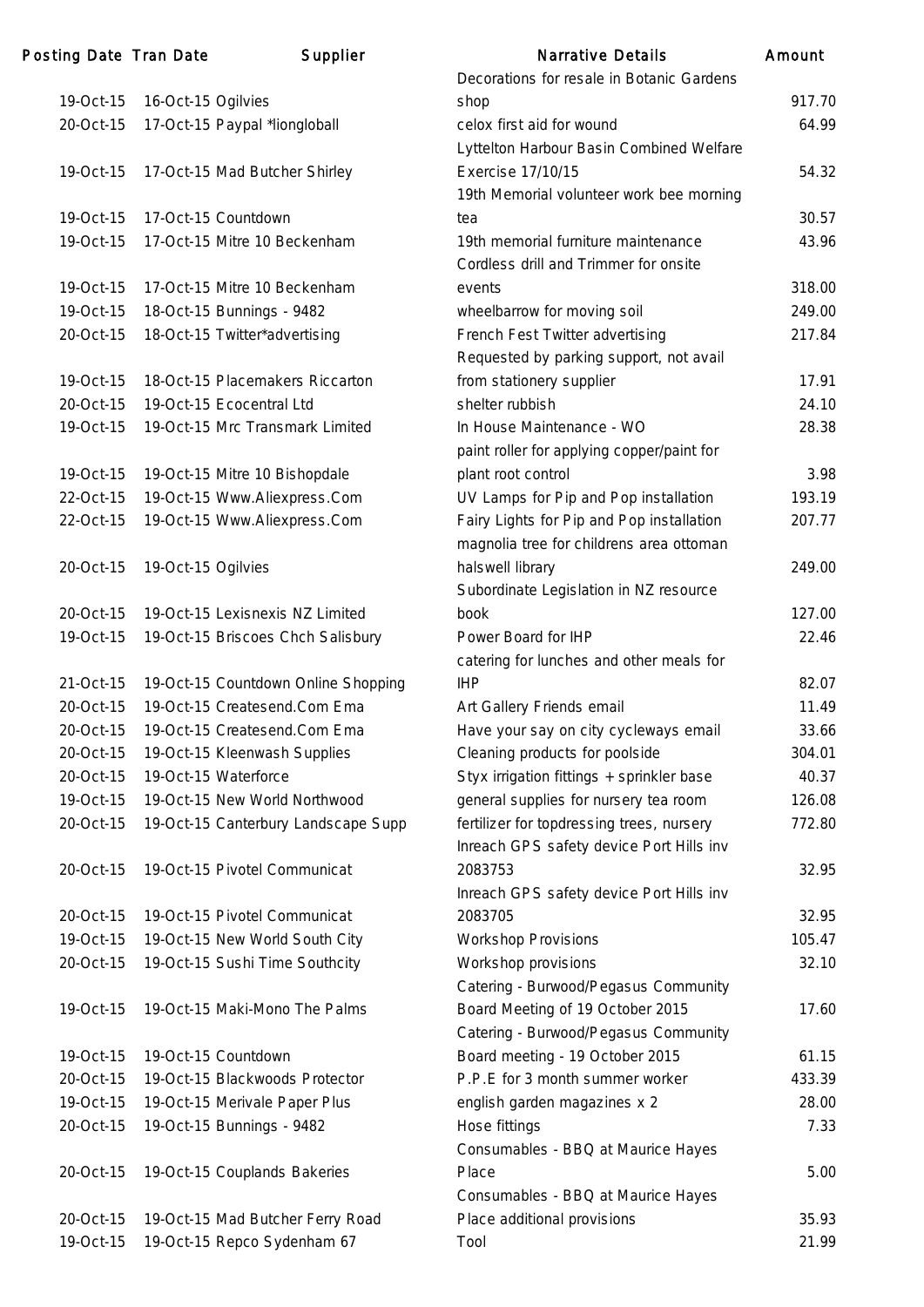| Posting Date | Tran Date | Supplier | Narrative Details | Amount |
|---|---|---|---|---|
| 19-Oct-15 | 16-Oct-15 | Ogilvies | Decorations for resale in Botanic Gardens shop | 917.70 |
| 20-Oct-15 | 17-Oct-15 | Paypal *liongloball | celox first aid for wound | 64.99 |
| 19-Oct-15 | 17-Oct-15 | Mad Butcher Shirley | Lyttelton Harbour Basin Combined Welfare Exercise 17/10/15 | 54.32 |
| 19-Oct-15 | 17-Oct-15 | Countdown | 19th Memorial volunteer work bee morning tea | 30.57 |
| 19-Oct-15 | 17-Oct-15 | Mitre 10 Beckenham | 19th memorial furniture maintenance | 43.96 |
| 19-Oct-15 | 17-Oct-15 | Mitre 10 Beckenham | Cordless drill and Trimmer for onsite events | 318.00 |
| 19-Oct-15 | 18-Oct-15 | Bunnings - 9482 | wheelbarrow for moving soil | 249.00 |
| 20-Oct-15 | 18-Oct-15 | Twitter*advertising | French Fest Twitter advertising | 217.84 |
| 19-Oct-15 | 18-Oct-15 | Placemakers Riccarton | Requested by parking support, not avail from stationery supplier | 17.91 |
| 20-Oct-15 | 19-Oct-15 | Ecocentral Ltd | shelter rubbish | 24.10 |
| 19-Oct-15 | 19-Oct-15 | Mrc Transmark Limited | In House Maintenance - WO | 28.38 |
| 19-Oct-15 | 19-Oct-15 | Mitre 10 Bishopdale | paint roller for applying copper/paint for plant root control | 3.98 |
| 22-Oct-15 | 19-Oct-15 | Www.Aliexpress.Com | UV Lamps for Pip and Pop installation | 193.19 |
| 22-Oct-15 | 19-Oct-15 | Www.Aliexpress.Com | Fairy Lights for Pip and Pop installation | 207.77 |
| 20-Oct-15 | 19-Oct-15 | Ogilvies | magnolia tree for childrens area ottoman halswell library | 249.00 |
| 20-Oct-15 | 19-Oct-15 | Lexisnexis NZ Limited | Subordinate Legislation in NZ resource book | 127.00 |
| 19-Oct-15 | 19-Oct-15 | Briscoes Chch Salisbury | Power Board for IHP | 22.46 |
| 21-Oct-15 | 19-Oct-15 | Countdown Online Shopping | catering for lunches and other meals for IHP | 82.07 |
| 20-Oct-15 | 19-Oct-15 | Createsend.Com Ema | Art Gallery Friends email | 11.49 |
| 20-Oct-15 | 19-Oct-15 | Createsend.Com Ema | Have your say on city cycleways email | 33.66 |
| 20-Oct-15 | 19-Oct-15 | Kleenwash Supplies | Cleaning products for poolside | 304.01 |
| 20-Oct-15 | 19-Oct-15 | Waterforce | Styx irrigation fittings + sprinkler base | 40.37 |
| 19-Oct-15 | 19-Oct-15 | New World Northwood | general supplies for nursery tea room | 126.08 |
| 20-Oct-15 | 19-Oct-15 | Canterbury Landscape Supp | fertilizer for topdressing trees, nursery | 772.80 |
| 20-Oct-15 | 19-Oct-15 | Pivotel Communicat | Inreach GPS safety device Port Hills inv 2083753 | 32.95 |
| 20-Oct-15 | 19-Oct-15 | Pivotel Communicat | Inreach GPS safety device Port Hills inv 2083705 | 32.95 |
| 19-Oct-15 | 19-Oct-15 | New World South City | Workshop Provisions | 105.47 |
| 20-Oct-15 | 19-Oct-15 | Sushi Time Southcity | Workshop provisions | 32.10 |
| 19-Oct-15 | 19-Oct-15 | Maki-Mono The Palms | Catering - Burwood/Pegasus Community Board Meeting of 19 October 2015 | 17.60 |
| 19-Oct-15 | 19-Oct-15 | Countdown | Catering - Burwood/Pegasus Community Board meeting - 19 October 2015 | 61.15 |
| 20-Oct-15 | 19-Oct-15 | Blackwoods Protector | P.P.E for 3 month summer worker | 433.39 |
| 19-Oct-15 | 19-Oct-15 | Merivale Paper Plus | english garden magazines x 2 | 28.00 |
| 20-Oct-15 | 19-Oct-15 | Bunnings - 9482 | Hose fittings | 7.33 |
| 20-Oct-15 | 19-Oct-15 | Couplands Bakeries | Consumables - BBQ at Maurice Hayes Place | 5.00 |
| 20-Oct-15 | 19-Oct-15 | Mad Butcher Ferry Road | Consumables - BBQ at Maurice Hayes Place additional provisions | 35.93 |
| 19-Oct-15 | 19-Oct-15 | Repco Sydenham 67 | Tool | 21.99 |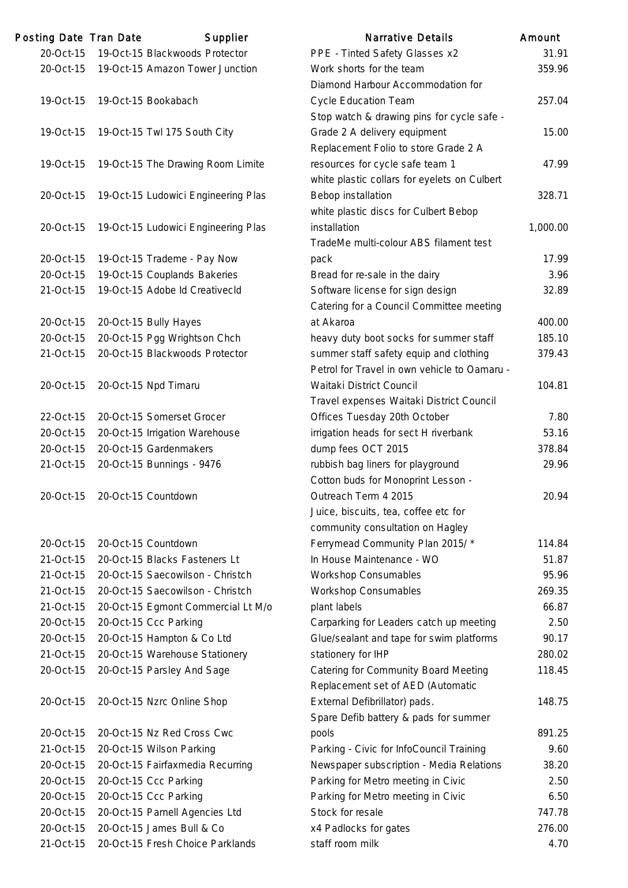| Posting Date | Tran Date | Supplier | Narrative Details | Amount |
|---|---|---|---|---|
| 20-Oct-15 | 19-Oct-15 | Blackwoods Protector | PPE - Tinted Safety Glasses x2 | 31.91 |
| 20-Oct-15 | 19-Oct-15 | Amazon Tower Junction | Work shorts for the team | 359.96 |
| 19-Oct-15 | 19-Oct-15 | Bookabach | Diamond Harbour Accommodation for Cycle Education Team | 257.04 |
| 19-Oct-15 | 19-Oct-15 | Twl 175 South City | Stop watch & drawing pins for cycle safe - Grade 2 A delivery equipment | 15.00 |
| 19-Oct-15 | 19-Oct-15 | The Drawing Room Limite | Replacement Folio to store Grade 2 A resources for cycle safe team 1 | 47.99 |
| 20-Oct-15 | 19-Oct-15 | Ludowici Engineering Plas | white plastic collars for eyelets on Culbert Bebop installation | 328.71 |
| 20-Oct-15 | 19-Oct-15 | Ludowici Engineering Plas | white plastic discs for Culbert Bebop installation | 1,000.00 |
| 20-Oct-15 | 19-Oct-15 | Trademe - Pay Now | TradeMe multi-colour ABS filament test pack | 17.99 |
| 20-Oct-15 | 19-Oct-15 | Couplands Bakeries | Bread for re-sale in the dairy | 3.96 |
| 21-Oct-15 | 19-Oct-15 | Adobe Id Creativecld | Software license for sign design | 32.89 |
| 20-Oct-15 | 20-Oct-15 | Bully Hayes | Catering for a Council Committee meeting at Akaroa | 400.00 |
| 20-Oct-15 | 20-Oct-15 | Pgg Wrightson Chch | heavy duty boot socks for summer staff | 185.10 |
| 21-Oct-15 | 20-Oct-15 | Blackwoods Protector | summer staff safety equip and clothing | 379.43 |
| 20-Oct-15 | 20-Oct-15 | Npd Timaru | Petrol for Travel in own vehicle to Oamaru - Waitaki District Council | 104.81 |
| 22-Oct-15 | 20-Oct-15 | Somerset Grocer | Travel expenses Waitaki District Council Offices Tuesday 20th October | 7.80 |
| 20-Oct-15 | 20-Oct-15 | Irrigation Warehouse | irrigation heads for sect H riverbank | 53.16 |
| 20-Oct-15 | 20-Oct-15 | Gardenmakers | dump fees OCT 2015 | 378.84 |
| 21-Oct-15 | 20-Oct-15 | Bunnings - 9476 | rubbish bag liners for playground | 29.96 |
| 20-Oct-15 | 20-Oct-15 | Countdown | Cotton buds for Monoprint Lesson - Outreach Term 4 2015 | 20.94 |
| 20-Oct-15 | 20-Oct-15 | Countdown | Juice, biscuits, tea, coffee etc for community consultation on Hagley Ferrymead Community Plan 2015/ * | 114.84 |
| 21-Oct-15 | 20-Oct-15 | Blacks Fasteners Lt | In House Maintenance - WO | 51.87 |
| 21-Oct-15 | 20-Oct-15 | Saecowilson - Christch | Workshop Consumables | 95.96 |
| 21-Oct-15 | 20-Oct-15 | Saecowilson - Christch | Workshop Consumables | 269.35 |
| 21-Oct-15 | 20-Oct-15 | Egmont Commercial Lt M/o | plant labels | 66.87 |
| 20-Oct-15 | 20-Oct-15 | Ccc Parking | Carparking for Leaders catch up meeting | 2.50 |
| 20-Oct-15 | 20-Oct-15 | Hampton & Co Ltd | Glue/sealant and tape for swim platforms | 90.17 |
| 21-Oct-15 | 20-Oct-15 | Warehouse Stationery | stationery for IHP | 280.02 |
| 20-Oct-15 | 20-Oct-15 | Parsley And Sage | Catering for Community Board Meeting | 118.45 |
| 20-Oct-15 | 20-Oct-15 | Nzrc Online Shop | Replacement set of AED (Automatic External Defibrillator) pads. | 148.75 |
| 20-Oct-15 | 20-Oct-15 | Nz Red Cross Cwc | Spare Defib battery & pads for summer pools | 891.25 |
| 21-Oct-15 | 20-Oct-15 | Wilson Parking | Parking - Civic for InfoCouncil Training | 9.60 |
| 20-Oct-15 | 20-Oct-15 | Fairfaxmedia Recurring | Newspaper subscription - Media Relations | 38.20 |
| 20-Oct-15 | 20-Oct-15 | Ccc Parking | Parking for Metro meeting in Civic | 2.50 |
| 20-Oct-15 | 20-Oct-15 | Ccc Parking | Parking for Metro meeting in Civic | 6.50 |
| 20-Oct-15 | 20-Oct-15 | Parnell Agencies Ltd | Stock for resale | 747.78 |
| 20-Oct-15 | 20-Oct-15 | James Bull & Co | x4 Padlocks for gates | 276.00 |
| 21-Oct-15 | 20-Oct-15 | Fresh Choice Parklands | staff room milk | 4.70 |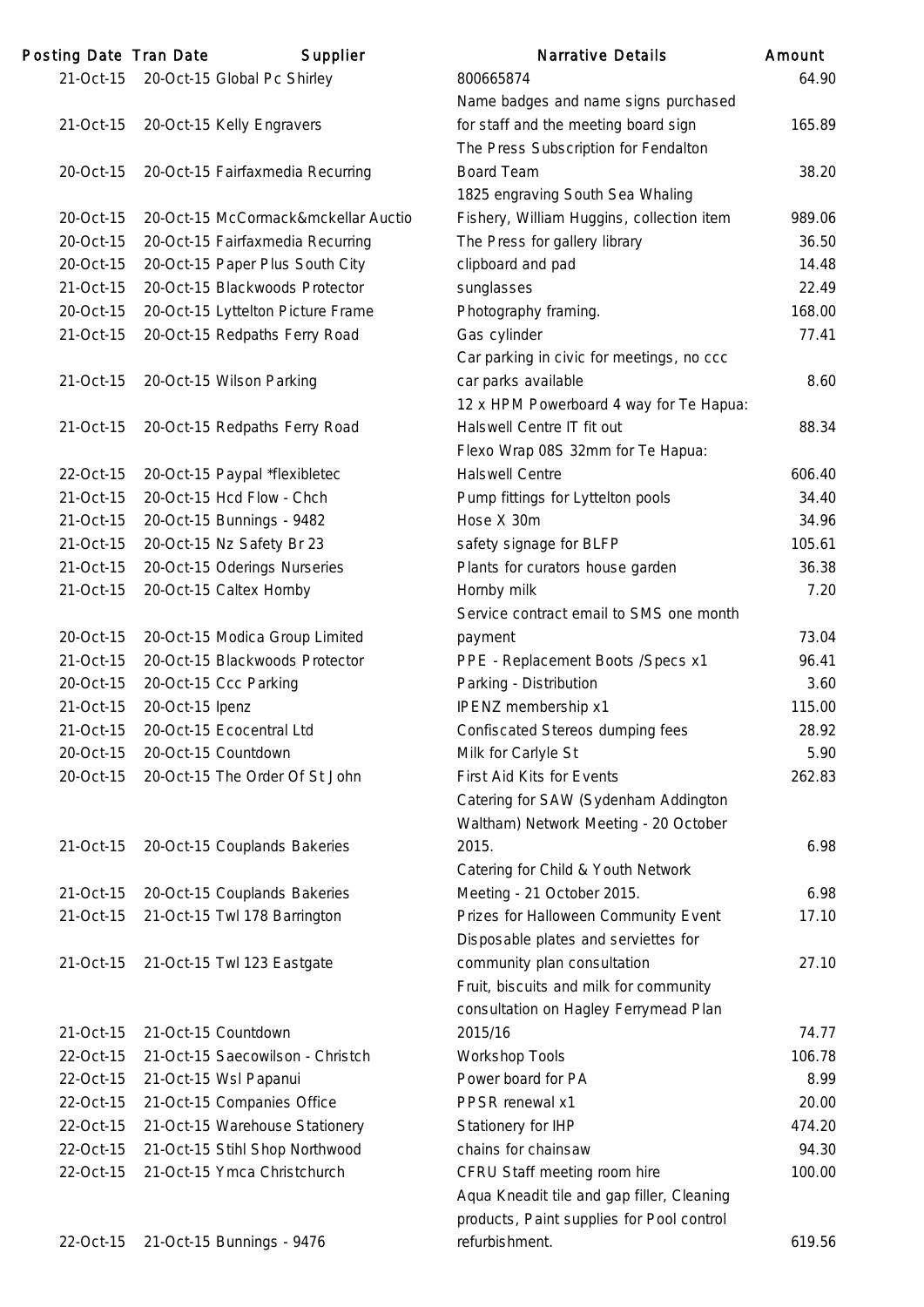| Posting Date | Tran Date | Supplier | Narrative Details | Amount |
|---|---|---|---|---|
| 21-Oct-15 | 20-Oct-15 | Global Pc Shirley | 800665874 | 64.90 |
| 21-Oct-15 | 20-Oct-15 | Kelly Engravers | Name badges and name signs purchased for staff and the meeting board sign | 165.89 |
| 20-Oct-15 | 20-Oct-15 | Fairfaxmedia Recurring | The Press Subscription for Fendalton Board Team | 38.20 |
| 20-Oct-15 | 20-Oct-15 | McCormack&mckellar Auctio | 1825 engraving South Sea Whaling Fishery, William Huggins, collection item | 989.06 |
| 20-Oct-15 | 20-Oct-15 | Fairfaxmedia Recurring | The Press for gallery library | 36.50 |
| 20-Oct-15 | 20-Oct-15 | Paper Plus South City | clipboard and pad | 14.48 |
| 21-Oct-15 | 20-Oct-15 | Blackwoods Protector | sunglasses | 22.49 |
| 20-Oct-15 | 20-Oct-15 | Lyttelton Picture Frame | Photography framing. | 168.00 |
| 21-Oct-15 | 20-Oct-15 | Redpaths Ferry Road | Gas cylinder | 77.41 |
| 21-Oct-15 | 20-Oct-15 | Wilson Parking | Car parking in civic for meetings, no ccc car parks available | 8.60 |
| 21-Oct-15 | 20-Oct-15 | Redpaths Ferry Road | 12 x HPM Powerboard 4 way for Te Hapua: Halswell Centre IT fit out | 88.34 |
| 22-Oct-15 | 20-Oct-15 | Paypal *flexibletec | Flexo Wrap 08S 32mm for Te Hapua: Halswell Centre | 606.40 |
| 21-Oct-15 | 20-Oct-15 | Hcd Flow - Chch | Pump fittings for Lyttelton pools | 34.40 |
| 21-Oct-15 | 20-Oct-15 | Bunnings - 9482 | Hose X 30m | 34.96 |
| 21-Oct-15 | 20-Oct-15 | Nz Safety Br 23 | safety signage for BLFP | 105.61 |
| 21-Oct-15 | 20-Oct-15 | Oderings Nurseries | Plants for curators house garden | 36.38 |
| 21-Oct-15 | 20-Oct-15 | Caltex Hornby | Hornby milk | 7.20 |
| 20-Oct-15 | 20-Oct-15 | Modica Group Limited | Service contract email to SMS one month payment | 73.04 |
| 21-Oct-15 | 20-Oct-15 | Blackwoods Protector | PPE - Replacement Boots /Specs x1 | 96.41 |
| 20-Oct-15 | 20-Oct-15 | Ccc Parking | Parking - Distribution | 3.60 |
| 21-Oct-15 | 20-Oct-15 | Ipenz | IPENZ membership x1 | 115.00 |
| 21-Oct-15 | 20-Oct-15 | Ecocentral Ltd | Confiscated Stereos dumping fees | 28.92 |
| 20-Oct-15 | 20-Oct-15 | Countdown | Milk for Carlyle St | 5.90 |
| 20-Oct-15 | 20-Oct-15 | The Order Of St John | First Aid Kits for Events | 262.83 |
| 21-Oct-15 | 20-Oct-15 | Couplands Bakeries | Catering for SAW (Sydenham Addington Waltham) Network Meeting - 20 October 2015. | 6.98 |
| 21-Oct-15 | 20-Oct-15 | Couplands Bakeries | Catering for Child & Youth Network Meeting - 21 October 2015. | 6.98 |
| 21-Oct-15 | 21-Oct-15 | Twl 178 Barrington | Prizes for Halloween Community Event | 17.10 |
| 21-Oct-15 | 21-Oct-15 | Twl 123 Eastgate | Disposable plates and serviettes for community plan consultation | 27.10 |
| 21-Oct-15 | 21-Oct-15 | Countdown | Fruit, biscuits and milk for community consultation on Hagley Ferrymead Plan 2015/16 | 74.77 |
| 22-Oct-15 | 21-Oct-15 | Saecowilson - Christch | Workshop Tools | 106.78 |
| 22-Oct-15 | 21-Oct-15 | Wsl Papanui | Power board for PA | 8.99 |
| 22-Oct-15 | 21-Oct-15 | Companies Office | PPSR renewal x1 | 20.00 |
| 22-Oct-15 | 21-Oct-15 | Warehouse Stationery | Stationery for IHP | 474.20 |
| 22-Oct-15 | 21-Oct-15 | Stihl Shop Northwood | chains for chainsaw | 94.30 |
| 22-Oct-15 | 21-Oct-15 | Ymca Christchurch | CFRU Staff meeting room hire | 100.00 |
| 22-Oct-15 | 21-Oct-15 | Bunnings - 9476 | Aqua Kneadit tile and gap filler, Cleaning products, Paint supplies for Pool control refurbishment. | 619.56 |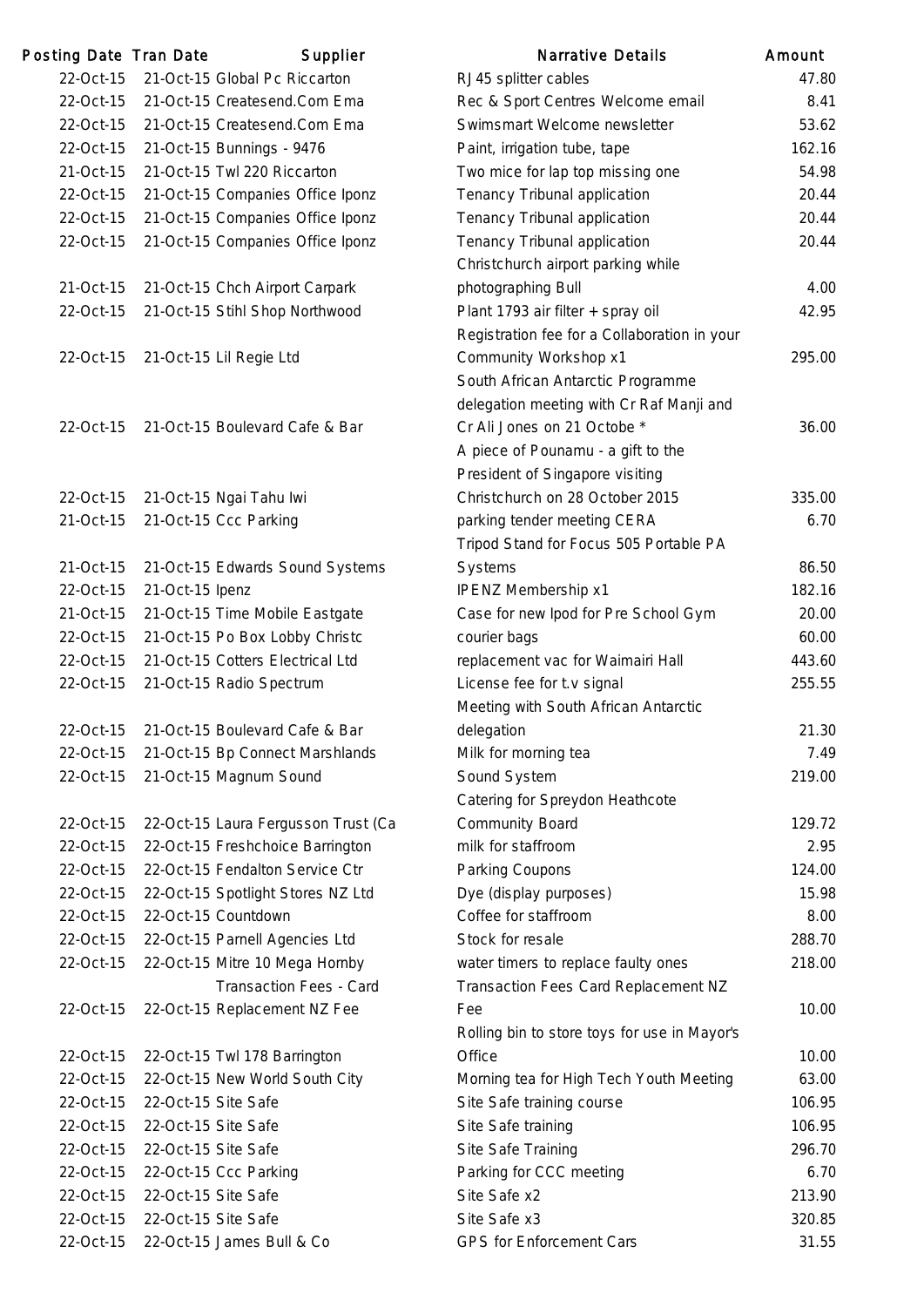| Posting Date | Tran Date | Supplier | Narrative Details | Amount |
|---|---|---|---|---|
| 22-Oct-15 | 21-Oct-15 | Global Pc Riccarton | RJ45 splitter cables | 47.80 |
| 22-Oct-15 | 21-Oct-15 | Createsend.Com Ema | Rec & Sport Centres Welcome email | 8.41 |
| 22-Oct-15 | 21-Oct-15 | Createsend.Com Ema | Swimsmart Welcome newsletter | 53.62 |
| 22-Oct-15 | 21-Oct-15 | Bunnings - 9476 | Paint, irrigation tube, tape | 162.16 |
| 21-Oct-15 | 21-Oct-15 | Twl 220 Riccarton | Two mice for lap top missing one | 54.98 |
| 22-Oct-15 | 21-Oct-15 | Companies Office Iponz | Tenancy Tribunal application | 20.44 |
| 22-Oct-15 | 21-Oct-15 | Companies Office Iponz | Tenancy Tribunal application | 20.44 |
| 22-Oct-15 | 21-Oct-15 | Companies Office Iponz | Tenancy Tribunal application | 20.44 |
| 21-Oct-15 | 21-Oct-15 | Chch Airport Carpark | Christchurch airport parking while photographing Bull | 4.00 |
| 22-Oct-15 | 21-Oct-15 | Stihl Shop Northwood | Plant 1793 air filter + spray oil | 42.95 |
| 22-Oct-15 | 21-Oct-15 | Lil Regie Ltd | Registration fee for a Collaboration in your Community Workshop x1 | 295.00 |
| 22-Oct-15 | 21-Oct-15 | Boulevard Cafe & Bar | South African Antarctic Programme delegation meeting with Cr Raf Manji and Cr Ali Jones on 21 Octobe * | 36.00 |
| 22-Oct-15 | 21-Oct-15 | Ngai Tahu Iwi | A piece of Pounamu - a gift to the President of Singapore visiting Christchurch on 28 October 2015 | 335.00 |
| 21-Oct-15 | 21-Oct-15 | Ccc Parking | parking tender meeting CERA | 6.70 |
| 21-Oct-15 | 21-Oct-15 | Edwards Sound Systems | Tripod Stand for Focus 505 Portable PA Systems | 86.50 |
| 22-Oct-15 | 21-Oct-15 | Ipenz | IPENZ Membership x1 | 182.16 |
| 21-Oct-15 | 21-Oct-15 | Time Mobile Eastgate | Case for new Ipod for Pre School Gym | 20.00 |
| 22-Oct-15 | 21-Oct-15 | Po Box Lobby Christc | courier bags | 60.00 |
| 22-Oct-15 | 21-Oct-15 | Cotters Electrical Ltd | replacement vac for Waimairi Hall | 443.60 |
| 22-Oct-15 | 21-Oct-15 | Radio Spectrum | License fee for t.v signal | 255.55 |
| 22-Oct-15 | 21-Oct-15 | Boulevard Cafe & Bar | Meeting with South African Antarctic delegation | 21.30 |
| 22-Oct-15 | 21-Oct-15 | Bp Connect Marshlands | Milk for morning tea | 7.49 |
| 22-Oct-15 | 21-Oct-15 | Magnum Sound | Sound System | 219.00 |
| 22-Oct-15 | 22-Oct-15 | Laura Fergusson Trust (Ca | Catering for Spreydon Heathcote Community Board | 129.72 |
| 22-Oct-15 | 22-Oct-15 | Freshchoice Barrington | milk for staffroom | 2.95 |
| 22-Oct-15 | 22-Oct-15 | Fendalton Service Ctr | Parking Coupons | 124.00 |
| 22-Oct-15 | 22-Oct-15 | Spotlight Stores NZ Ltd | Dye (display purposes) | 15.98 |
| 22-Oct-15 | 22-Oct-15 | Countdown | Coffee for staffroom | 8.00 |
| 22-Oct-15 | 22-Oct-15 | Parnell Agencies Ltd | Stock for resale | 288.70 |
| 22-Oct-15 | 22-Oct-15 | Mitre 10 Mega Hornby | water timers to replace faulty ones | 218.00 |
| 22-Oct-15 | 22-Oct-15 | Transaction Fees - Card Replacement NZ Fee | Transaction Fees Card Replacement NZ Fee | 10.00 |
| 22-Oct-15 | 22-Oct-15 | Twl 178 Barrington | Rolling bin to store toys for use in Mayor's Office | 10.00 |
| 22-Oct-15 | 22-Oct-15 | New World South City | Morning tea for High Tech Youth Meeting | 63.00 |
| 22-Oct-15 | 22-Oct-15 | Site Safe | Site Safe training course | 106.95 |
| 22-Oct-15 | 22-Oct-15 | Site Safe | Site Safe training | 106.95 |
| 22-Oct-15 | 22-Oct-15 | Site Safe | Site Safe Training | 296.70 |
| 22-Oct-15 | 22-Oct-15 | Ccc Parking | Parking for CCC meeting | 6.70 |
| 22-Oct-15 | 22-Oct-15 | Site Safe | Site Safe x2 | 213.90 |
| 22-Oct-15 | 22-Oct-15 | Site Safe | Site Safe x3 | 320.85 |
| 22-Oct-15 | 22-Oct-15 | James Bull & Co | GPS for Enforcement Cars | 31.55 |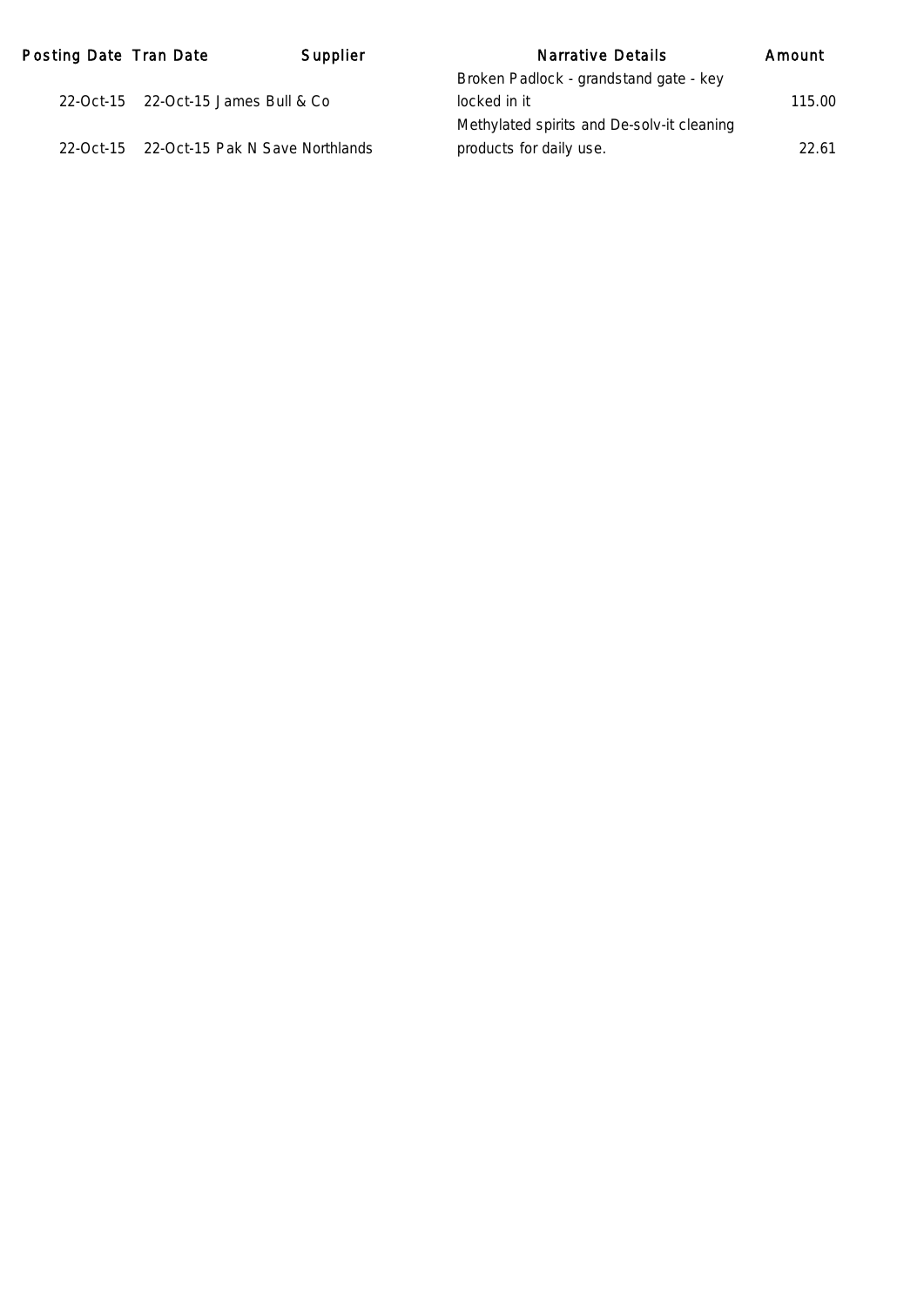| Posting Date | Tran Date | Supplier | Narrative Details | Amount |
| --- | --- | --- | --- | --- |
| 22-Oct-15 | 22-Oct-15 | James Bull & Co | Broken Padlock - grandstand gate - key locked in it | 115.00 |
| 22-Oct-15 | 22-Oct-15 | Pak N Save Northlands | Methylated spirits and De-solv-it cleaning products for daily use. | 22.61 |